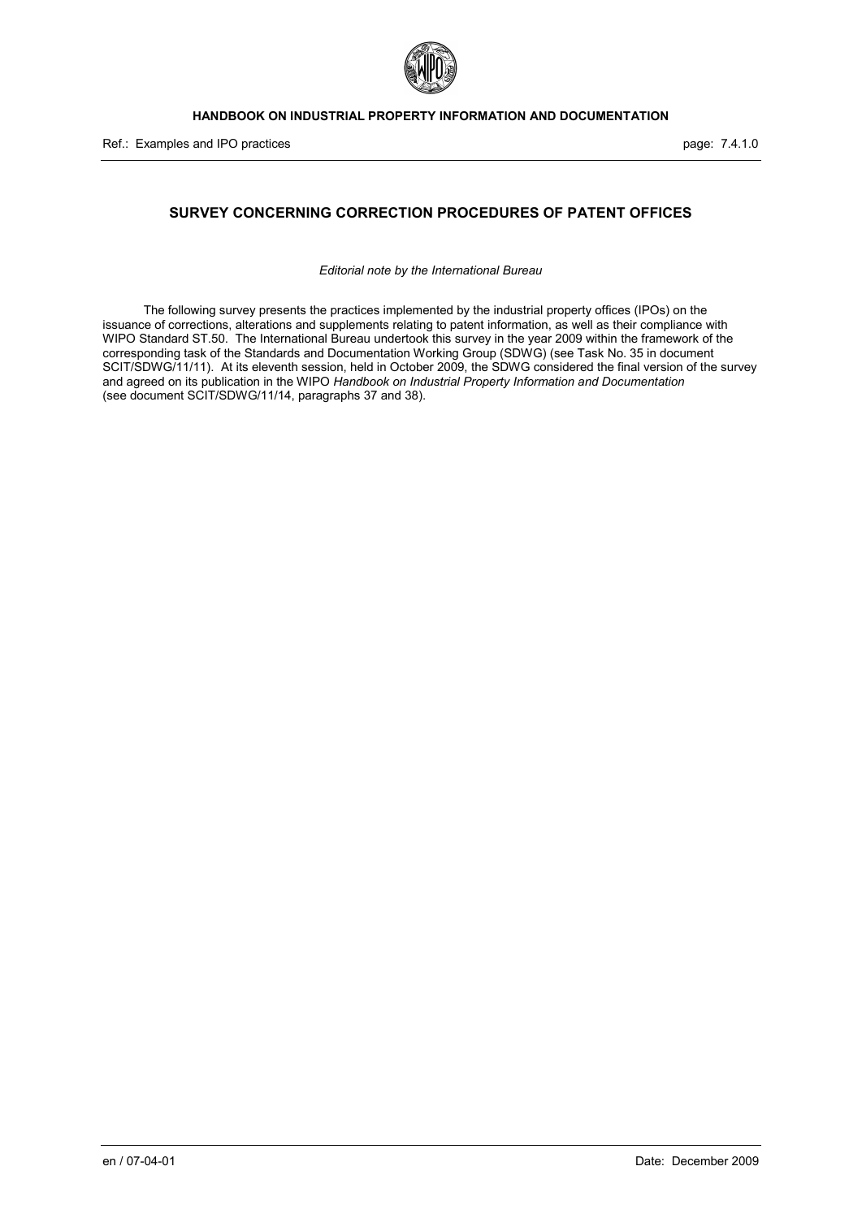# SURVEY CONCERNING CORRECTION PROCEDURES OF PATENT OFFICES

*Editorial note by the International Bureau*

The following survey presents the practices implemented by the industrial property offices (IPOs) on the issuance of corrections, alterations and supplements relating to patent information, as well as their compliance with WIPO Standard ST.50. The International Bureau undertook this survey in the year 2009 within the framework of the corresponding task of the Standards and Documentation Working Group (SDWG) (see Task No. 35 in document SCIT/SDWG/11/11). At its eleventh session, held in October 2009, the SDWG considered the final version of the survey and agreed on its publication in the WIPO *Handbook on Industrial Property Information and Documentation* (see document SCIT/SDWG/11/14, paragraphs 37 and 38).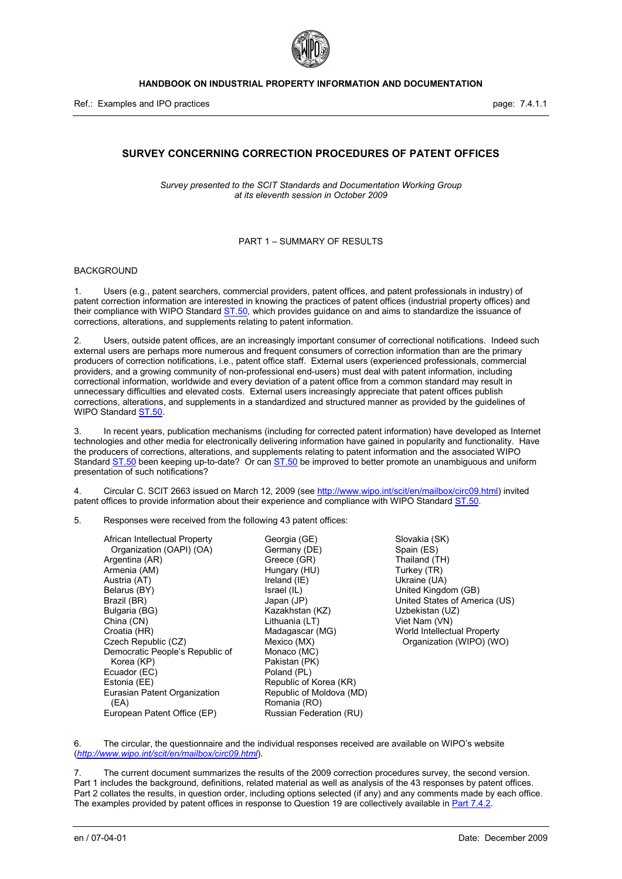# SURVEY CONCERNING CORRECTION PROCEDURES OF PATENT OFFICES

*Survey presented to the SCIT Standards and Documentation Working Group at its eleventh session in October 2009*

## PART 1 – SUMMARY OF RESULTS

### BACKGROUND

1. Users (e.g., patent searchers, commercial providers, patent offices, and patent professionals in industry) of patent correction information are interested in knowing the practices of patent offices (industrial property offices) and their compliance with WIPO Standard ST.50, which provides guidance on and aims to standardize the issuance of corrections, alterations, and supplements relating to patent information.

2. Users, outside patent offices, are an increasingly important consumer of correctional notifications. Indeed such external users are perhaps more numerous and frequent consumers of correction information than are the primary producers of correction notifications, i.e., patent office staff. External users (experienced professionals, commercial providers, and a growing community of non-professional end-users) must deal with patent information, including correctional information, worldwide and every deviation of a patent office from a common standard may result in unnecessary difficulties and elevated costs. External users increasingly appreciate that patent offices publish corrections, alterations, and supplements in a standardized and structured manner as provided by the guidelines of WIPO Standard ST.50.

3. In recent years, publication mechanisms (including for corrected patent information) have developed as Internet technologies and other media for electronically delivering information have gained in popularity and functionality. Have the producers of corrections, alterations, and supplements relating to patent information and the associated WIPO Standard ST.50 been keeping up-to-date? Or can ST.50 be improved to better promote an unambiguous and uniform presentation of such notifications?

4. Circular C. SCIT 2663 issued on March 12, 2009 (see http://www.wipo.int/scit/en/mailbox/circ09.html) invited patent offices to provide information about their experience and compliance with WIPO Standard ST.50.

5. Responses were received from the following 43 patent offices:

- African Intellectual Property Organization (OAPI) (OA)
- Argentina (AR)
- Armenia (AM)
- Austria (AT)
- Belarus (BY)
- Brazil (BR)
- Bulgaria (BG)
- China (CN)
- Croatia (HR)
- Czech Republic (CZ)
- Democratic People's Republic of Korea (KP)
- Ecuador (EC)
- Estonia (EE)
- Eurasian Patent Organization (EA)
- European Patent Office (EP)
- Georgia (GE)
- Germany (DE)
- Greece (GR)
- Hungary (HU)
- Ireland (IE)
- Israel (IL)
- Japan (JP)
- Kazakhstan (KZ)
- Lithuania (LT)
- Madagascar (MG)
- Mexico (MX)
- Monaco (MC)
- Pakistan (PK)
- Poland (PL)
- Republic of Korea (KR)
- Republic of Moldova (MD)
- Romania (RO)
- Russian Federation (RU)
- Slovakia (SK)
- Spain (ES)
- Thailand (TH)
- Turkey (TR)
- Ukraine (UA)
- United Kingdom (GB)
- United States of America (US)
- Uzbekistan (UZ)
- Viet Nam (VN)
- World Intellectual Property Organization (WIPO) (WO)

6. The circular, the questionnaire and the individual responses received are available on WIPO's website (*http://www.wipo.int/scit/en/mailbox/circ09.html*).

7. The current document summarizes the results of the 2009 correction procedures survey, the second version. Part 1 includes the background, definitions, related material as well as analysis of the 43 responses by patent offices. Part 2 collates the results, in question order, including options selected (if any) and any comments made by each office. The examples provided by patent offices in response to Question 19 are collectively available in Part 7.4.2.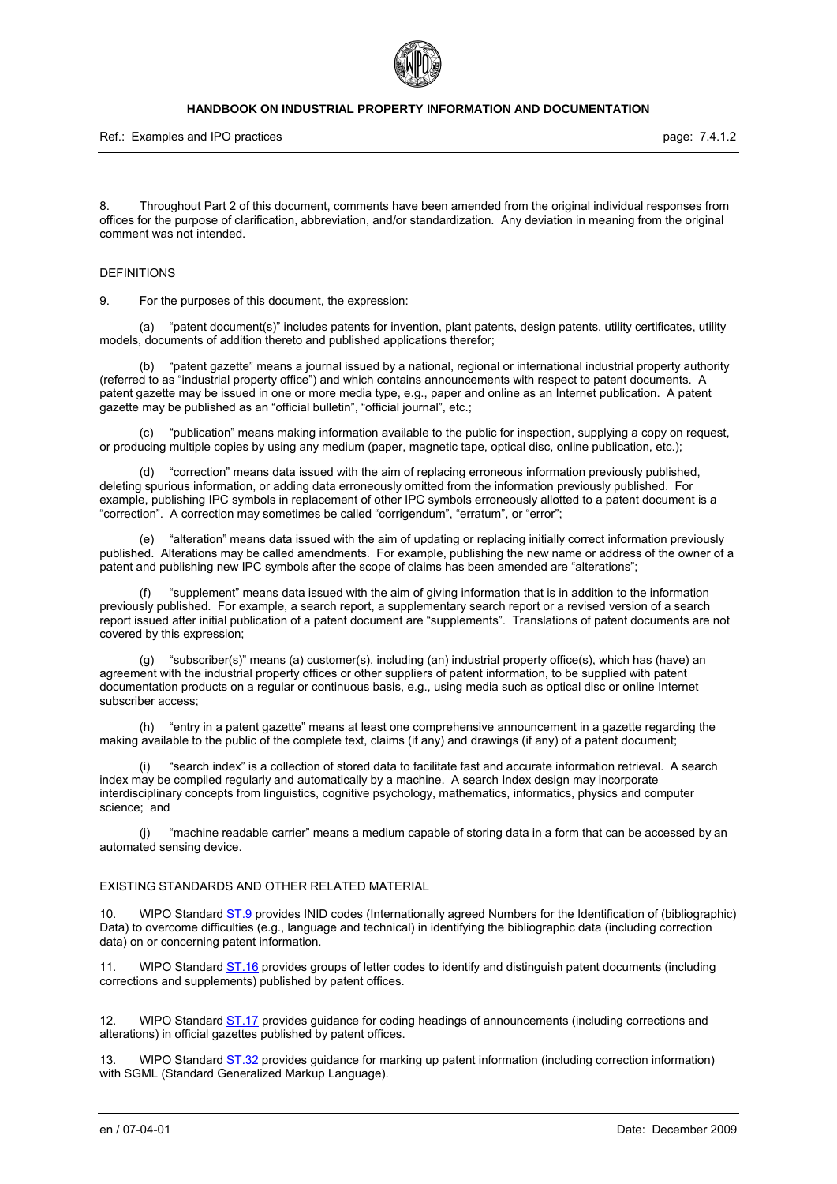8. Throughout Part 2 of this document, comments have been amended from the original individual responses from offices for the purpose of clarification, abbreviation, and/or standardization. Any deviation in meaning from the original comment was not intended.

## DEFINITIONS

9. For the purposes of this document, the expression:

(a) "patent document(s)" includes patents for invention, plant patents, design patents, utility certificates, utility models, documents of addition thereto and published applications therefor;

(b) "patent gazette" means a journal issued by a national, regional or international industrial property authority (referred to as "industrial property office") and which contains announcements with respect to patent documents. A patent gazette may be issued in one or more media type, e.g., paper and online as an Internet publication. A patent gazette may be published as an "official bulletin", "official journal", etc.;

(c) "publication" means making information available to the public for inspection, supplying a copy on request, or producing multiple copies by using any medium (paper, magnetic tape, optical disc, online publication, etc.);

(d) "correction" means data issued with the aim of replacing erroneous information previously published, deleting spurious information, or adding data erroneously omitted from the information previously published. For example, publishing IPC symbols in replacement of other IPC symbols erroneously allotted to a patent document is a "correction". A correction may sometimes be called "corrigendum", "erratum", or "error";

(e) "alteration" means data issued with the aim of updating or replacing initially correct information previously published. Alterations may be called amendments. For example, publishing the new name or address of the owner of a patent and publishing new IPC symbols after the scope of claims has been amended are "alterations";

(f) "supplement" means data issued with the aim of giving information that is in addition to the information previously published. For example, a search report, a supplementary search report or a revised version of a search report issued after initial publication of a patent document are "supplements". Translations of patent documents are not covered by this expression;

(g) "subscriber(s)" means (a) customer(s), including (an) industrial property office(s), which has (have) an agreement with the industrial property offices or other suppliers of patent information, to be supplied with patent documentation products on a regular or continuous basis, e.g., using media such as optical disc or online Internet subscriber access;

(h) "entry in a patent gazette" means at least one comprehensive announcement in a gazette regarding the making available to the public of the complete text, claims (if any) and drawings (if any) of a patent document;

(i) "search index" is a collection of stored data to facilitate fast and accurate information retrieval. A search index may be compiled regularly and automatically by a machine. A search Index design may incorporate interdisciplinary concepts from linguistics, cognitive psychology, mathematics, informatics, physics and computer science; and

(j) "machine readable carrier" means a medium capable of storing data in a form that can be accessed by an automated sensing device.

## EXISTING STANDARDS AND OTHER RELATED MATERIAL

10. WIPO Standard ST.9 provides INID codes (Internationally agreed Numbers for the Identification of (bibliographic) Data) to overcome difficulties (e.g., language and technical) in identifying the bibliographic data (including correction data) on or concerning patent information.

11. WIPO Standard ST.16 provides groups of letter codes to identify and distinguish patent documents (including corrections and supplements) published by patent offices.

12. WIPO Standard ST.17 provides guidance for coding headings of announcements (including corrections and alterations) in official gazettes published by patent offices.

13. WIPO Standard ST.32 provides guidance for marking up patent information (including correction information) with SGML (Standard Generalized Markup Language).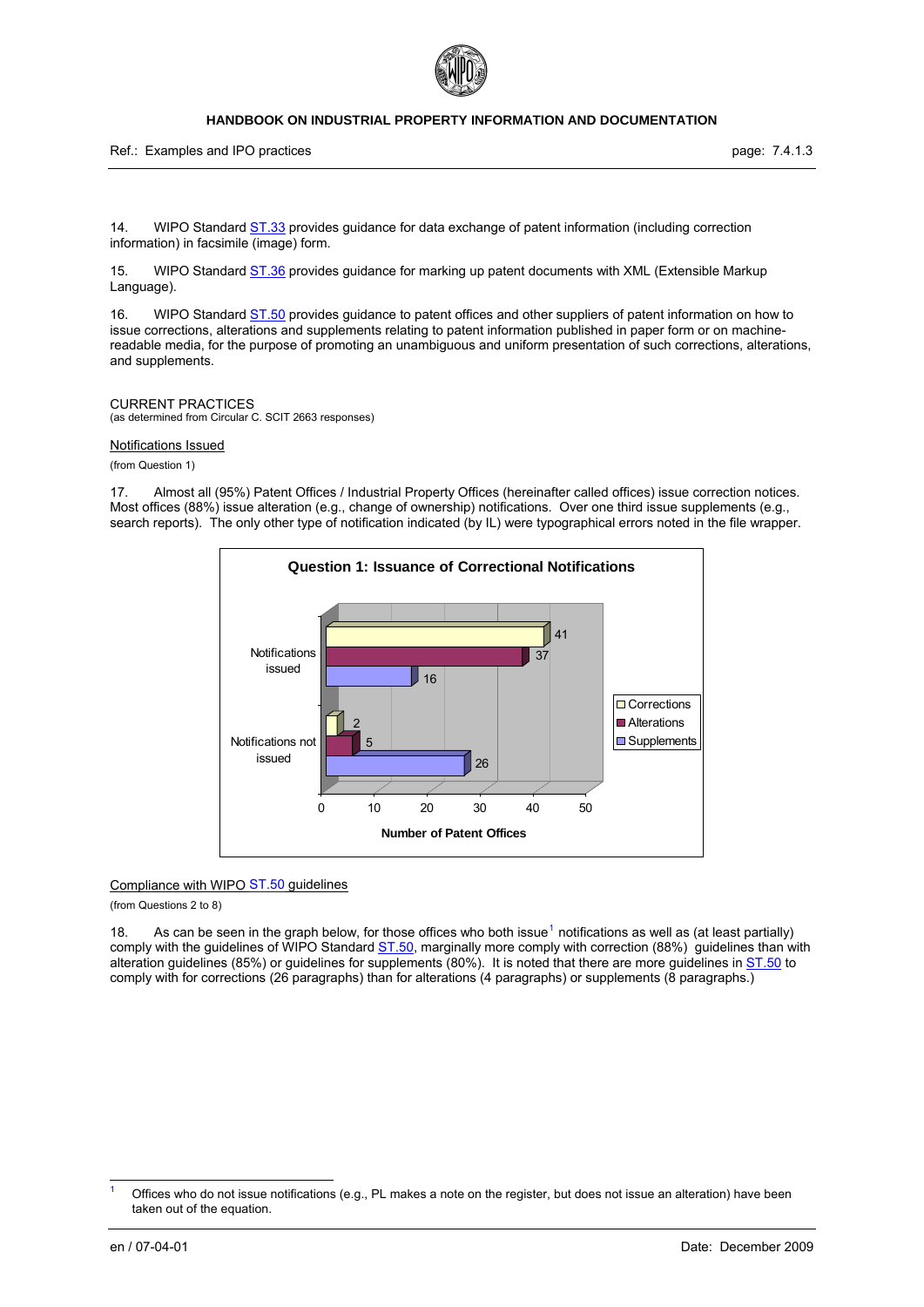14. WIPO Standard ST.33 provides guidance for data exchange of patent information (including correction information) in facsimile (image) form.

15. WIPO Standard ST.36 provides guidance for marking up patent documents with XML (Extensible Markup Language).

16. WIPO Standard ST.50 provides guidance to patent offices and other suppliers of patent information on how to issue corrections, alterations and supplements relating to patent information published in paper form or on machine-readable media, for the purpose of promoting an unambiguous and uniform presentation of such corrections, alterations, and supplements.

## CURRENT PRACTICES

(as determined from Circular C. SCIT 2663 responses)

### Notifications Issued

(from Question 1)

17. Almost all (95%) Patent Offices / Industrial Property Offices (hereinafter called offices) issue correction notices. Most offices (88%) issue alteration (e.g., change of ownership) notifications. Over one third issue supplements (e.g., search reports). The only other type of notification indicated (by IL) were typographical errors noted in the file wrapper.

**Question 1: Issuance of Correctional Notifications**

| | Corrections | Alterations | Supplements |
|---|---|---|---|
| Notifications issued | 41 | 37 | 16 |
| Notifications not issued | 2 | 5 | 26 |

Number of Patent Offices

### Compliance with WIPO ST.50 guidelines

(from Questions 2 to 8)

18. As can be seen in the graph below, for those offices who both issue[1] notifications as well as (at least partially) comply with the guidelines of WIPO Standard ST.50, marginally more comply with correction (88%) guidelines than with alteration guidelines (85%) or guidelines for supplements (80%). It is noted that there are more guidelines in ST.50 to comply with for corrections (26 paragraphs) than for alterations (4 paragraphs) or supplements (8 paragraphs.)

[1] Offices who do not issue notifications (e.g., PL makes a note on the register, but does not issue an alteration) have been taken out of the equation.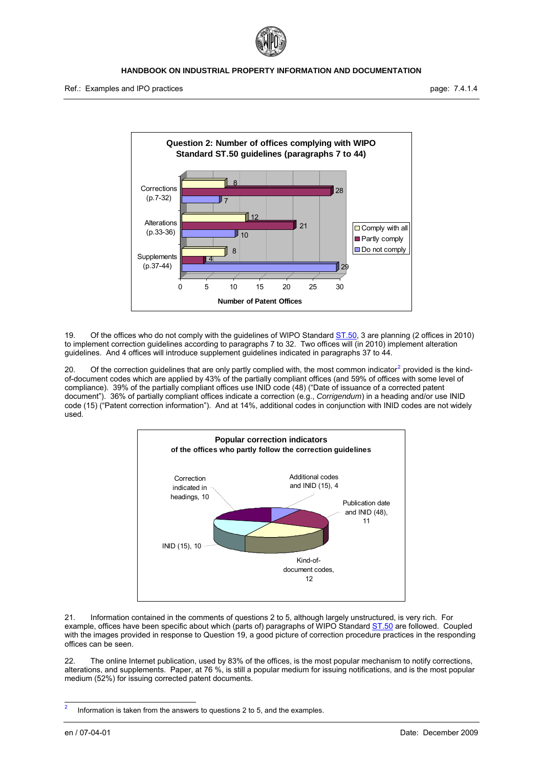**Question 2: Number of offices complying with WIPO Standard ST.50 guidelines (paragraphs 7 to 44)**

| | Comply with all | Partly comply | Do not comply |
|---|---|---|---|
| Corrections (p.7-32) | 8 | 28 | 7 |
| Alterations (p.33-36) | 12 | 21 | 10 |
| Supplements (p.37-44) | 8 | 4 | 29 |

Number of Patent Offices

19. Of the offices who do not comply with the guidelines of WIPO Standard ST.50, 3 are planning (2 offices in 2010) to implement correction guidelines according to paragraphs 7 to 32. Two offices will (in 2010) implement alteration guidelines. And 4 offices will introduce supplement guidelines indicated in paragraphs 37 to 44.

20. Of the correction guidelines that are only partly complied with, the most common indicator[2] provided is the kind-of-document codes which are applied by 43% of the partially compliant offices (and 59% of offices with some level of compliance). 39% of the partially compliant offices use INID code (48) ("Date of issuance of a corrected patent document"). 36% of partially compliant offices indicate a correction (e.g., *Corrigendum*) in a heading and/or use INID code (15) ("Patent correction information"). And at 14%, additional codes in conjunction with INID codes are not widely used.

**Popular correction indicators of the offices who partly follow the correction guidelines**

| Indicator | Number of offices |
|---|---|
| Additional codes and INID (15) | 4 |
| Publication date and INID (48) | 11 |
| Kind-of-document codes | 12 |
| INID (15) | 10 |
| Correction indicated in headings | 10 |

21. Information contained in the comments of questions 2 to 5, although largely unstructured, is very rich. For example, offices have been specific about which (parts of) paragraphs of WIPO Standard ST.50 are followed. Coupled with the images provided in response to Question 19, a good picture of correction procedure practices in the responding offices can be seen.

22. The online Internet publication, used by 83% of the offices, is the most popular mechanism to notify corrections, alterations, and supplements. Paper, at 76 %, is still a popular medium for issuing notifications, and is the most popular medium (52%) for issuing corrected patent documents.

---

[2] Information is taken from the answers to questions 2 to 5, and the examples.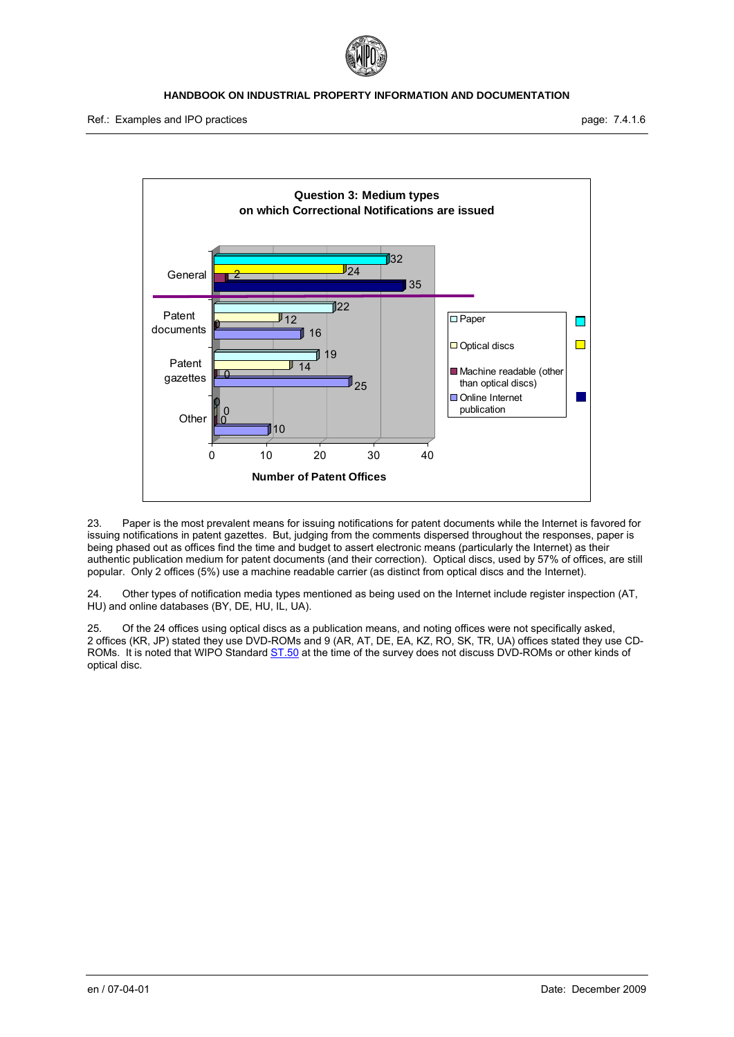**Question 3: Medium types on which Correctional Notifications are issued**

| | Paper | Optical discs | Machine readable (other than optical discs) | Online Internet publication |
|---|---|---|---|---|
| General | 32 | 24 | 2 | 35 |
| Patent documents | 22 | 12 | 0 | 16 |
| Patent gazettes | 19 | 14 | 0 | 25 |
| Other | 0 | 0 | 0 | 10 |

Number of Patent Offices

23. Paper is the most prevalent means for issuing notifications for patent documents while the Internet is favored for issuing notifications in patent gazettes. But, judging from the comments dispersed throughout the responses, paper is being phased out as offices find the time and budget to assert electronic means (particularly the Internet) as their authentic publication medium for patent documents (and their correction). Optical discs, used by 57% of offices, are still popular. Only 2 offices (5%) use a machine readable carrier (as distinct from optical discs and the Internet).

24. Other types of notification media types mentioned as being used on the Internet include register inspection (AT, HU) and online databases (BY, DE, HU, IL, UA).

25. Of the 24 offices using optical discs as a publication means, and noting offices were not specifically asked, 2 offices (KR, JP) stated they use DVD-ROMs and 9 (AR, AT, DE, EA, KZ, RO, SK, TR, UA) offices stated they use CD-ROMs. It is noted that WIPO Standard ST.50 at the time of the survey does not discuss DVD-ROMs or other kinds of optical disc.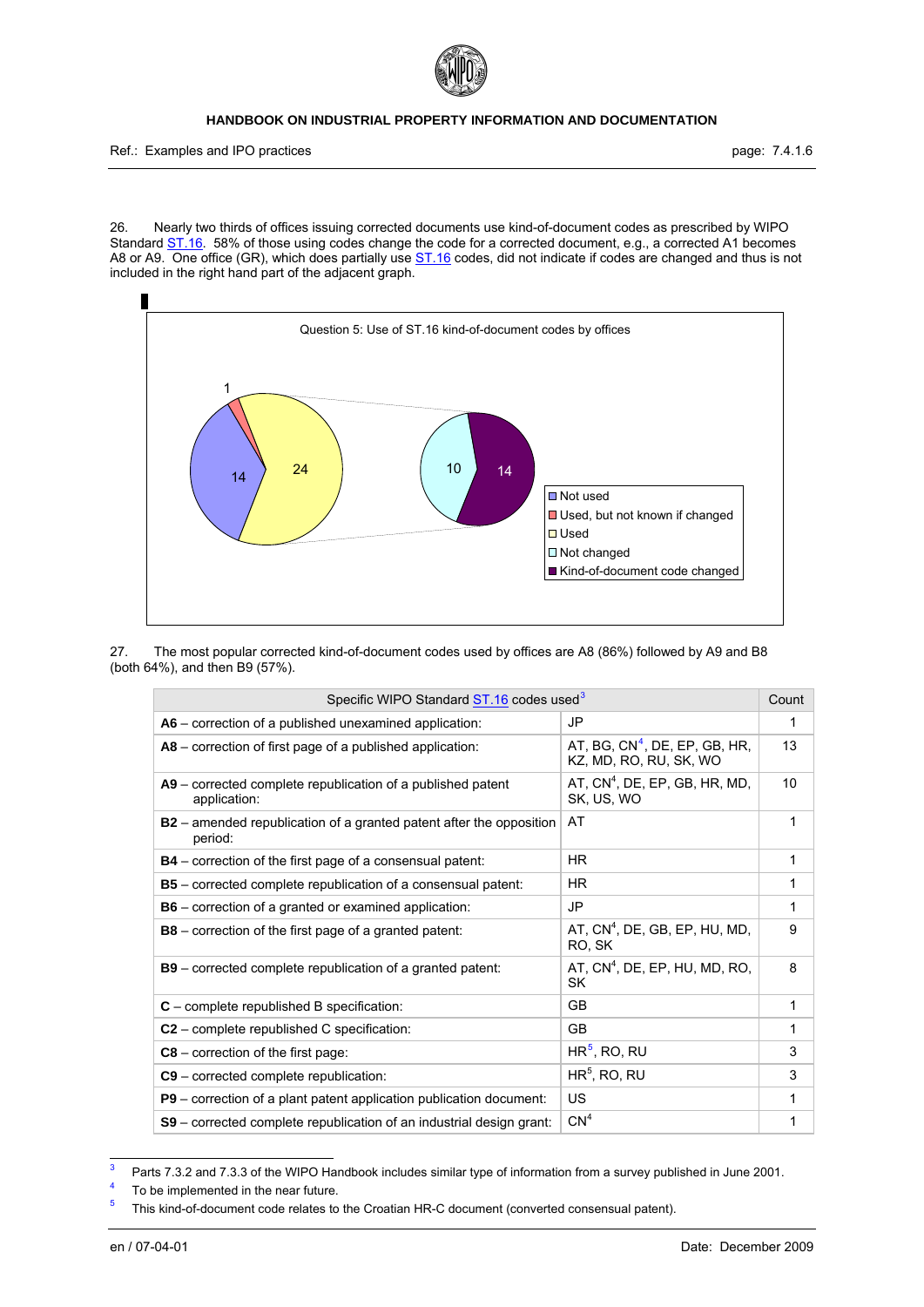26. Nearly two thirds of offices issuing corrected documents use kind-of-document codes as prescribed by WIPO Standard ST.16. 58% of those using codes change the code for a corrected document, e.g., a corrected A1 becomes A8 or A9. One office (GR), which does partially use ST.16 codes, did not indicate if codes are changed and thus is not included in the right hand part of the adjacent graph.

Question 5: Use of ST.16 kind-of-document codes by offices

| Category | Count |
|---|---|
| Not used | 14 |
| Used, but not known if changed | 1 |
| Used | 24 |
| Not changed | 10 |
| Kind-of-document code changed | 14 |

27. The most popular corrected kind-of-document codes used by offices are A8 (86%) followed by A9 and B8 (both 64%), and then B9 (57%).

| Specific WIPO Standard ST.16 codes used[3] | | Count |
|---|---|---|
| **A6** – correction of a published unexamined application: | JP | 1 |
| **A8** – correction of first page of a published application: | AT, BG, CN[4], DE, EP, GB, HR, KZ, MD, RO, RU, SK, WO | 13 |
| **A9** – corrected complete republication of a published patent application: | AT, CN[4], DE, EP, GB, HR, MD, SK, US, WO | 10 |
| **B2** – amended republication of a granted patent after the opposition period: | AT | 1 |
| **B4** – correction of the first page of a consensual patent: | HR | 1 |
| **B5** – corrected complete republication of a consensual patent: | HR | 1 |
| **B6** – correction of a granted or examined application: | JP | 1 |
| **B8** – correction of the first page of a granted patent: | AT, CN[4], DE, GB, EP, HU, MD, RO, SK | 9 |
| **B9** – corrected complete republication of a granted patent: | AT, CN[4], DE, EP, HU, MD, RO, SK | 8 |
| **C** – complete republished B specification: | GB | 1 |
| **C2** – complete republished C specification: | GB | 1 |
| **C8** – correction of the first page: | HR[5], RO, RU | 3 |
| **C9** – corrected complete republication: | HR[5], RO, RU | 3 |
| **P9** – correction of a plant patent application publication document: | US | 1 |
| **S9** – corrected complete republication of an industrial design grant: | CN[4] | 1 |

[3] Parts 7.3.2 and 7.3.3 of the WIPO Handbook includes similar type of information from a survey published in June 2001.

[4] To be implemented in the near future.

[5] This kind-of-document code relates to the Croatian HR-C document (converted consensual patent).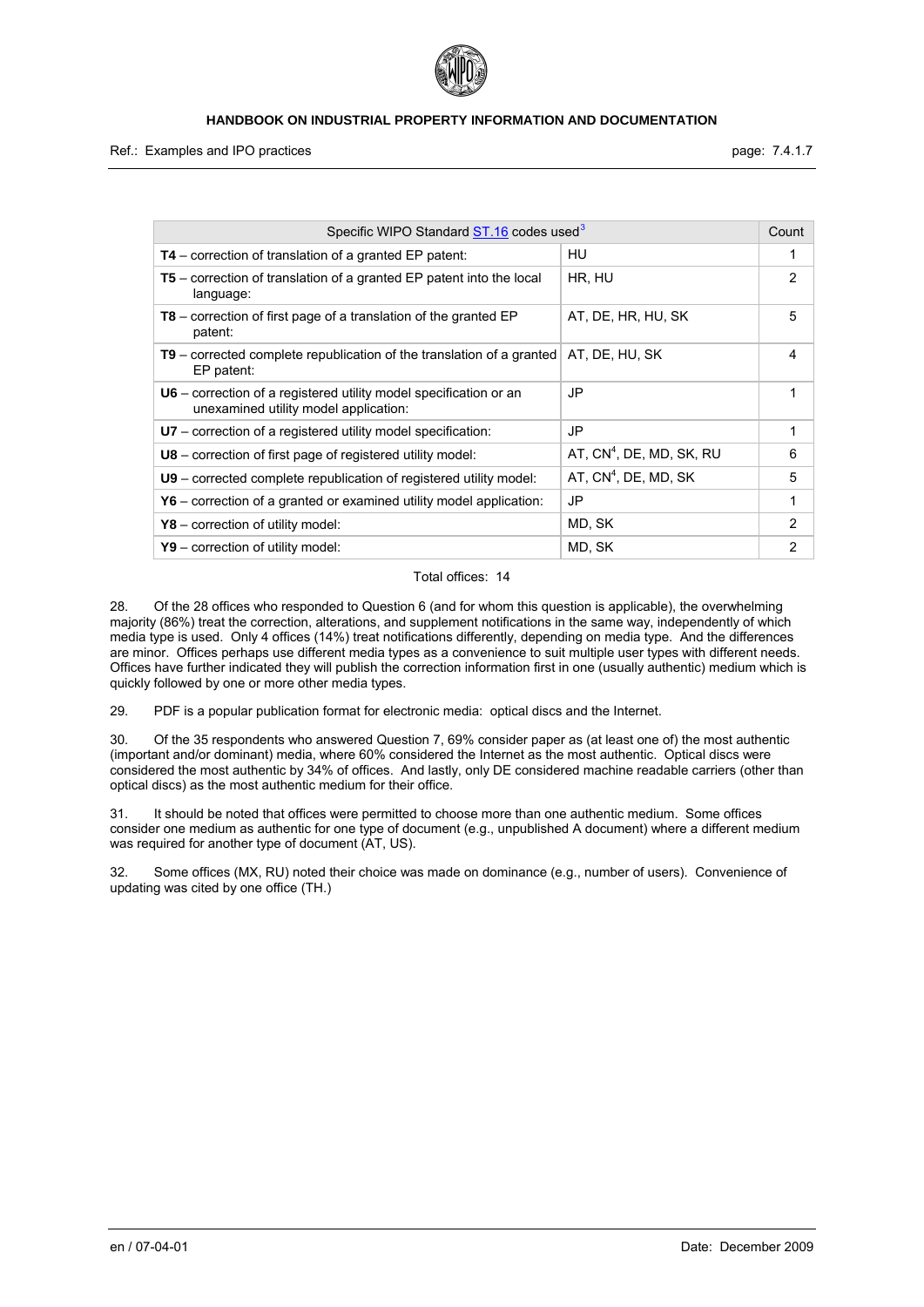| Specific WIPO Standard ST.16 codes used[3] | | Count |
|---|---|---|
| **T4** – correction of translation of a granted EP patent: | HU | 1 |
| **T5** – correction of translation of a granted EP patent into the local language: | HR, HU | 2 |
| **T8** – correction of first page of a translation of the granted EP patent: | AT, DE, HR, HU, SK | 5 |
| **T9** – corrected complete republication of the translation of a granted EP patent: | AT, DE, HU, SK | 4 |
| **U6** – correction of a registered utility model specification or an unexamined utility model application: | JP | 1 |
| **U7** – correction of a registered utility model specification: | JP | 1 |
| **U8** – correction of first page of registered utility model: | AT, CN[4], DE, MD, SK, RU | 6 |
| **U9** – corrected complete republication of registered utility model: | AT, CN[4], DE, MD, SK | 5 |
| **Y6** – correction of a granted or examined utility model application: | JP | 1 |
| **Y8** – correction of utility model: | MD, SK | 2 |
| **Y9** – correction of utility model: | MD, SK | 2 |

Total offices: 14

28. Of the 28 offices who responded to Question 6 (and for whom this question is applicable), the overwhelming majority (86%) treat the correction, alterations, and supplement notifications in the same way, independently of which media type is used. Only 4 offices (14%) treat notifications differently, depending on media type. And the differences are minor. Offices perhaps use different media types as a convenience to suit multiple user types with different needs. Offices have further indicated they will publish the correction information first in one (usually authentic) medium which is quickly followed by one or more other media types.

29. PDF is a popular publication format for electronic media: optical discs and the Internet.

30. Of the 35 respondents who answered Question 7, 69% consider paper as (at least one of) the most authentic (important and/or dominant) media, where 60% considered the Internet as the most authentic. Optical discs were considered the most authentic by 34% of offices. And lastly, only DE considered machine readable carriers (other than optical discs) as the most authentic medium for their office.

31. It should be noted that offices were permitted to choose more than one authentic medium. Some offices consider one medium as authentic for one type of document (e.g., unpublished A document) where a different medium was required for another type of document (AT, US).

32. Some offices (MX, RU) noted their choice was made on dominance (e.g., number of users). Convenience of updating was cited by one office (TH.)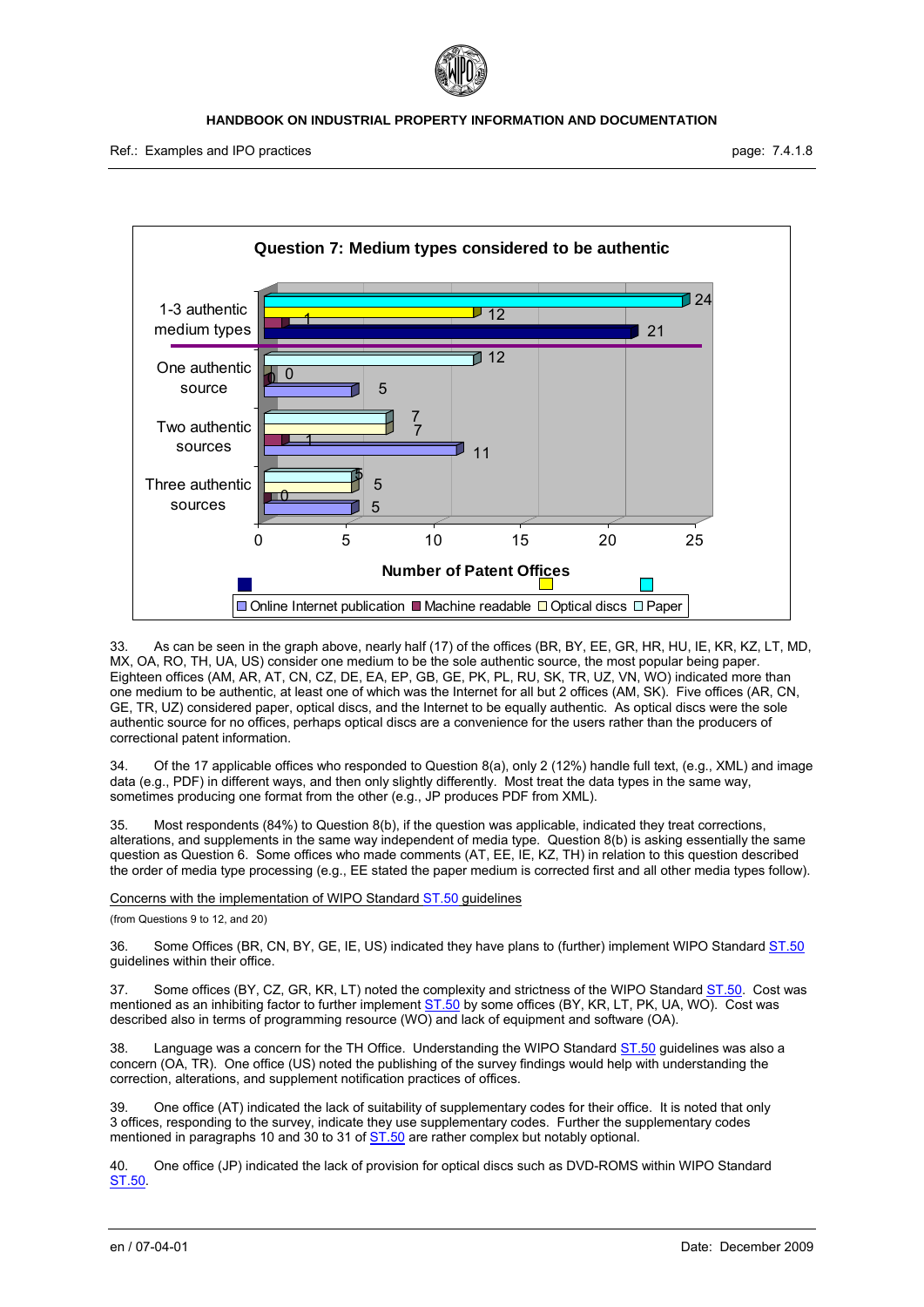**Question 7: Medium types considered to be authentic**

| | Online Internet publication | Machine readable | Optical discs | Paper |
|---|---|---|---|---|
| 1-3 authentic medium types | 21 | 1 | 12 | 24 |
| One authentic source | 5 | 0 | 0 | 12 |
| Two authentic sources | 11 | 1 | 7 | 7 |
| Three authentic sources | 5 | 0 | 5 | 5 |

Number of Patent Offices

33. As can be seen in the graph above, nearly half (17) of the offices (BR, BY, EE, GR, HR, HU, IE, KR, KZ, LT, MD, MX, OA, RO, TH, UA, US) consider one medium to be the sole authentic source, the most popular being paper. Eighteen offices (AM, AR, AT, CN, CZ, DE, EA, EP, GB, GE, PK, PL, RU, SK, TR, UZ, VN, WO) indicated more than one medium to be authentic, at least one of which was the Internet for all but 2 offices (AM, SK). Five offices (AR, CN, GE, TR, UZ) considered paper, optical discs, and the Internet to be equally authentic. As optical discs were the sole authentic source for no offices, perhaps optical discs are a convenience for the users rather than the producers of correctional patent information.

34. Of the 17 applicable offices who responded to Question 8(a), only 2 (12%) handle full text, (e.g., XML) and image data (e.g., PDF) in different ways, and then only slightly differently. Most treat the data types in the same way, sometimes producing one format from the other (e.g., JP produces PDF from XML).

35. Most respondents (84%) to Question 8(b), if the question was applicable, indicated they treat corrections, alterations, and supplements in the same way independent of media type. Question 8(b) is asking essentially the same question as Question 6. Some offices who made comments (AT, EE, IE, KZ, TH) in relation to this question described the order of media type processing (e.g., EE stated the paper medium is corrected first and all other media types follow).

Concerns with the implementation of WIPO Standard ST.50 guidelines

(from Questions 9 to 12, and 20)

36. Some Offices (BR, CN, BY, GE, IE, US) indicated they have plans to (further) implement WIPO Standard ST.50 guidelines within their office.

37. Some offices (BY, CZ, GR, KR, LT) noted the complexity and strictness of the WIPO Standard ST.50. Cost was mentioned as an inhibiting factor to further implement ST.50 by some offices (BY, KR, LT, PK, UA, WO). Cost was described also in terms of programming resource (WO) and lack of equipment and software (OA).

38. Language was a concern for the TH Office. Understanding the WIPO Standard ST.50 guidelines was also a concern (OA, TR). One office (US) noted the publishing of the survey findings would help with understanding the correction, alterations, and supplement notification practices of offices.

39. One office (AT) indicated the lack of suitability of supplementary codes for their office. It is noted that only 3 offices, responding to the survey, indicate they use supplementary codes. Further the supplementary codes mentioned in paragraphs 10 and 30 to 31 of ST.50 are rather complex but notably optional.

40. One office (JP) indicated the lack of provision for optical discs such as DVD-ROMS within WIPO Standard ST.50.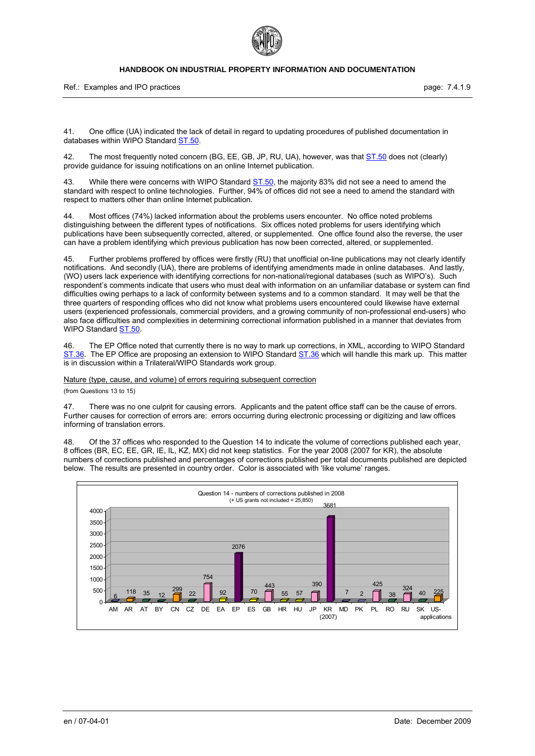41. One office (UA) indicated the lack of detail in regard to updating procedures of published documentation in databases within WIPO Standard ST.50.

42. The most frequently noted concern (BG, EE, GB, JP, RU, UA), however, was that ST.50 does not (clearly) provide guidance for issuing notifications on an online Internet publication.

43. While there were concerns with WIPO Standard ST.50, the majority 83% did not see a need to amend the standard with respect to online technologies. Further, 94% of offices did not see a need to amend the standard with respect to matters other than online Internet publication.

44. Most offices (74%) lacked information about the problems users encounter. No office noted problems distinguishing between the different types of notifications. Six offices noted problems for users identifying which publications have been subsequently corrected, altered, or supplemented. One office found also the reverse, the user can have a problem identifying which previous publication has now been corrected, altered, or supplemented.

45. Further problems proffered by offices were firstly (RU) that unofficial on-line publications may not clearly identify notifications. And secondly (UA), there are problems of identifying amendments made in online databases. And lastly, (WO) users lack experience with identifying corrections for non-national/regional databases (such as WIPO's). Such respondent's comments indicate that users who must deal with information on an unfamiliar database or system can find difficulties owing perhaps to a lack of conformity between systems and to a common standard. It may well be that the three quarters of responding offices who did not know what problems users encountered could likewise have external users (experienced professionals, commercial providers, and a growing community of non-professional end-users) who also face difficulties and complexities in determining correctional information published in a manner that deviates from WIPO Standard ST.50.

46. The EP Office noted that currently there is no way to mark up corrections, in XML, according to WIPO Standard ST.36. The EP Office are proposing an extension to WIPO Standard ST.36 which will handle this mark up. This matter is in discussion within a Trilateral/WIPO Standards work group.

Nature (type, cause, and volume) of errors requiring subsequent correction

(from Questions 13 to 15)

47. There was no one culprit for causing errors. Applicants and the patent office staff can be the cause of errors. Further causes for correction of errors are: errors occurring during electronic processing or digitizing and law offices informing of translation errors.

48. Of the 37 offices who responded to the Question 14 to indicate the volume of corrections published each year, 8 offices (BR, EC, EE, GR, IE, IL, KZ, MX) did not keep statistics. For the year 2008 (2007 for KR), the absolute numbers of corrections published and percentages of corrections published per total documents published are depicted below. The results are presented in country order. Color is associated with 'like volume' ranges.

Question 14 - numbers of corrections published in 2008
(+ US grants not included = 25,850)

| Office | Number of corrections |
|---|---|
| AM | 6 |
| AR | 118 |
| AT | 35 |
| BY | 12 |
| CN | 299 |
| CZ | 22 |
| DE | 754 |
| EA | 92 |
| EP | 2076 |
| ES | 70 |
| GB | 443 |
| HR | 55 |
| HU | 57 |
| JP | 390 |
| KR (2007) | 3681 |
| MD | 7 |
| PK | 2 |
| PL | 425 |
| RO | 38 |
| RU | 324 |
| SK | 40 |
| US-applications | 225 |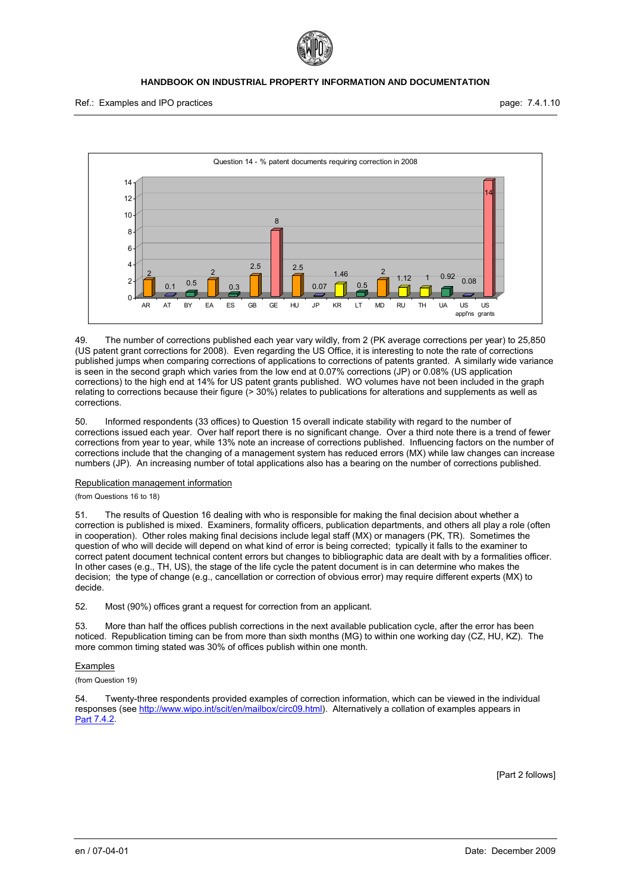Question 14 - % patent documents requiring correction in 2008

| Office | % |
|---|---|
| AR | 2 |
| AT | 0.1 |
| BY | 0.5 |
| EA | 2 |
| ES | 0.3 |
| GB | 2.5 |
| GE | 8 |
| HU | 2.5 |
| JP | 0.07 |
| KR | 1.46 |
| LT | 0.5 |
| MD | 2 |
| RU | 1.12 |
| TH | 1 |
| UA | 0.92 |
| US appl'ns | 0.08 |
| US grants | 14 |

49. The number of corrections published each year vary wildly, from 2 (PK average corrections per year) to 25,850 (US patent grant corrections for 2008). Even regarding the US Office, it is interesting to note the rate of corrections published jumps when comparing corrections of applications to corrections of patents granted. A similarly wide variance is seen in the second graph which varies from the low end at 0.07% corrections (JP) or 0.08% (US application corrections) to the high end at 14% for US patent grants published. WO volumes have not been included in the graph relating to corrections because their figure (> 30%) relates to publications for alterations and supplements as well as corrections.

50. Informed respondents (33 offices) to Question 15 overall indicate stability with regard to the number of corrections issued each year. Over half report there is no significant change. Over a third note there is a trend of fewer corrections from year to year, while 13% note an increase of corrections published. Influencing factors on the number of corrections include that the changing of a management system has reduced errors (MX) while law changes can increase numbers (JP). An increasing number of total applications also has a bearing on the number of corrections published.

## Republication management information

(from Questions 16 to 18)

51. The results of Question 16 dealing with who is responsible for making the final decision about whether a correction is published is mixed. Examiners, formality officers, publication departments, and others all play a role (often in cooperation). Other roles making final decisions include legal staff (MX) or managers (PK, TR). Sometimes the question of who will decide will depend on what kind of error is being corrected; typically it falls to the examiner to correct patent document technical content errors but changes to bibliographic data are dealt with by a formalities officer. In other cases (e.g., TH, US), the stage of the life cycle the patent document is in can determine who makes the decision; the type of change (e.g., cancellation or correction of obvious error) may require different experts (MX) to decide.

52. Most (90%) offices grant a request for correction from an applicant.

53. More than half the offices publish corrections in the next available publication cycle, after the error has been noticed. Republication timing can be from more than sixth months (MG) to within one working day (CZ, HU, KZ). The more common timing stated was 30% of offices publish within one month.

## Examples

(from Question 19)

54. Twenty-three respondents provided examples of correction information, which can be viewed in the individual responses (see http://www.wipo.int/scit/en/mailbox/circ09.html). Alternatively a collation of examples appears in Part 7.4.2.

[Part 2 follows]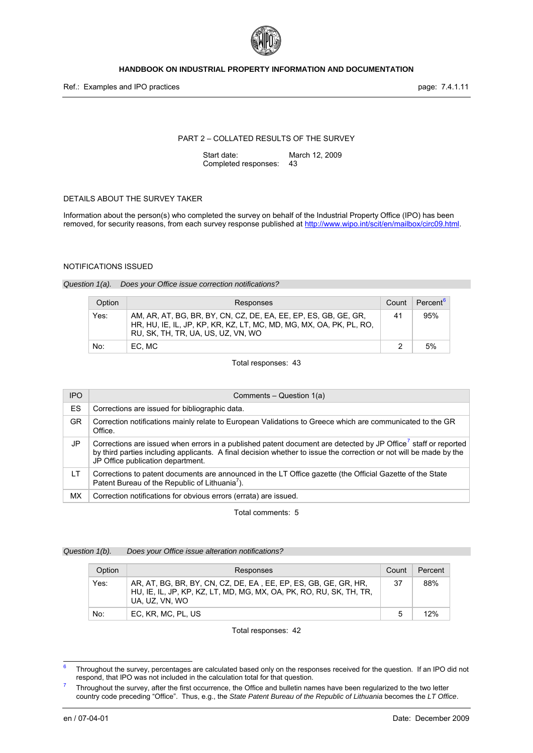PART 2 – COLLATED RESULTS OF THE SURVEY

Start date: March 12, 2009
Completed responses: 43

DETAILS ABOUT THE SURVEY TAKER

Information about the person(s) who completed the survey on behalf of the Industrial Property Office (IPO) has been removed, for security reasons, from each survey response published at http://www.wipo.int/scit/en/mailbox/circ09.html.

NOTIFICATIONS ISSUED

*Question 1(a). Does your Office issue correction notifications?*

| Option | Responses | Count | Percent[6] |
|---|---|---|---|
| Yes: | AM, AR, AT, BG, BR, BY, CN, CZ, DE, EA, EE, EP, ES, GB, GE, GR, HR, HU, IE, IL, JP, KP, KR, KZ, LT, MC, MD, MG, MX, OA, PK, PL, RO, RU, SK, TH, TR, UA, US, UZ, VN, WO | 41 | 95% |
| No: | EC, MC | 2 | 5% |

Total responses: 43

| IPO | Comments – Question 1(a) |
|---|---|
| ES | Corrections are issued for bibliographic data. |
| GR | Correction notifications mainly relate to European Validations to Greece which are communicated to the GR Office. |
| JP | Corrections are issued when errors in a published patent document are detected by JP Office[7] staff or reported by third parties including applicants. A final decision whether to issue the correction or not will be made by the JP Office publication department. |
| LT | Corrections to patent documents are announced in the LT Office gazette (the Official Gazette of the State Patent Bureau of the Republic of Lithuania[7]). |
| MX | Correction notifications for obvious errors (errata) are issued. |

Total comments: 5

*Question 1(b). Does your Office issue alteration notifications?*

| Option | Responses | Count | Percent |
|---|---|---|---|
| Yes: | AR, AT, BG, BR, BY, CN, CZ, DE, EA , EE, EP, ES, GB, GE, GR, HR, HU, IE, IL, JP, KP, KZ, LT, MD, MG, MX, OA, PK, RO, RU, SK, TH, TR, UA, UZ, VN, WO | 37 | 88% |
| No: | EC, KR, MC, PL, US | 5 | 12% |

Total responses: 42

[6] Throughout the survey, percentages are calculated based only on the responses received for the question. If an IPO did not respond, that IPO was not included in the calculation total for that question.

[7] Throughout the survey, after the first occurrence, the Office and bulletin names have been regularized to the two letter country code preceding "Office". Thus, e.g., the *State Patent Bureau of the Republic of Lithuania* becomes the *LT Office*.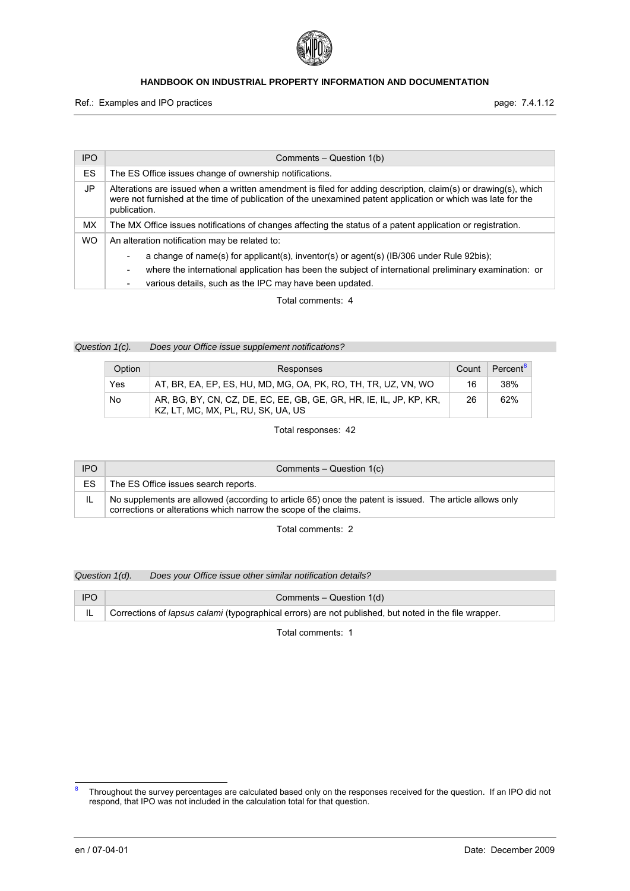| IPO | Comments – Question 1(b) |
| --- | --- |
| ES | The ES Office issues change of ownership notifications. |
| JP | Alterations are issued when a written amendment is filed for adding description, claim(s) or drawing(s), which were not furnished at the time of publication of the unexamined patent application or which was late for the publication. |
| MX | The MX Office issues notifications of changes affecting the status of a patent application or registration. |
| WO | An alteration notification may be related to:<br>- a change of name(s) for applicant(s), inventor(s) or agent(s) (IB/306 under Rule 92bis);<br>- where the international application has been the subject of international preliminary examination: or<br>- various details, such as the IPC may have been updated. |

Total comments: 4

*Question 1(c). Does your Office issue supplement notifications?*

| Option | Responses | Count | Percent[8] |
| --- | --- | --- | --- |
| Yes | AT, BR, EA, EP, ES, HU, MD, MG, OA, PK, RO, TH, TR, UZ, VN, WO | 16 | 38% |
| No | AR, BG, BY, CN, CZ, DE, EC, EE, GB, GE, GR, HR, IE, IL, JP, KP, KR, KZ, LT, MC, MX, PL, RU, SK, UA, US | 26 | 62% |

Total responses: 42

| IPO | Comments – Question 1(c) |
| --- | --- |
| ES | The ES Office issues search reports. |
| IL | No supplements are allowed (according to article 65) once the patent is issued. The article allows only corrections or alterations which narrow the scope of the claims. |

Total comments: 2

*Question 1(d). Does your Office issue other similar notification details?*

| IPO | Comments – Question 1(d) |
| --- | --- |
| IL | Corrections of *lapsus calami* (typographical errors) are not published, but noted in the file wrapper. |

Total comments: 1

[8] Throughout the survey percentages are calculated based only on the responses received for the question. If an IPO did not respond, that IPO was not included in the calculation total for that question.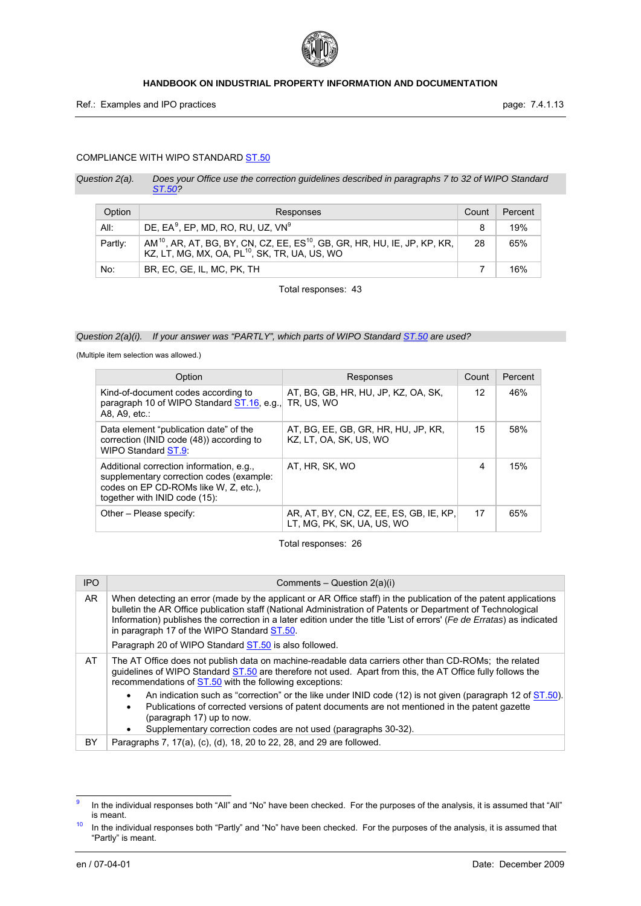COMPLIANCE WITH WIPO STANDARD ST.50

*Question 2(a). Does your Office use the correction guidelines described in paragraphs 7 to 32 of WIPO Standard ST.50?*

| Option | Responses | Count | Percent |
|---|---|---|---|
| All: | DE, EA[9], EP, MD, RO, RU, UZ, VN[9] | 8 | 19% |
| Partly: | AM[10], AR, AT, BG, BY, CN, CZ, EE, ES[10], GB, GR, HR, HU, IE, JP, KP, KR, KZ, LT, MG, MX, OA, PL[10], SK, TR, UA, US, WO | 28 | 65% |
| No: | BR, EC, GE, IL, MC, PK, TH | 7 | 16% |

Total responses: 43

*Question 2(a)(i). If your answer was "PARTLY", which parts of WIPO Standard ST.50 are used?*

(Multiple item selection was allowed.)

| Option | Responses | Count | Percent |
|---|---|---|---|
| Kind-of-document codes according to paragraph 10 of WIPO Standard ST.16, e.g., A8, A9, etc.: | AT, BG, GB, HR, HU, JP, KZ, OA, SK, TR, US, WO | 12 | 46% |
| Data element "publication date" of the correction (INID code (48)) according to WIPO Standard ST.9: | AT, BG, EE, GB, GR, HR, HU, JP, KR, KZ, LT, OA, SK, US, WO | 15 | 58% |
| Additional correction information, e.g., supplementary correction codes (example: codes on EP CD-ROMs like W, Z, etc.), together with INID code (15): | AT, HR, SK, WO | 4 | 15% |
| Other – Please specify: | AR, AT, BY, CN, CZ, EE, ES, GB, IE, KP, LT, MG, PK, SK, UA, US, WO | 17 | 65% |

Total responses: 26

| IPO | Comments – Question 2(a)(i) |
|---|---|
| AR | When detecting an error (made by the applicant or AR Office staff) in the publication of the patent applications bulletin the AR Office publication staff (National Administration of Patents or Department of Technological Information) publishes the correction in a later edition under the title 'List of errors' (*Fe de Erratas*) as indicated in paragraph 17 of the WIPO Standard ST.50. Paragraph 20 of WIPO Standard ST.50 is also followed. |
| AT | The AT Office does not publish data on machine-readable data carriers other than CD-ROMs; the related guidelines of WIPO Standard ST.50 are therefore not used. Apart from this, the AT Office fully follows the recommendations of ST.50 with the following exceptions: • An indication such as "correction" or the like under INID code (12) is not given (paragraph 12 of ST.50). • Publications of corrected versions of patent documents are not mentioned in the patent gazette (paragraph 17) up to now. • Supplementary correction codes are not used (paragraphs 30-32). |
| BY | Paragraphs 7, 17(a), (c), (d), 18, 20 to 22, 28, and 29 are followed. |

[9] In the individual responses both "All" and "No" have been checked. For the purposes of the analysis, it is assumed that "All" is meant.

[10] In the individual responses both "Partly" and "No" have been checked. For the purposes of the analysis, it is assumed that "Partly" is meant.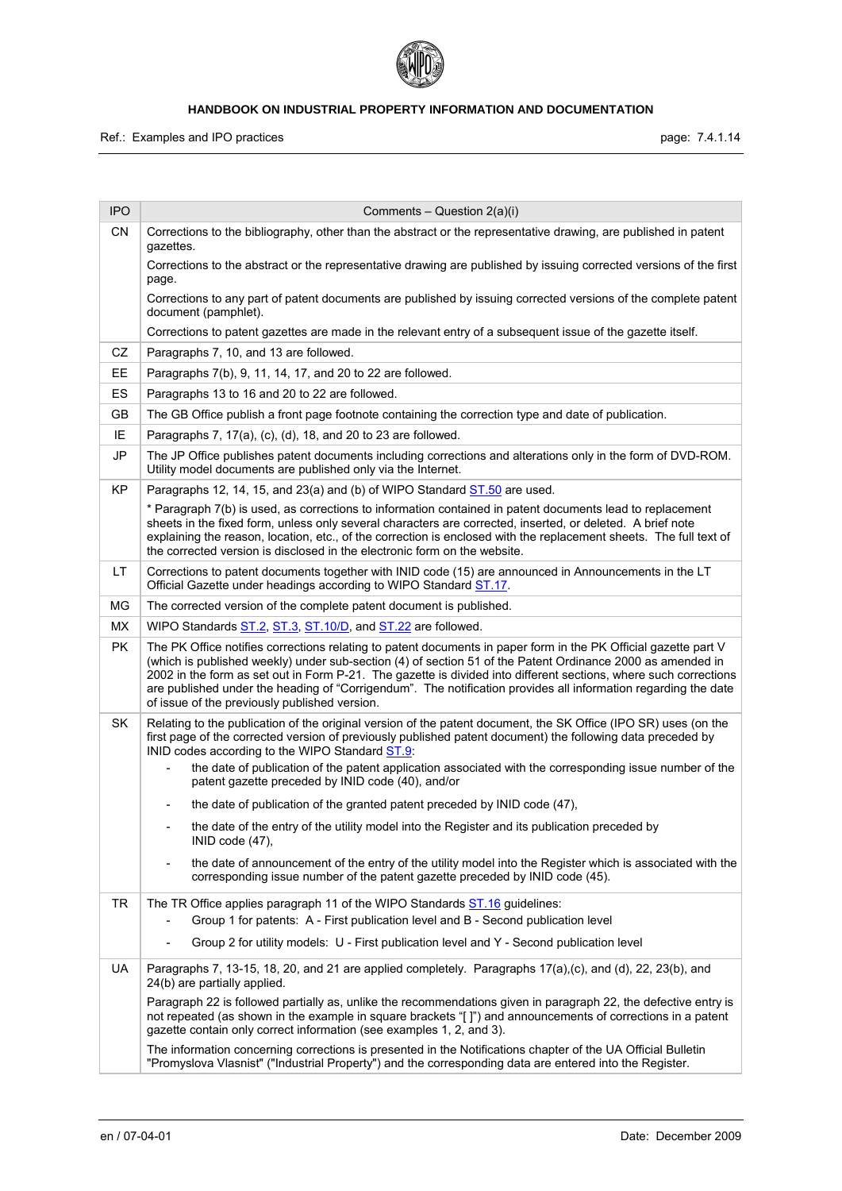| IPO | Comments – Question 2(a)(i) |
|---|---|
| CN | Corrections to the bibliography, other than the abstract or the representative drawing, are published in patent gazettes.<br>Corrections to the abstract or the representative drawing are published by issuing corrected versions of the first page.<br>Corrections to any part of patent documents are published by issuing corrected versions of the complete patent document (pamphlet).<br>Corrections to patent gazettes are made in the relevant entry of a subsequent issue of the gazette itself. |
| CZ | Paragraphs 7, 10, and 13 are followed. |
| EE | Paragraphs 7(b), 9, 11, 14, 17, and 20 to 22 are followed. |
| ES | Paragraphs 13 to 16 and 20 to 22 are followed. |
| GB | The GB Office publish a front page footnote containing the correction type and date of publication. |
| IE | Paragraphs 7, 17(a), (c), (d), 18, and 20 to 23 are followed. |
| JP | The JP Office publishes patent documents including corrections and alterations only in the form of DVD-ROM. Utility model documents are published only via the Internet. |
| KP | Paragraphs 12, 14, 15, and 23(a) and (b) of WIPO Standard ST.50 are used.<br>* Paragraph 7(b) is used, as corrections to information contained in patent documents lead to replacement sheets in the fixed form, unless only several characters are corrected, inserted, or deleted. A brief note explaining the reason, location, etc., of the correction is enclosed with the replacement sheets. The full text of the corrected version is disclosed in the electronic form on the website. |
| LT | Corrections to patent documents together with INID code (15) are announced in Announcements in the LT Official Gazette under headings according to WIPO Standard ST.17. |
| MG | The corrected version of the complete patent document is published. |
| MX | WIPO Standards ST.2, ST.3, ST.10/D, and ST.22 are followed. |
| PK | The PK Office notifies corrections relating to patent documents in paper form in the PK Official gazette part V (which is published weekly) under sub-section (4) of section 51 of the Patent Ordinance 2000 as amended in 2002 in the form as set out in Form P-21. The gazette is divided into different sections, where such corrections are published under the heading of "Corrigendum". The notification provides all information regarding the date of issue of the previously published version. |
| SK | Relating to the publication of the original version of the patent document, the SK Office (IPO SR) uses (on the first page of the corrected version of previously published patent document) the following data preceded by INID codes according to the WIPO Standard ST.9:<br>- the date of publication of the patent application associated with the corresponding issue number of the patent gazette preceded by INID code (40), and/or<br>- the date of publication of the granted patent preceded by INID code (47),<br>- the date of the entry of the utility model into the Register and its publication preceded by INID code (47),<br>- the date of announcement of the entry of the utility model into the Register which is associated with the corresponding issue number of the patent gazette preceded by INID code (45). |
| TR | The TR Office applies paragraph 11 of the WIPO Standards ST.16 guidelines:<br>- Group 1 for patents: A - First publication level and B - Second publication level<br>- Group 2 for utility models: U - First publication level and Y - Second publication level |
| UA | Paragraphs 7, 13-15, 18, 20, and 21 are applied completely. Paragraphs 17(a),(c), and (d), 22, 23(b), and 24(b) are partially applied.<br>Paragraph 22 is followed partially as, unlike the recommendations given in paragraph 22, the defective entry is not repeated (as shown in the example in square brackets "[ ]") and announcements of corrections in a patent gazette contain only correct information (see examples 1, 2, and 3).<br>The information concerning corrections is presented in the Notifications chapter of the UA Official Bulletin "Promyslova Vlasnist" ("Industrial Property") and the corresponding data are entered into the Register. |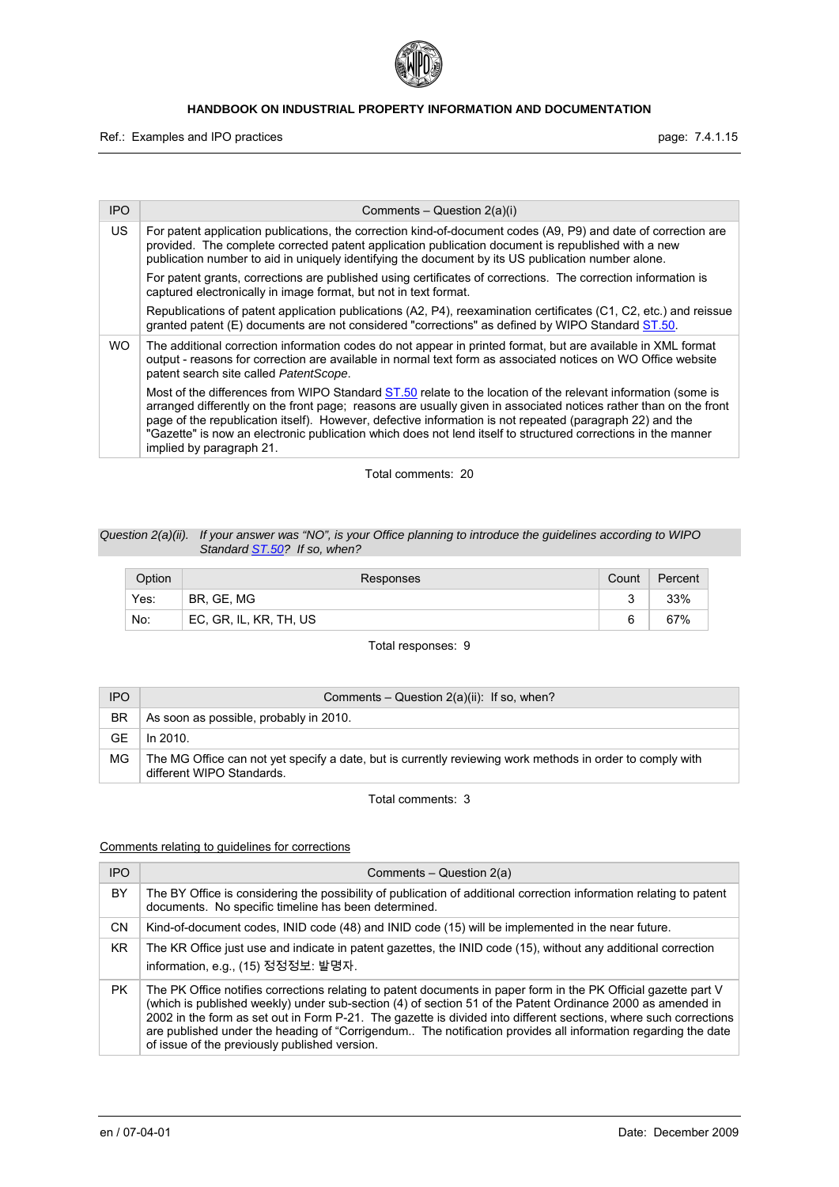| IPO | Comments – Question 2(a)(i) |
|---|---|
| US | For patent application publications, the correction kind-of-document codes (A9, P9) and date of correction are provided. The complete corrected patent application publication document is republished with a new publication number to aid in uniquely identifying the document by its US publication number alone.<br><br>For patent grants, corrections are published using certificates of corrections. The correction information is captured electronically in image format, but not in text format.<br><br>Republications of patent application publications (A2, P4), reexamination certificates (C1, C2, etc.) and reissue granted patent (E) documents are not considered "corrections" as defined by WIPO Standard ST.50. |
| WO | The additional correction information codes do not appear in printed format, but are available in XML format output - reasons for correction are available in normal text form as associated notices on WO Office website patent search site called *PatentScope*.<br><br>Most of the differences from WIPO Standard ST.50 relate to the location of the relevant information (some is arranged differently on the front page; reasons are usually given in associated notices rather than on the front page of the republication itself). However, defective information is not repeated (paragraph 22) and the "Gazette" is now an electronic publication which does not lend itself to structured corrections in the manner implied by paragraph 21. |

Total comments: 20

*Question 2(a)(ii). If your answer was "NO", is your Office planning to introduce the guidelines according to WIPO Standard ST.50? If so, when?*

| Option | Responses | Count | Percent |
|---|---|---|---|
| Yes: | BR, GE, MG | 3 | 33% |
| No: | EC, GR, IL, KR, TH, US | 6 | 67% |

Total responses: 9

| IPO | Comments – Question 2(a)(ii): If so, when? |
|---|---|
| BR | As soon as possible, probably in 2010. |
| GE | In 2010. |
| MG | The MG Office can not yet specify a date, but is currently reviewing work methods in order to comply with different WIPO Standards. |

Total comments: 3

<u>Comments relating to guidelines for corrections</u>

| IPO | Comments – Question 2(a) |
|---|---|
| BY | The BY Office is considering the possibility of publication of additional correction information relating to patent documents. No specific timeline has been determined. |
| CN | Kind-of-document codes, INID code (48) and INID code (15) will be implemented in the near future. |
| KR | The KR Office just use and indicate in patent gazettes, the INID code (15), without any additional correction information, e.g., (15) 정정정보: 발명자. |
| PK | The PK Office notifies corrections relating to patent documents in paper form in the PK Official gazette part V (which is published weekly) under sub-section (4) of section 51 of the Patent Ordinance 2000 as amended in 2002 in the form as set out in Form P-21. The gazette is divided into different sections, where such corrections are published under the heading of "Corrigendum.. The notification provides all information regarding the date of issue of the previously published version. |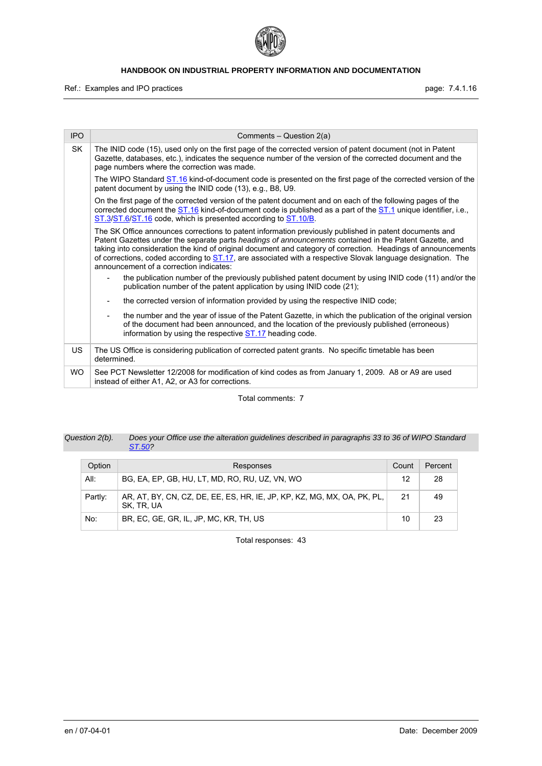| IPO | Comments – Question 2(a) |
|---|---|
| SK | The INID code (15), used only on the first page of the corrected version of patent document (not in Patent Gazette, databases, etc.), indicates the sequence number of the version of the corrected document and the page numbers where the correction was made.<br><br>The WIPO Standard ST.16 kind-of-document code is presented on the first page of the corrected version of the patent document by using the INID code (13), e.g., B8, U9.<br><br>On the first page of the corrected version of the patent document and on each of the following pages of the corrected document the ST.16 kind-of-document code is published as a part of the ST.1 unique identifier, i.e., ST.3/ST.6/ST.16 code, which is presented according to ST.10/B.<br><br>The SK Office announces corrections to patent information previously published in patent documents and Patent Gazettes under the separate parts *headings of announcements* contained in the Patent Gazette, and taking into consideration the kind of original document and category of correction. Headings of announcements of corrections, coded according to ST.17, are associated with a respective Slovak language designation. The announcement of a correction indicates:<br>- the publication number of the previously published patent document by using INID code (11) and/or the publication number of the patent application by using INID code (21);<br>- the corrected version of information provided by using the respective INID code;<br>- the number and the year of issue of the Patent Gazette, in which the publication of the original version of the document had been announced, and the location of the previously published (erroneous) information by using the respective ST.17 heading code. |
| US | The US Office is considering publication of corrected patent grants. No specific timetable has been determined. |
| WO | See PCT Newsletter 12/2008 for modification of kind codes as from January 1, 2009. A8 or A9 are used instead of either A1, A2, or A3 for corrections. |

Total comments: 7

*Question 2(b). Does your Office use the alteration guidelines described in paragraphs 33 to 36 of WIPO Standard ST.50?*

| Option | Responses | Count | Percent |
|---|---|---|---|
| All: | BG, EA, EP, GB, HU, LT, MD, RO, RU, UZ, VN, WO | 12 | 28 |
| Partly: | AR, AT, BY, CN, CZ, DE, EE, ES, HR, IE, JP, KP, KZ, MG, MX, OA, PK, PL, SK, TR, UA | 21 | 49 |
| No: | BR, EC, GE, GR, IL, JP, MC, KR, TH, US | 10 | 23 |

Total responses: 43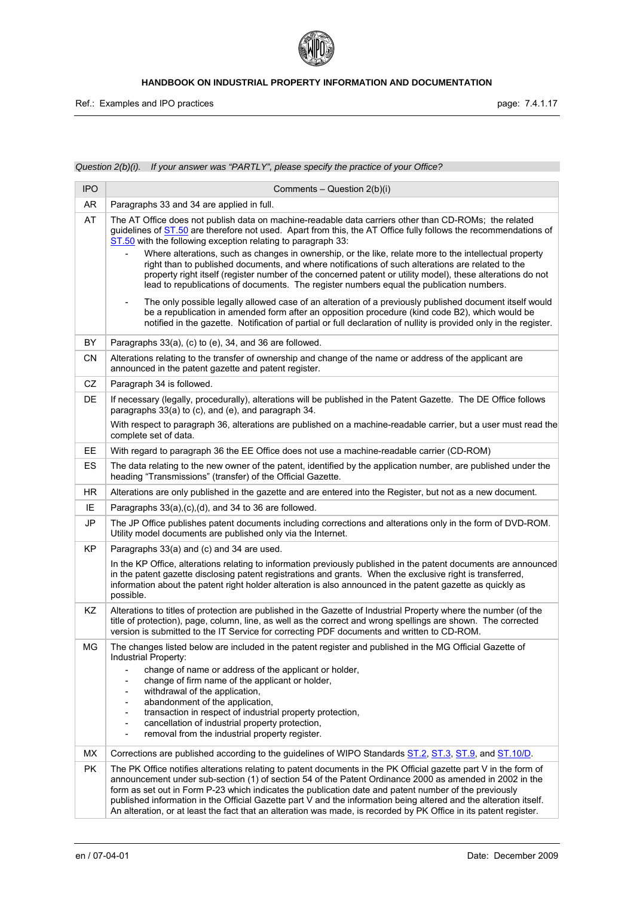*Question 2(b)(i). If your answer was "PARTLY", please specify the practice of your Office?*

| IPO | Comments – Question 2(b)(i) |
|---|---|
| AR | Paragraphs 33 and 34 are applied in full. |
| AT | The AT Office does not publish data on machine-readable data carriers other than CD-ROMs; the related guidelines of ST.50 are therefore not used. Apart from this, the AT Office fully follows the recommendations of ST.50 with the following exception relating to paragraph 33:<br>- Where alterations, such as changes in ownership, or the like, relate more to the intellectual property right than to published documents, and where notifications of such alterations are related to the property right itself (register number of the concerned patent or utility model), these alterations do not lead to republications of documents. The register numbers equal the publication numbers.<br>- The only possible legally allowed case of an alteration of a previously published document itself would be a republication in amended form after an opposition procedure (kind code B2), which would be notified in the gazette. Notification of partial or full declaration of nullity is provided only in the register. |
| BY | Paragraphs 33(a), (c) to (e), 34, and 36 are followed. |
| CN | Alterations relating to the transfer of ownership and change of the name or address of the applicant are announced in the patent gazette and patent register. |
| CZ | Paragraph 34 is followed. |
| DE | If necessary (legally, procedurally), alterations will be published in the Patent Gazette. The DE Office follows paragraphs 33(a) to (c), and (e), and paragraph 34.<br>With respect to paragraph 36, alterations are published on a machine-readable carrier, but a user must read the complete set of data. |
| EE | With regard to paragraph 36 the EE Office does not use a machine-readable carrier (CD-ROM) |
| ES | The data relating to the new owner of the patent, identified by the application number, are published under the heading "Transmissions" (transfer) of the Official Gazette. |
| HR | Alterations are only published in the gazette and are entered into the Register, but not as a new document. |
| IE | Paragraphs 33(a),(c),(d), and 34 to 36 are followed. |
| JP | The JP Office publishes patent documents including corrections and alterations only in the form of DVD-ROM. Utility model documents are published only via the Internet. |
| KP | Paragraphs 33(a) and (c) and 34 are used.<br>In the KP Office, alterations relating to information previously published in the patent documents are announced in the patent gazette disclosing patent registrations and grants. When the exclusive right is transferred, information about the patent right holder alteration is also announced in the patent gazette as quickly as possible. |
| KZ | Alterations to titles of protection are published in the Gazette of Industrial Property where the number (of the title of protection), page, column, line, as well as the correct and wrong spellings are shown. The corrected version is submitted to the IT Service for correcting PDF documents and written to CD-ROM. |
| MG | The changes listed below are included in the patent register and published in the MG Official Gazette of Industrial Property:<br>- change of name or address of the applicant or holder,<br>- change of firm name of the applicant or holder,<br>- withdrawal of the application,<br>- abandonment of the application,<br>- transaction in respect of industrial property protection,<br>- cancellation of industrial property protection,<br>- removal from the industrial property register. |
| MX | Corrections are published according to the guidelines of WIPO Standards ST.2, ST.3, ST.9, and ST.10/D. |
| PK | The PK Office notifies alterations relating to patent documents in the PK Official gazette part V in the form of announcement under sub-section (1) of section 54 of the Patent Ordinance 2000 as amended in 2002 in the form as set out in Form P-23 which indicates the publication date and patent number of the previously published information in the Official Gazette part V and the information being altered and the alteration itself. An alteration, or at least the fact that an alteration was made, is recorded by PK Office in its patent register. |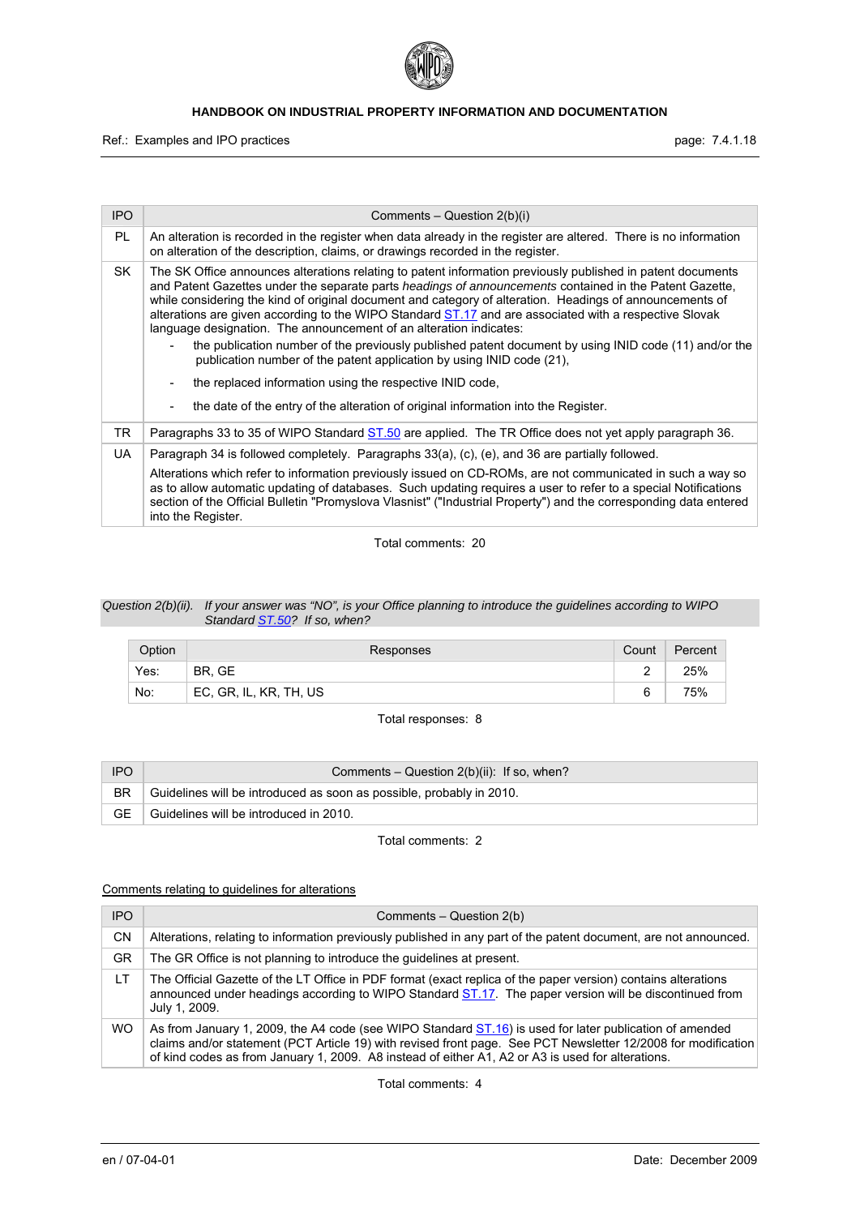| IPO | Comments – Question 2(b)(i) |
|---|---|
| PL | An alteration is recorded in the register when data already in the register are altered. There is no information on alteration of the description, claims, or drawings recorded in the register. |
| SK | The SK Office announces alterations relating to patent information previously published in patent documents and Patent Gazettes under the separate parts *headings of announcements* contained in the Patent Gazette, while considering the kind of original document and category of alteration. Headings of announcements of alterations are given according to the WIPO Standard ST.17 and are associated with a respective Slovak language designation. The announcement of an alteration indicates:<br>- the publication number of the previously published patent document by using INID code (11) and/or the publication number of the patent application by using INID code (21),<br>- the replaced information using the respective INID code,<br>- the date of the entry of the alteration of original information into the Register. |
| TR | Paragraphs 33 to 35 of WIPO Standard ST.50 are applied. The TR Office does not yet apply paragraph 36. |
| UA | Paragraph 34 is followed completely. Paragraphs 33(a), (c), (e), and 36 are partially followed.<br>Alterations which refer to information previously issued on CD-ROMs, are not communicated in such a way so as to allow automatic updating of databases. Such updating requires a user to refer to a special Notifications section of the Official Bulletin "Promyslova Vlasnist" ("Industrial Property") and the corresponding data entered into the Register. |

Total comments: 20

*Question 2(b)(ii). If your answer was "NO", is your Office planning to introduce the guidelines according to WIPO Standard ST.50? If so, when?*

| Option | Responses | Count | Percent |
|---|---|---|---|
| Yes: | BR, GE | 2 | 25% |
| No: | EC, GR, IL, KR, TH, US | 6 | 75% |

Total responses: 8

| IPO | Comments – Question 2(b)(ii): If so, when? |
|---|---|
| BR | Guidelines will be introduced as soon as possible, probably in 2010. |
| GE | Guidelines will be introduced in 2010. |

Total comments: 2

Comments relating to guidelines for alterations

| IPO | Comments – Question 2(b) |
|---|---|
| CN | Alterations, relating to information previously published in any part of the patent document, are not announced. |
| GR | The GR Office is not planning to introduce the guidelines at present. |
| LT | The Official Gazette of the LT Office in PDF format (exact replica of the paper version) contains alterations announced under headings according to WIPO Standard ST.17. The paper version will be discontinued from July 1, 2009. |
| WO | As from January 1, 2009, the A4 code (see WIPO Standard ST.16) is used for later publication of amended claims and/or statement (PCT Article 19) with revised front page. See PCT Newsletter 12/2008 for modification of kind codes as from January 1, 2009. A8 instead of either A1, A2 or A3 is used for alterations. |

Total comments: 4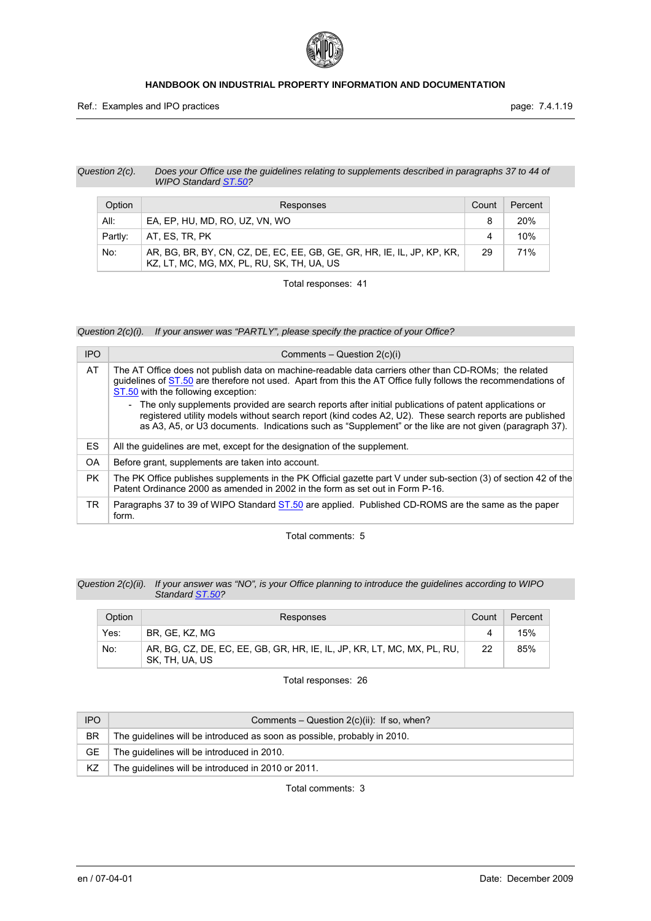*Question 2(c). Does your Office use the guidelines relating to supplements described in paragraphs 37 to 44 of WIPO Standard ST.50?*

| Option | Responses | Count | Percent |
|---|---|---|---|
| All: | EA, EP, HU, MD, RO, UZ, VN, WO | 8 | 20% |
| Partly: | AT, ES, TR, PK | 4 | 10% |
| No: | AR, BG, BR, BY, CN, CZ, DE, EC, EE, GB, GE, GR, HR, IE, IL, JP, KP, KR, KZ, LT, MC, MG, MX, PL, RU, SK, TH, UA, US | 29 | 71% |

Total responses: 41

*Question 2(c)(i). If your answer was "PARTLY", please specify the practice of your Office?*

| IPO | Comments – Question 2(c)(i) |
|---|---|
| AT | The AT Office does not publish data on machine-readable data carriers other than CD-ROMs; the related guidelines of ST.50 are therefore not used. Apart from this the AT Office fully follows the recommendations of ST.50 with the following exception:<br>- The only supplements provided are search reports after initial publications of patent applications or registered utility models without search report (kind codes A2, U2). These search reports are published as A3, A5, or U3 documents. Indications such as "Supplement" or the like are not given (paragraph 37). |
| ES | All the guidelines are met, except for the designation of the supplement. |
| OA | Before grant, supplements are taken into account. |
| PK | The PK Office publishes supplements in the PK Official gazette part V under sub-section (3) of section 42 of the Patent Ordinance 2000 as amended in 2002 in the form as set out in Form P-16. |
| TR | Paragraphs 37 to 39 of WIPO Standard ST.50 are applied. Published CD-ROMS are the same as the paper form. |

Total comments: 5

*Question 2(c)(ii). If your answer was "NO", is your Office planning to introduce the guidelines according to WIPO Standard ST.50?*

| Option | Responses | Count | Percent |
|---|---|---|---|
| Yes: | BR, GE, KZ, MG | 4 | 15% |
| No: | AR, BG, CZ, DE, EC, EE, GB, GR, HR, IE, IL, JP, KR, LT, MC, MX, PL, RU, SK, TH, UA, US | 22 | 85% |

Total responses: 26

| IPO | Comments – Question 2(c)(ii): If so, when? |
|---|---|
| BR | The guidelines will be introduced as soon as possible, probably in 2010. |
| GE | The guidelines will be introduced in 2010. |
| KZ | The guidelines will be introduced in 2010 or 2011. |

Total comments: 3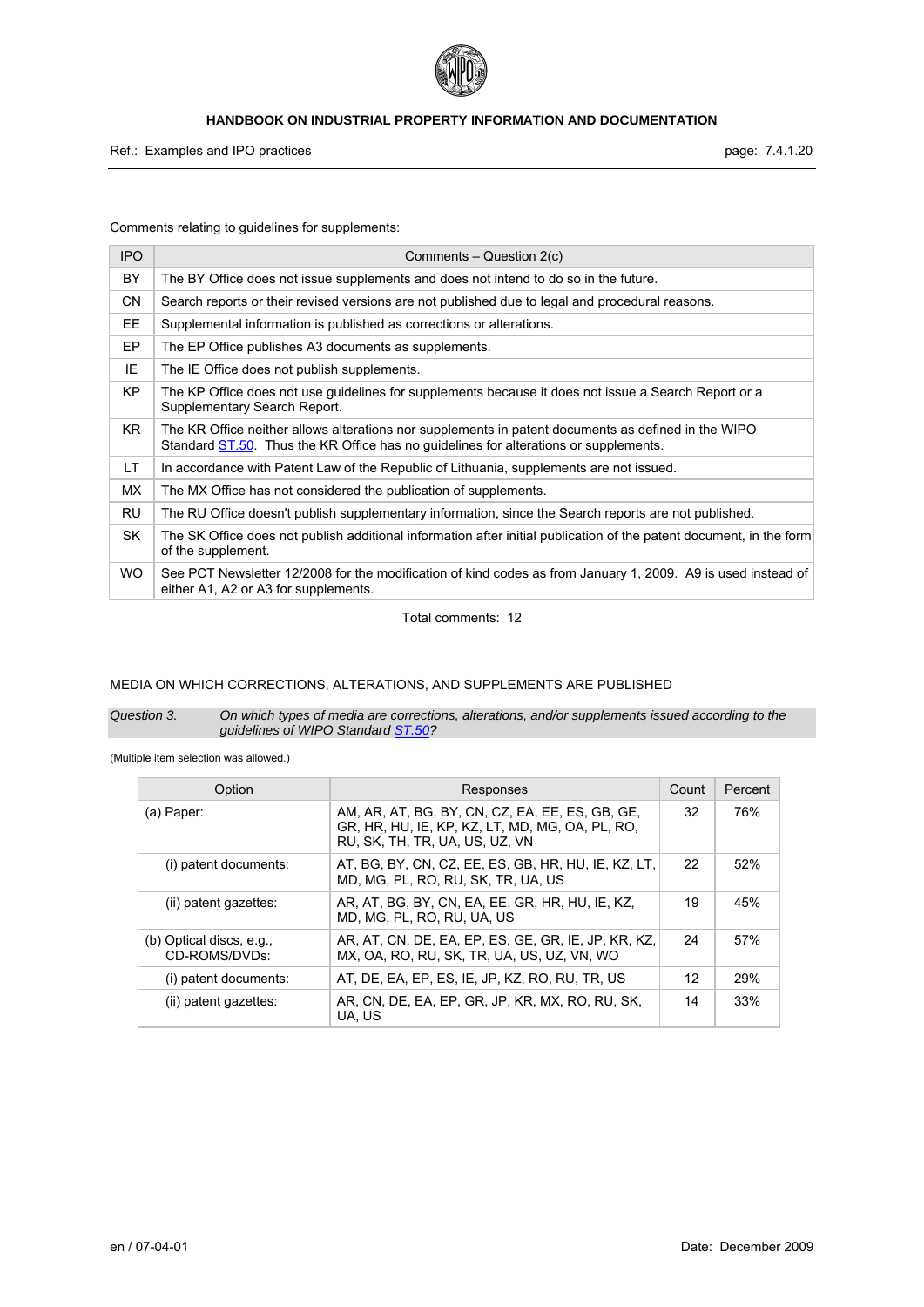Comments relating to guidelines for supplements:

| IPO | Comments – Question 2(c) |
| --- | --- |
| BY | The BY Office does not issue supplements and does not intend to do so in the future. |
| CN | Search reports or their revised versions are not published due to legal and procedural reasons. |
| EE | Supplemental information is published as corrections or alterations. |
| EP | The EP Office publishes A3 documents as supplements. |
| IE | The IE Office does not publish supplements. |
| KP | The KP Office does not use guidelines for supplements because it does not issue a Search Report or a Supplementary Search Report. |
| KR | The KR Office neither allows alterations nor supplements in patent documents as defined in the WIPO Standard ST.50. Thus the KR Office has no guidelines for alterations or supplements. |
| LT | In accordance with Patent Law of the Republic of Lithuania, supplements are not issued. |
| MX | The MX Office has not considered the publication of supplements. |
| RU | The RU Office doesn't publish supplementary information, since the Search reports are not published. |
| SK | The SK Office does not publish additional information after initial publication of the patent document, in the form of the supplement. |
| WO | See PCT Newsletter 12/2008 for the modification of kind codes as from January 1, 2009. A9 is used instead of either A1, A2 or A3 for supplements. |

Total comments: 12

MEDIA ON WHICH CORRECTIONS, ALTERATIONS, AND SUPPLEMENTS ARE PUBLISHED

*Question 3. On which types of media are corrections, alterations, and/or supplements issued according to the guidelines of WIPO Standard ST.50?*

(Multiple item selection was allowed.)

| Option | Responses | Count | Percent |
| --- | --- | --- | --- |
| (a) Paper: | AM, AR, AT, BG, BY, CN, CZ, EA, EE, ES, GB, GE, GR, HR, HU, IE, KP, KZ, LT, MD, MG, OA, PL, RO, RU, SK, TH, TR, UA, US, UZ, VN | 32 | 76% |
| (i) patent documents: | AT, BG, BY, CN, CZ, EE, ES, GB, HR, HU, IE, KZ, LT, MD, MG, PL, RO, RU, SK, TR, UA, US | 22 | 52% |
| (ii) patent gazettes: | AR, AT, BG, BY, CN, EA, EE, GR, HR, HU, IE, KZ, MD, MG, PL, RO, RU, UA, US | 19 | 45% |
| (b) Optical discs, e.g., CD-ROMS/DVDs: | AR, AT, CN, DE, EA, EP, ES, GE, GR, IE, JP, KR, KZ, MX, OA, RO, RU, SK, TR, UA, US, UZ, VN, WO | 24 | 57% |
| (i) patent documents: | AT, DE, EA, EP, ES, IE, JP, KZ, RO, RU, TR, US | 12 | 29% |
| (ii) patent gazettes: | AR, CN, DE, EA, EP, GR, JP, KR, MX, RO, RU, SK, UA, US | 14 | 33% |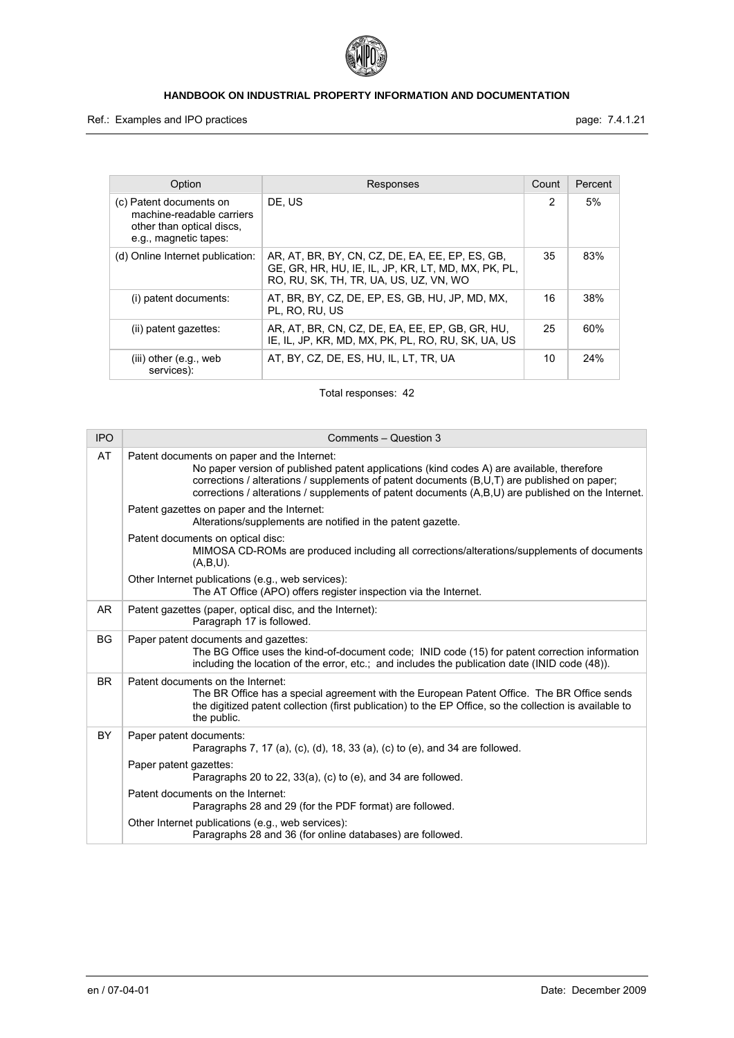| Option | Responses | Count | Percent |
|---|---|---|---|
| (c) Patent documents on machine-readable carriers other than optical discs, e.g., magnetic tapes: | DE, US | 2 | 5% |
| (d) Online Internet publication: | AR, AT, BR, BY, CN, CZ, DE, EA, EE, EP, ES, GB, GE, GR, HR, HU, IE, IL, JP, KR, LT, MD, MX, PK, PL, RO, RU, SK, TH, TR, UA, US, UZ, VN, WO | 35 | 83% |
| (i) patent documents: | AT, BR, BY, CZ, DE, EP, ES, GB, HU, JP, MD, MX, PL, RO, RU, US | 16 | 38% |
| (ii) patent gazettes: | AR, AT, BR, CN, CZ, DE, EA, EE, EP, GB, GR, HU, IE, IL, JP, KR, MD, MX, PK, PL, RO, RU, SK, UA, US | 25 | 60% |
| (iii) other (e.g., web services): | AT, BY, CZ, DE, ES, HU, IL, LT, TR, UA | 10 | 24% |

Total responses: 42

| IPO | Comments – Question 3 |
|---|---|
| AT | Patent documents on paper and the Internet: No paper version of published patent applications (kind codes A) are available, therefore corrections / alterations / supplements of patent documents (B,U,T) are published on paper; corrections / alterations / supplements of patent documents (A,B,U) are published on the Internet. <br> Patent gazettes on paper and the Internet: Alterations/supplements are notified in the patent gazette. <br> Patent documents on optical disc: MIMOSA CD-ROMs are produced including all corrections/alterations/supplements of documents (A,B,U). <br> Other Internet publications (e.g., web services): The AT Office (APO) offers register inspection via the Internet. |
| AR | Patent gazettes (paper, optical disc, and the Internet): Paragraph 17 is followed. |
| BG | Paper patent documents and gazettes: The BG Office uses the kind-of-document code; INID code (15) for patent correction information including the location of the error, etc.; and includes the publication date (INID code (48)). |
| BR | Patent documents on the Internet: The BR Office has a special agreement with the European Patent Office. The BR Office sends the digitized patent collection (first publication) to the EP Office, so the collection is available to the public. |
| BY | Paper patent documents: Paragraphs 7, 17 (a), (c), (d), 18, 33 (a), (c) to (e), and 34 are followed. <br> Paper patent gazettes: Paragraphs 20 to 22, 33(a), (c) to (e), and 34 are followed. <br> Patent documents on the Internet: Paragraphs 28 and 29 (for the PDF format) are followed. <br> Other Internet publications (e.g., web services): Paragraphs 28 and 36 (for online databases) are followed. |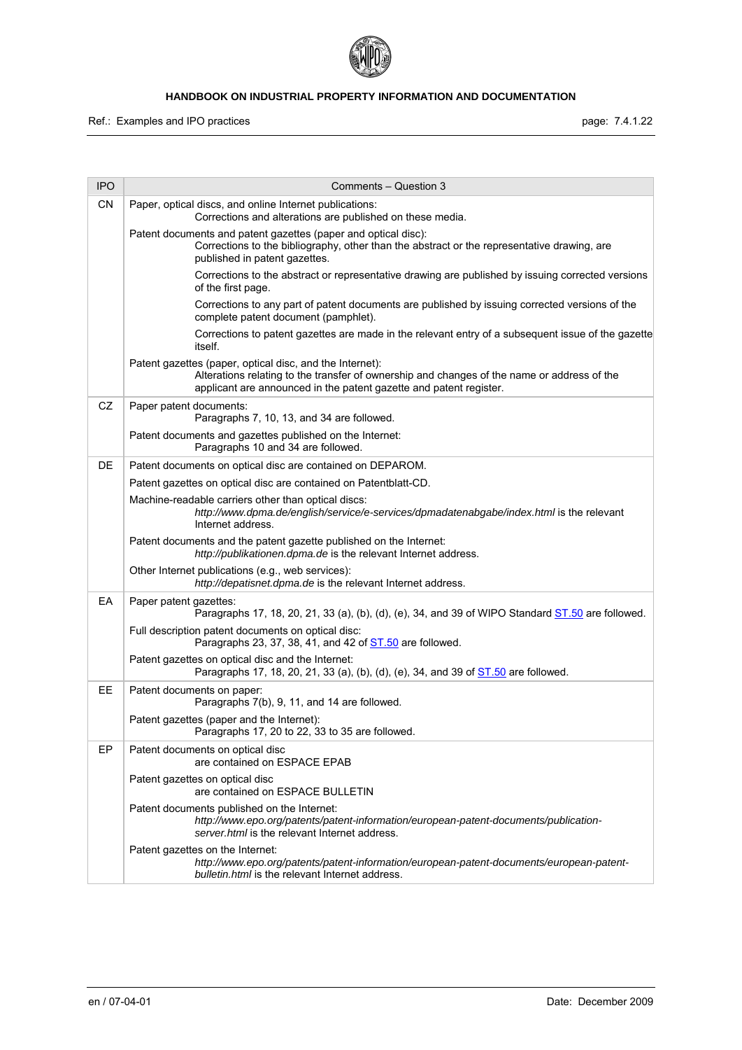| IPO | Comments – Question 3 |
|---|---|
| CN | Paper, optical discs, and online Internet publications:<br>Corrections and alterations are published on these media.<br><br>Patent documents and patent gazettes (paper and optical disc):<br>Corrections to the bibliography, other than the abstract or the representative drawing, are published in patent gazettes.<br><br>Corrections to the abstract or representative drawing are published by issuing corrected versions of the first page.<br><br>Corrections to any part of patent documents are published by issuing corrected versions of the complete patent document (pamphlet).<br><br>Corrections to patent gazettes are made in the relevant entry of a subsequent issue of the gazette itself.<br><br>Patent gazettes (paper, optical disc, and the Internet):<br>Alterations relating to the transfer of ownership and changes of the name or address of the applicant are announced in the patent gazette and patent register. |
| CZ | Paper patent documents:<br>Paragraphs 7, 10, 13, and 34 are followed.<br><br>Patent documents and gazettes published on the Internet:<br>Paragraphs 10 and 34 are followed. |
| DE | Patent documents on optical disc are contained on DEPAROM.<br><br>Patent gazettes on optical disc are contained on Patentblatt-CD.<br><br>Machine-readable carriers other than optical discs:<br>*http://www.dpma.de/english/service/e-services/dpmadatenabgabe/index.html* is the relevant Internet address.<br><br>Patent documents and the patent gazette published on the Internet:<br>*http://publikationen.dpma.de* is the relevant Internet address.<br><br>Other Internet publications (e.g., web services):<br>*http://depatisnet.dpma.de* is the relevant Internet address. |
| EA | Paper patent gazettes:<br>Paragraphs 17, 18, 20, 21, 33 (a), (b), (d), (e), 34, and 39 of WIPO Standard ST.50 are followed.<br><br>Full description patent documents on optical disc:<br>Paragraphs 23, 37, 38, 41, and 42 of ST.50 are followed.<br><br>Patent gazettes on optical disc and the Internet:<br>Paragraphs 17, 18, 20, 21, 33 (a), (b), (d), (e), 34, and 39 of ST.50 are followed. |
| EE | Patent documents on paper:<br>Paragraphs 7(b), 9, 11, and 14 are followed.<br><br>Patent gazettes (paper and the Internet):<br>Paragraphs 17, 20 to 22, 33 to 35 are followed. |
| EP | Patent documents on optical disc<br>are contained on ESPACE EPAB<br><br>Patent gazettes on optical disc<br>are contained on ESPACE BULLETIN<br><br>Patent documents published on the Internet:<br>*http://www.epo.org/patents/patent-information/european-patent-documents/publication-server.html* is the relevant Internet address.<br><br>Patent gazettes on the Internet:<br>*http://www.epo.org/patents/patent-information/european-patent-documents/european-patent-bulletin.html* is the relevant Internet address. |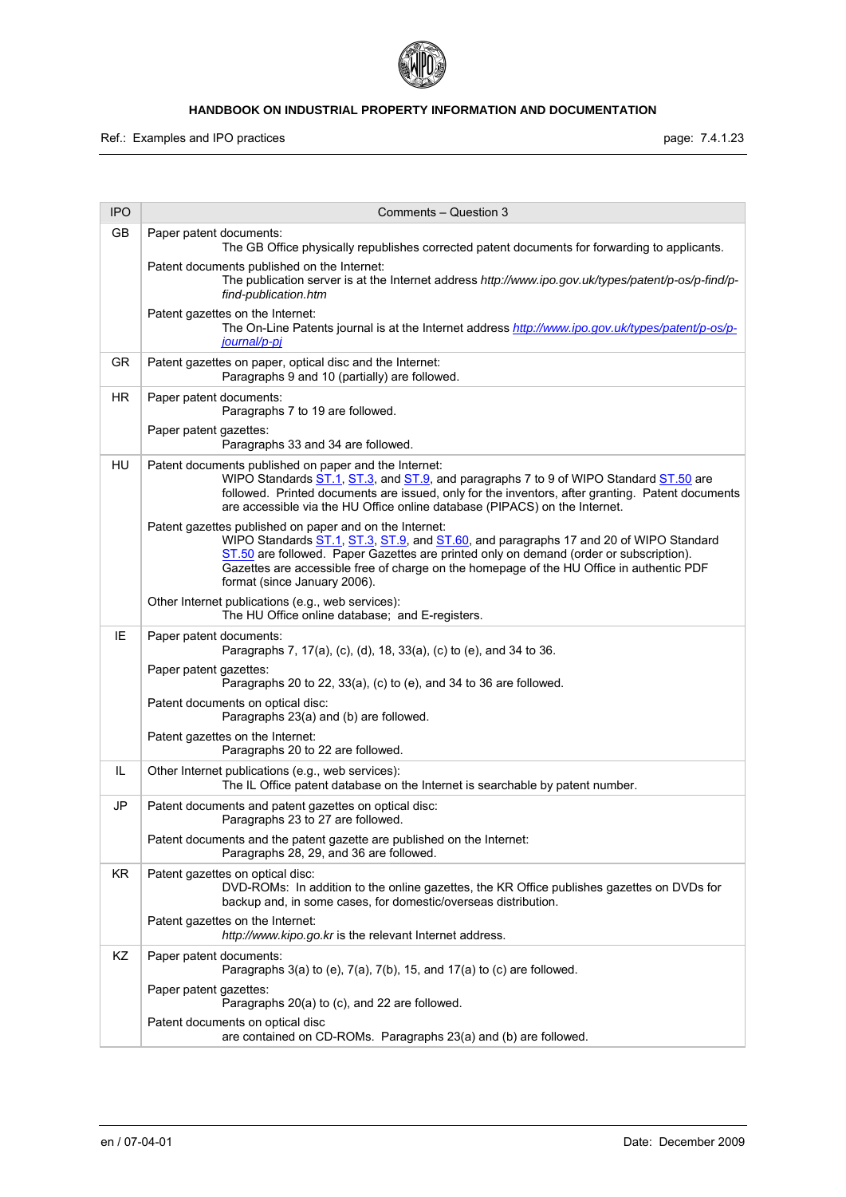| IPO | Comments – Question 3 |
|---|---|
| GB | Paper patent documents:<br>The GB Office physically republishes corrected patent documents for forwarding to applicants.<br><br>Patent documents published on the Internet:<br>The publication server is at the Internet address *http://www.ipo.gov.uk/types/patent/p-os/p-find/p-find-publication.htm*<br><br>Patent gazettes on the Internet:<br>The On-Line Patents journal is at the Internet address *http://www.ipo.gov.uk/types/patent/p-os/p-journal/p-pj* |
| GR | Patent gazettes on paper, optical disc and the Internet:<br>Paragraphs 9 and 10 (partially) are followed. |
| HR | Paper patent documents:<br>Paragraphs 7 to 19 are followed.<br><br>Paper patent gazettes:<br>Paragraphs 33 and 34 are followed. |
| HU | Patent documents published on paper and the Internet:<br>WIPO Standards ST.1, ST.3, and ST.9, and paragraphs 7 to 9 of WIPO Standard ST.50 are followed. Printed documents are issued, only for the inventors, after granting. Patent documents are accessible via the HU Office online database (PIPACS) on the Internet.<br><br>Patent gazettes published on paper and on the Internet:<br>WIPO Standards ST.1, ST.3, ST.9, and ST.60, and paragraphs 17 and 20 of WIPO Standard ST.50 are followed. Paper Gazettes are printed only on demand (order or subscription). Gazettes are accessible free of charge on the homepage of the HU Office in authentic PDF format (since January 2006).<br><br>Other Internet publications (e.g., web services):<br>The HU Office online database; and E-registers. |
| IE | Paper patent documents:<br>Paragraphs 7, 17(a), (c), (d), 18, 33(a), (c) to (e), and 34 to 36.<br><br>Paper patent gazettes:<br>Paragraphs 20 to 22, 33(a), (c) to (e), and 34 to 36 are followed.<br><br>Patent documents on optical disc:<br>Paragraphs 23(a) and (b) are followed.<br><br>Patent gazettes on the Internet:<br>Paragraphs 20 to 22 are followed. |
| IL | Other Internet publications (e.g., web services):<br>The IL Office patent database on the Internet is searchable by patent number. |
| JP | Patent documents and patent gazettes on optical disc:<br>Paragraphs 23 to 27 are followed.<br><br>Patent documents and the patent gazette are published on the Internet:<br>Paragraphs 28, 29, and 36 are followed. |
| KR | Patent gazettes on optical disc:<br>DVD-ROMs: In addition to the online gazettes, the KR Office publishes gazettes on DVDs for backup and, in some cases, for domestic/overseas distribution.<br><br>Patent gazettes on the Internet:<br>*http://www.kipo.go.kr* is the relevant Internet address. |
| KZ | Paper patent documents:<br>Paragraphs 3(a) to (e), 7(a), 7(b), 15, and 17(a) to (c) are followed.<br><br>Paper patent gazettes:<br>Paragraphs 20(a) to (c), and 22 are followed.<br><br>Patent documents on optical disc<br>are contained on CD-ROMs. Paragraphs 23(a) and (b) are followed. |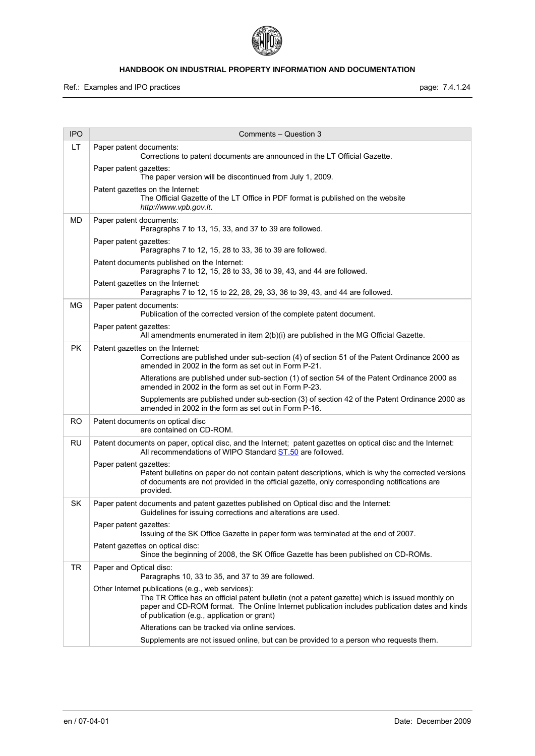| IPO | Comments – Question 3 |
|---|---|
| LT | Paper patent documents: Corrections to patent documents are announced in the LT Official Gazette. <br> Paper patent gazettes: The paper version will be discontinued from July 1, 2009. <br> Patent gazettes on the Internet: The Official Gazette of the LT Office in PDF format is published on the website *http://www.vpb.gov.lt.* |
| MD | Paper patent documents: Paragraphs 7 to 13, 15, 33, and 37 to 39 are followed. <br> Paper patent gazettes: Paragraphs 7 to 12, 15, 28 to 33, 36 to 39 are followed. <br> Patent documents published on the Internet: Paragraphs 7 to 12, 15, 28 to 33, 36 to 39, 43, and 44 are followed. <br> Patent gazettes on the Internet: Paragraphs 7 to 12, 15 to 22, 28, 29, 33, 36 to 39, 43, and 44 are followed. |
| MG | Paper patent documents: Publication of the corrected version of the complete patent document. <br> Paper patent gazettes: All amendments enumerated in item 2(b)(i) are published in the MG Official Gazette. |
| PK | Patent gazettes on the Internet: Corrections are published under sub-section (4) of section 51 of the Patent Ordinance 2000 as amended in 2002 in the form as set out in Form P-21. <br> Alterations are published under sub-section (1) of section 54 of the Patent Ordinance 2000 as amended in 2002 in the form as set out in Form P-23. <br> Supplements are published under sub-section (3) of section 42 of the Patent Ordinance 2000 as amended in 2002 in the form as set out in Form P-16. |
| RO | Patent documents on optical disc are contained on CD-ROM. |
| RU | Patent documents on paper, optical disc, and the Internet; patent gazettes on optical disc and the Internet: All recommendations of WIPO Standard ST.50 are followed. <br> Paper patent gazettes: Patent bulletins on paper do not contain patent descriptions, which is why the corrected versions of documents are not provided in the official gazette, only corresponding notifications are provided. |
| SK | Paper patent documents and patent gazettes published on Optical disc and the Internet: Guidelines for issuing corrections and alterations are used. <br> Paper patent gazettes: Issuing of the SK Office Gazette in paper form was terminated at the end of 2007. <br> Patent gazettes on optical disc: Since the beginning of 2008, the SK Office Gazette has been published on CD-ROMs. |
| TR | Paper and Optical disc: Paragraphs 10, 33 to 35, and 37 to 39 are followed. <br> Other Internet publications (e.g., web services): The TR Office has an official patent bulletin (not a patent gazette) which is issued monthly on paper and CD-ROM format. The Online Internet publication includes publication dates and kinds of publication (e.g., application or grant) <br> Alterations can be tracked via online services. <br> Supplements are not issued online, but can be provided to a person who requests them. |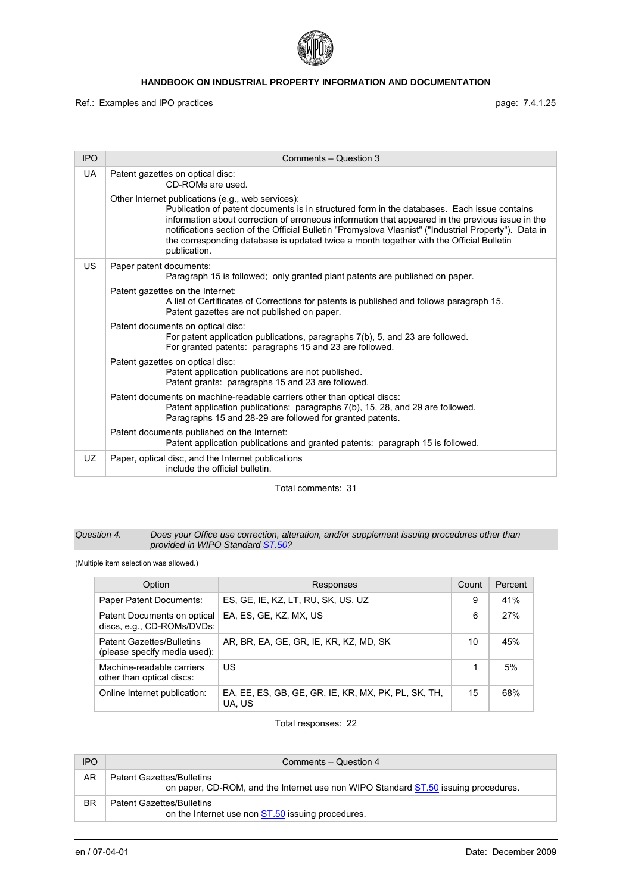| IPO | Comments – Question 3 |
|---|---|
| UA | Patent gazettes on optical disc:<br>CD-ROMs are used.<br><br>Other Internet publications (e.g., web services):<br>Publication of patent documents is in structured form in the databases. Each issue contains information about correction of erroneous information that appeared in the previous issue in the notifications section of the Official Bulletin "Promyslova Vlasnist" ("Industrial Property"). Data in the corresponding database is updated twice a month together with the Official Bulletin publication. |
| US | Paper patent documents:<br>Paragraph 15 is followed; only granted plant patents are published on paper.<br><br>Patent gazettes on the Internet:<br>A list of Certificates of Corrections for patents is published and follows paragraph 15. Patent gazettes are not published on paper.<br><br>Patent documents on optical disc:<br>For patent application publications, paragraphs 7(b), 5, and 23 are followed. For granted patents: paragraphs 15 and 23 are followed.<br><br>Patent gazettes on optical disc:<br>Patent application publications are not published. Patent grants: paragraphs 15 and 23 are followed.<br><br>Patent documents on machine-readable carriers other than optical discs:<br>Patent application publications: paragraphs 7(b), 15, 28, and 29 are followed. Paragraphs 15 and 28-29 are followed for granted patents.<br><br>Patent documents published on the Internet:<br>Patent application publications and granted patents: paragraph 15 is followed. |
| UZ | Paper, optical disc, and the Internet publications include the official bulletin. |

Total comments: 31

*Question 4. Does your Office use correction, alteration, and/or supplement issuing procedures other than provided in WIPO Standard ST.50?*

(Multiple item selection was allowed.)

| Option | Responses | Count | Percent |
|---|---|---|---|
| Paper Patent Documents: | ES, GE, IE, KZ, LT, RU, SK, US, UZ | 9 | 41% |
| Patent Documents on optical discs, e.g., CD-ROMs/DVDs: | EA, ES, GE, KZ, MX, US | 6 | 27% |
| Patent Gazettes/Bulletins (please specify media used): | AR, BR, EA, GE, GR, IE, KR, KZ, MD, SK | 10 | 45% |
| Machine-readable carriers other than optical discs: | US | 1 | 5% |
| Online Internet publication: | EA, EE, ES, GB, GE, GR, IE, KR, MX, PK, PL, SK, TH, UA, US | 15 | 68% |

Total responses: 22

| IPO | Comments – Question 4 |
|---|---|
| AR | Patent Gazettes/Bulletins<br>on paper, CD-ROM, and the Internet use non WIPO Standard ST.50 issuing procedures. |
| BR | Patent Gazettes/Bulletins<br>on the Internet use non ST.50 issuing procedures. |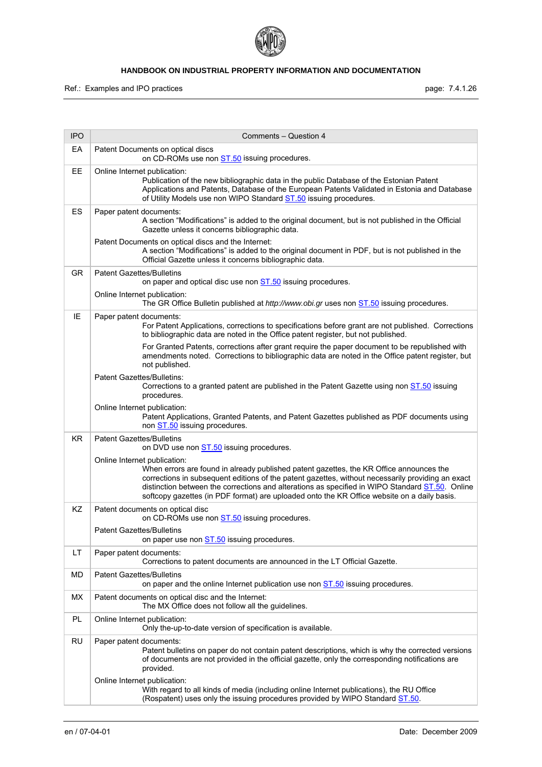| IPO | Comments – Question 4 |
|---|---|
| EA | Patent Documents on optical discs<br>on CD-ROMs use non ST.50 issuing procedures. |
| EE | Online Internet publication:<br>Publication of the new bibliographic data in the public Database of the Estonian Patent Applications and Patents, Database of the European Patents Validated in Estonia and Database of Utility Models use non WIPO Standard ST.50 issuing procedures. |
| ES | Paper patent documents:<br>A section "Modifications" is added to the original document, but is not published in the Official Gazette unless it concerns bibliographic data.<br>Patent Documents on optical discs and the Internet:<br>A section "Modifications" is added to the original document in PDF, but is not published in the Official Gazette unless it concerns bibliographic data. |
| GR | Patent Gazettes/Bulletins<br>on paper and optical disc use non ST.50 issuing procedures.<br>Online Internet publication:<br>The GR Office Bulletin published at *http://www.obi.gr* uses non ST.50 issuing procedures. |
| IE | Paper patent documents:<br>For Patent Applications, corrections to specifications before grant are not published. Corrections to bibliographic data are noted in the Office patent register, but not published.<br>For Granted Patents, corrections after grant require the paper document to be republished with amendments noted. Corrections to bibliographic data are noted in the Office patent register, but not published.<br>Patent Gazettes/Bulletins:<br>Corrections to a granted patent are published in the Patent Gazette using non ST.50 issuing procedures.<br>Online Internet publication:<br>Patent Applications, Granted Patents, and Patent Gazettes published as PDF documents using non ST.50 issuing procedures. |
| KR | Patent Gazettes/Bulletins<br>on DVD use non ST.50 issuing procedures.<br>Online Internet publication:<br>When errors are found in already published patent gazettes, the KR Office announces the corrections in subsequent editions of the patent gazettes, without necessarily providing an exact distinction between the corrections and alterations as specified in WIPO Standard ST.50. Online softcopy gazettes (in PDF format) are uploaded onto the KR Office website on a daily basis. |
| KZ | Patent documents on optical disc<br>on CD-ROMs use non ST.50 issuing procedures.<br>Patent Gazettes/Bulletins<br>on paper use non ST.50 issuing procedures. |
| LT | Paper patent documents:<br>Corrections to patent documents are announced in the LT Official Gazette. |
| MD | Patent Gazettes/Bulletins<br>on paper and the online Internet publication use non ST.50 issuing procedures. |
| MX | Patent documents on optical disc and the Internet:<br>The MX Office does not follow all the guidelines. |
| PL | Online Internet publication:<br>Only the-up-to-date version of specification is available. |
| RU | Paper patent documents:<br>Patent bulletins on paper do not contain patent descriptions, which is why the corrected versions of documents are not provided in the official gazette, only the corresponding notifications are provided.<br>Online Internet publication:<br>With regard to all kinds of media (including online Internet publications), the RU Office (Rospatent) uses only the issuing procedures provided by WIPO Standard ST.50. |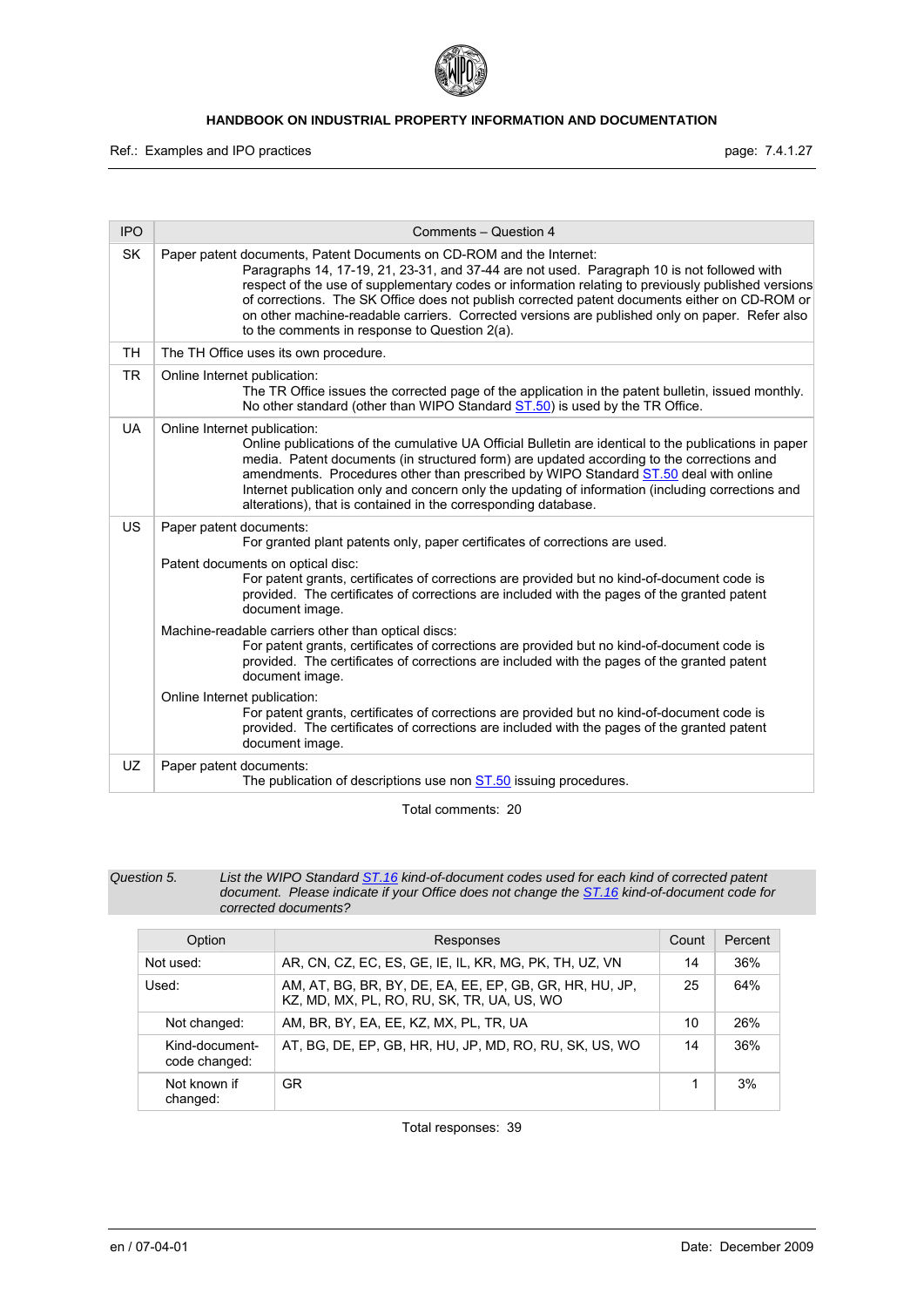| IPO | Comments – Question 4 |
|---|---|
| SK | Paper patent documents, Patent Documents on CD-ROM and the Internet:<br>Paragraphs 14, 17-19, 21, 23-31, and 37-44 are not used. Paragraph 10 is not followed with respect of the use of supplementary codes or information relating to previously published versions of corrections. The SK Office does not publish corrected patent documents either on CD-ROM or on other machine-readable carriers. Corrected versions are published only on paper. Refer also to the comments in response to Question 2(a). |
| TH | The TH Office uses its own procedure. |
| TR | Online Internet publication:<br>The TR Office issues the corrected page of the application in the patent bulletin, issued monthly. No other standard (other than WIPO Standard ST.50) is used by the TR Office. |
| UA | Online Internet publication:<br>Online publications of the cumulative UA Official Bulletin are identical to the publications in paper media. Patent documents (in structured form) are updated according to the corrections and amendments. Procedures other than prescribed by WIPO Standard ST.50 deal with online Internet publication only and concern only the updating of information (including corrections and alterations), that is contained in the corresponding database. |
| US | Paper patent documents:<br>For granted plant patents only, paper certificates of corrections are used.<br><br>Patent documents on optical disc:<br>For patent grants, certificates of corrections are provided but no kind-of-document code is provided. The certificates of corrections are included with the pages of the granted patent document image.<br><br>Machine-readable carriers other than optical discs:<br>For patent grants, certificates of corrections are provided but no kind-of-document code is provided. The certificates of corrections are included with the pages of the granted patent document image.<br><br>Online Internet publication:<br>For patent grants, certificates of corrections are provided but no kind-of-document code is provided. The certificates of corrections are included with the pages of the granted patent document image. |
| UZ | Paper patent documents:<br>The publication of descriptions use non ST.50 issuing procedures. |

Total comments: 20

*Question 5. List the WIPO Standard ST.16 kind-of-document codes used for each kind of corrected patent document. Please indicate if your Office does not change the ST.16 kind-of-document code for corrected documents?*

| Option | Responses | Count | Percent |
|---|---|---|---|
| Not used: | AR, CN, CZ, EC, ES, GE, IE, IL, KR, MG, PK, TH, UZ, VN | 14 | 36% |
| Used: | AM, AT, BG, BR, BY, DE, EA, EE, EP, GB, GR, HR, HU, JP, KZ, MD, MX, PL, RO, RU, SK, TR, UA, US, WO | 25 | 64% |
| Not changed: | AM, BR, BY, EA, EE, KZ, MX, PL, TR, UA | 10 | 26% |
| Kind-document-code changed: | AT, BG, DE, EP, GB, HR, HU, JP, MD, RO, RU, SK, US, WO | 14 | 36% |
| Not known if changed: | GR | 1 | 3% |

Total responses: 39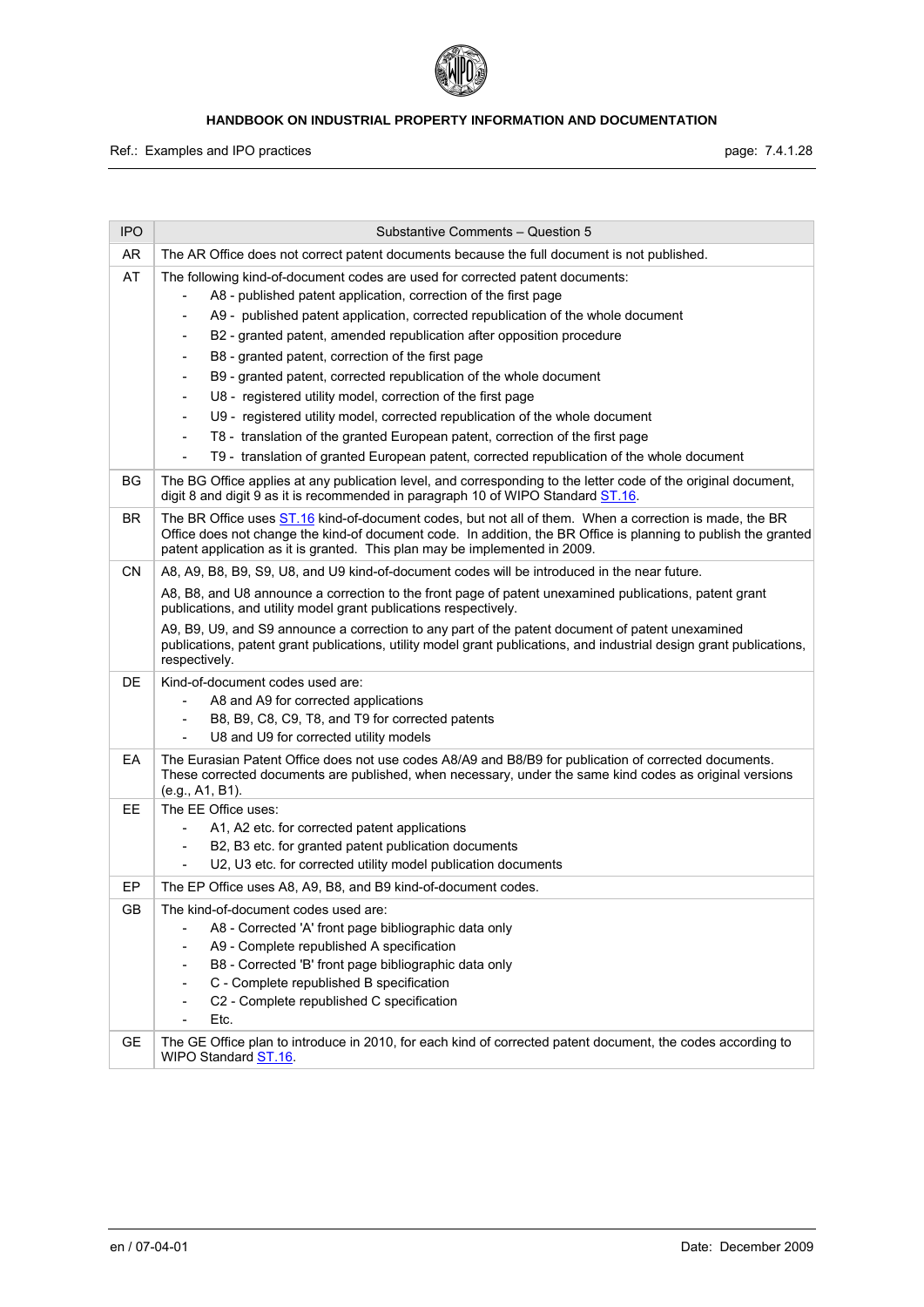| IPO | Substantive Comments – Question 5 |
|---|---|
| AR | The AR Office does not correct patent documents because the full document is not published. |
| AT | The following kind-of-document codes are used for corrected patent documents:<br>- A8 - published patent application, correction of the first page<br>- A9 - published patent application, corrected republication of the whole document<br>- B2 - granted patent, amended republication after opposition procedure<br>- B8 - granted patent, correction of the first page<br>- B9 - granted patent, corrected republication of the whole document<br>- U8 - registered utility model, correction of the first page<br>- U9 - registered utility model, corrected republication of the whole document<br>- T8 - translation of the granted European patent, correction of the first page<br>- T9 - translation of granted European patent, corrected republication of the whole document |
| BG | The BG Office applies at any publication level, and corresponding to the letter code of the original document, digit 8 and digit 9 as it is recommended in paragraph 10 of WIPO Standard ST.16. |
| BR | The BR Office uses ST.16 kind-of-document codes, but not all of them. When a correction is made, the BR Office does not change the kind-of document code. In addition, the BR Office is planning to publish the granted patent application as it is granted. This plan may be implemented in 2009. |
| CN | A8, A9, B8, B9, S9, U8, and U9 kind-of-document codes will be introduced in the near future.<br>A8, B8, and U8 announce a correction to the front page of patent unexamined publications, patent grant publications, and utility model grant publications respectively.<br>A9, B9, U9, and S9 announce a correction to any part of the patent document of patent unexamined publications, patent grant publications, utility model grant publications, and industrial design grant publications, respectively. |
| DE | Kind-of-document codes used are:<br>- A8 and A9 for corrected applications<br>- B8, B9, C8, C9, T8, and T9 for corrected patents<br>- U8 and U9 for corrected utility models |
| EA | The Eurasian Patent Office does not use codes A8/A9 and B8/B9 for publication of corrected documents. These corrected documents are published, when necessary, under the same kind codes as original versions (e.g., A1, B1). |
| EE | The EE Office uses:<br>- A1, A2 etc. for corrected patent applications<br>- B2, B3 etc. for granted patent publication documents<br>- U2, U3 etc. for corrected utility model publication documents |
| EP | The EP Office uses A8, A9, B8, and B9 kind-of-document codes. |
| GB | The kind-of-document codes used are:<br>- A8 - Corrected 'A' front page bibliographic data only<br>- A9 - Complete republished A specification<br>- B8 - Corrected 'B' front page bibliographic data only<br>- C - Complete republished B specification<br>- C2 - Complete republished C specification<br>- Etc. |
| GE | The GE Office plan to introduce in 2010, for each kind of corrected patent document, the codes according to WIPO Standard ST.16. |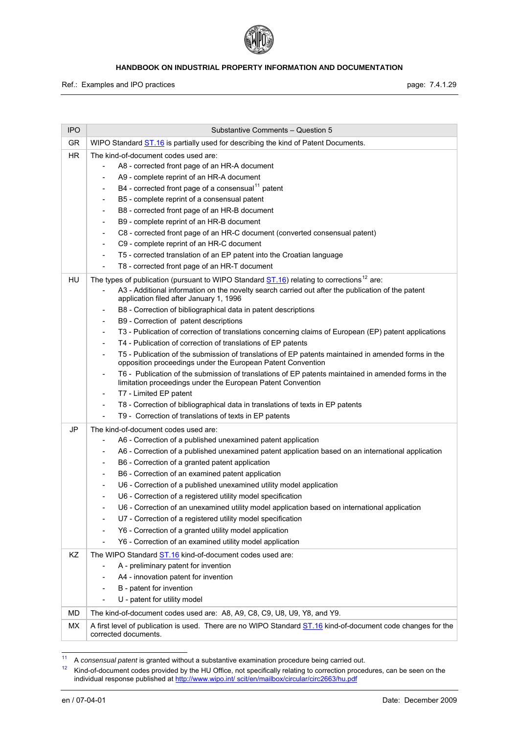| IPO | Substantive Comments – Question 5 |
|---|---|
| GR | WIPO Standard ST.16 is partially used for describing the kind of Patent Documents. |
| HR | The kind-of-document codes used are:<br>- A8 - corrected front page of an HR-A document<br>- A9 - complete reprint of an HR-A document<br>- B4 - corrected front page of a consensual[11] patent<br>- B5 - complete reprint of a consensual patent<br>- B8 - corrected front page of an HR-B document<br>- B9 - complete reprint of an HR-B document<br>- C8 - corrected front page of an HR-C document (converted consensual patent)<br>- C9 - complete reprint of an HR-C document<br>- T5 - corrected translation of an EP patent into the Croatian language<br>- T8 - corrected front page of an HR-T document |
| HU | The types of publication (pursuant to WIPO Standard ST.16) relating to corrections[12] are:<br>- A3 - Additional information on the novelty search carried out after the publication of the patent application filed after January 1, 1996<br>- B8 - Correction of bibliographical data in patent descriptions<br>- B9 - Correction of patent descriptions<br>- T3 - Publication of correction of translations concerning claims of European (EP) patent applications<br>- T4 - Publication of correction of translations of EP patents<br>- T5 - Publication of the submission of translations of EP patents maintained in amended forms in the opposition proceedings under the European Patent Convention<br>- T6 - Publication of the submission of translations of EP patents maintained in amended forms in the limitation proceedings under the European Patent Convention<br>- T7 - Limited EP patent<br>- T8 - Correction of bibliographical data in translations of texts in EP patents<br>- T9 - Correction of translations of texts in EP patents |
| JP | The kind-of-document codes used are:<br>- A6 - Correction of a published unexamined patent application<br>- A6 - Correction of a published unexamined patent application based on an international application<br>- B6 - Correction of a granted patent application<br>- B6 - Correction of an examined patent application<br>- U6 - Correction of a published unexamined utility model application<br>- U6 - Correction of a registered utility model specification<br>- U6 - Correction of an unexamined utility model application based on international application<br>- U7 - Correction of a registered utility model specification<br>- Y6 - Correction of a granted utility model application<br>- Y6 - Correction of an examined utility model application |
| KZ | The WIPO Standard ST.16 kind-of-document codes used are:<br>- A - preliminary patent for invention<br>- A4 - innovation patent for invention<br>- B - patent for invention<br>- U - patent for utility model |
| MD | The kind-of-document codes used are: A8, A9, C8, C9, U8, U9, Y8, and Y9. |
| MX | A first level of publication is used. There are no WIPO Standard ST.16 kind-of-document code changes for the corrected documents. |

[11] A *consensual patent* is granted without a substantive examination procedure being carried out.

[12] Kind-of-document codes provided by the HU Office, not specifically relating to correction procedures, can be seen on the individual response published at http://www.wipo.int/ scit/en/mailbox/circular/circ2663/hu.pdf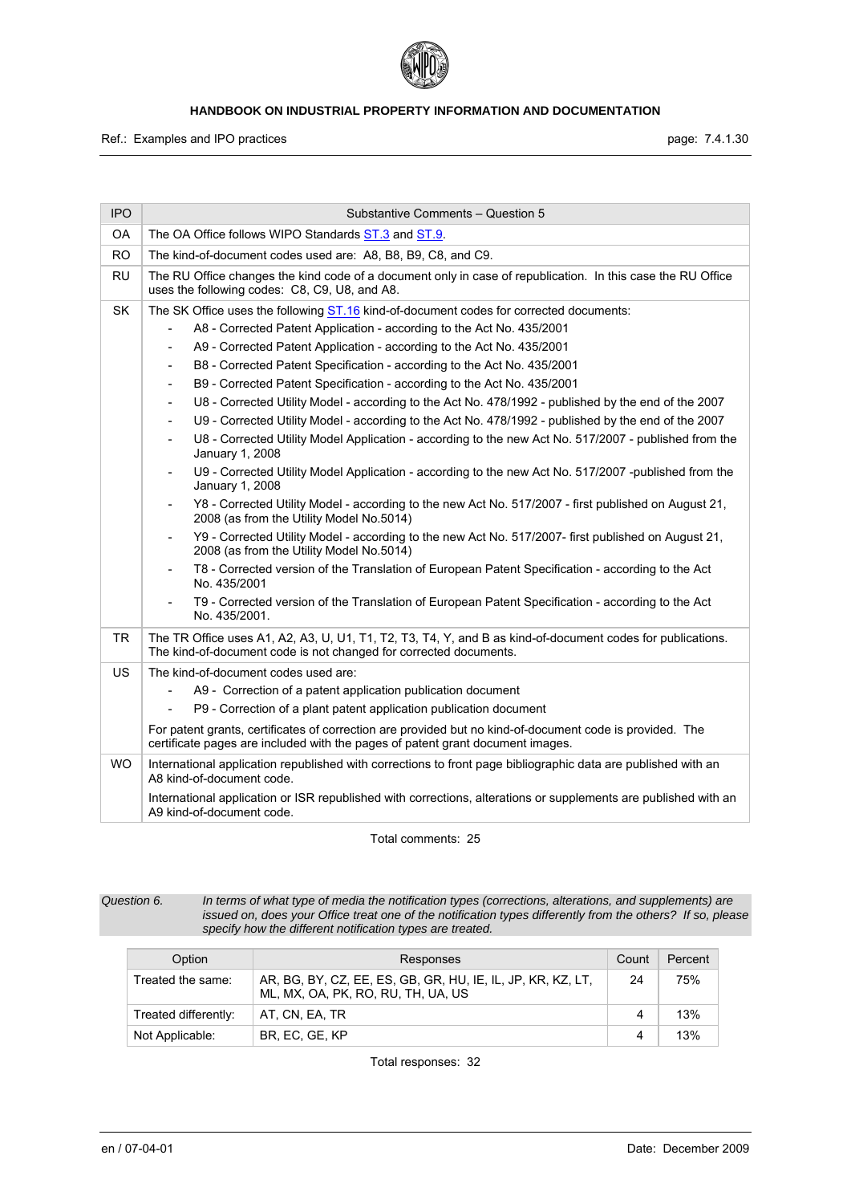| IPO | Substantive Comments – Question 5 |
|---|---|
| OA | The OA Office follows WIPO Standards ST.3 and ST.9. |
| RO | The kind-of-document codes used are: A8, B8, B9, C8, and C9. |
| RU | The RU Office changes the kind code of a document only in case of republication. In this case the RU Office uses the following codes: C8, C9, U8, and A8. |
| SK | The SK Office uses the following ST.16 kind-of-document codes for corrected documents:<br>- A8 - Corrected Patent Application - according to the Act No. 435/2001<br>- A9 - Corrected Patent Application - according to the Act No. 435/2001<br>- B8 - Corrected Patent Specification - according to the Act No. 435/2001<br>- B9 - Corrected Patent Specification - according to the Act No. 435/2001<br>- U8 - Corrected Utility Model - according to the Act No. 478/1992 - published by the end of the 2007<br>- U9 - Corrected Utility Model - according to the Act No. 478/1992 - published by the end of the 2007<br>- U8 - Corrected Utility Model Application - according to the new Act No. 517/2007 - published from the January 1, 2008<br>- U9 - Corrected Utility Model Application - according to the new Act No. 517/2007 -published from the January 1, 2008<br>- Y8 - Corrected Utility Model - according to the new Act No. 517/2007 - first published on August 21, 2008 (as from the Utility Model No.5014)<br>- Y9 - Corrected Utility Model - according to the new Act No. 517/2007- first published on August 21, 2008 (as from the Utility Model No.5014)<br>- T8 - Corrected version of the Translation of European Patent Specification - according to the Act No. 435/2001<br>- T9 - Corrected version of the Translation of European Patent Specification - according to the Act No. 435/2001. |
| TR | The TR Office uses A1, A2, A3, U, U1, T1, T2, T3, T4, Y, and B as kind-of-document codes for publications. The kind-of-document code is not changed for corrected documents. |
| US | The kind-of-document codes used are:<br>- A9 - Correction of a patent application publication document<br>- P9 - Correction of a plant patent application publication document<br><br>For patent grants, certificates of correction are provided but no kind-of-document code is provided. The certificate pages are included with the pages of patent grant document images. |
| WO | International application republished with corrections to front page bibliographic data are published with an A8 kind-of-document code.<br><br>International application or ISR republished with corrections, alterations or supplements are published with an A9 kind-of-document code. |

Total comments: 25

*Question 6. In terms of what type of media the notification types (corrections, alterations, and supplements) are issued on, does your Office treat one of the notification types differently from the others? If so, please specify how the different notification types are treated.*

| Option | Responses | Count | Percent |
|---|---|---|---|
| Treated the same: | AR, BG, BY, CZ, EE, ES, GB, GR, HU, IE, IL, JP, KR, KZ, LT, ML, MX, OA, PK, RO, RU, TH, UA, US | 24 | 75% |
| Treated differently: | AT, CN, EA, TR | 4 | 13% |
| Not Applicable: | BR, EC, GE, KP | 4 | 13% |

Total responses: 32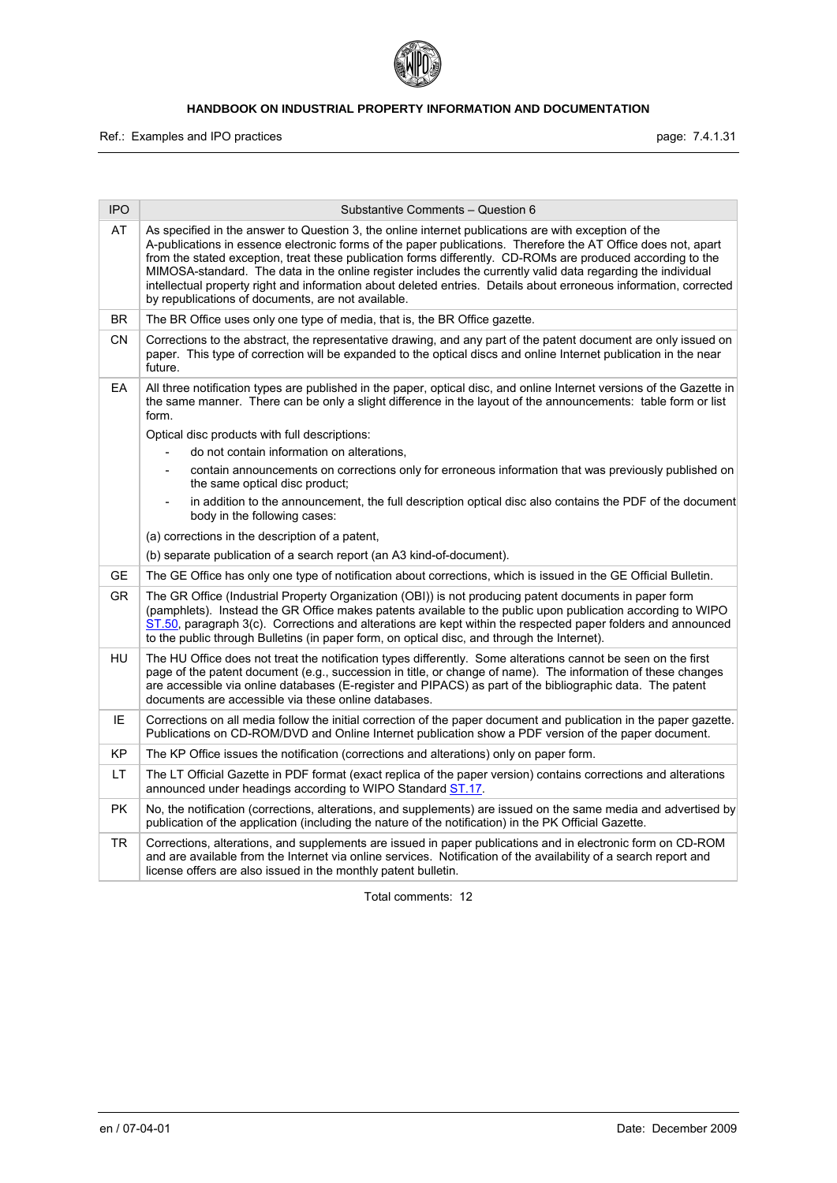| IPO | Substantive Comments – Question 6 |
|---|---|
| AT | As specified in the answer to Question 3, the online internet publications are with exception of the A-publications in essence electronic forms of the paper publications. Therefore the AT Office does not, apart from the stated exception, treat these publication forms differently. CD-ROMs are produced according to the MIMOSA-standard. The data in the online register includes the currently valid data regarding the individual intellectual property right and information about deleted entries. Details about erroneous information, corrected by republications of documents, are not available. |
| BR | The BR Office uses only one type of media, that is, the BR Office gazette. |
| CN | Corrections to the abstract, the representative drawing, and any part of the patent document are only issued on paper. This type of correction will be expanded to the optical discs and online Internet publication in the near future. |
| EA | All three notification types are published in the paper, optical disc, and online Internet versions of the Gazette in the same manner. There can be only a slight difference in the layout of the announcements: table form or list form.<br><br>Optical disc products with full descriptions:<br>- do not contain information on alterations,<br>- contain announcements on corrections only for erroneous information that was previously published on the same optical disc product;<br>- in addition to the announcement, the full description optical disc also contains the PDF of the document body in the following cases:<br><br>(a) corrections in the description of a patent,<br>(b) separate publication of a search report (an A3 kind-of-document). |
| GE | The GE Office has only one type of notification about corrections, which is issued in the GE Official Bulletin. |
| GR | The GR Office (Industrial Property Organization (OBI)) is not producing patent documents in paper form (pamphlets). Instead the GR Office makes patents available to the public upon publication according to WIPO ST.50, paragraph 3(c). Corrections and alterations are kept within the respected paper folders and announced to the public through Bulletins (in paper form, on optical disc, and through the Internet). |
| HU | The HU Office does not treat the notification types differently. Some alterations cannot be seen on the first page of the patent document (e.g., succession in title, or change of name). The information of these changes are accessible via online databases (E-register and PIPACS) as part of the bibliographic data. The patent documents are accessible via these online databases. |
| IE | Corrections on all media follow the initial correction of the paper document and publication in the paper gazette. Publications on CD-ROM/DVD and Online Internet publication show a PDF version of the paper document. |
| KP | The KP Office issues the notification (corrections and alterations) only on paper form. |
| LT | The LT Official Gazette in PDF format (exact replica of the paper version) contains corrections and alterations announced under headings according to WIPO Standard ST.17. |
| PK | No, the notification (corrections, alterations, and supplements) are issued on the same media and advertised by publication of the application (including the nature of the notification) in the PK Official Gazette. |
| TR | Corrections, alterations, and supplements are issued in paper publications and in electronic form on CD-ROM and are available from the Internet via online services. Notification of the availability of a search report and license offers are also issued in the monthly patent bulletin. |

Total comments: 12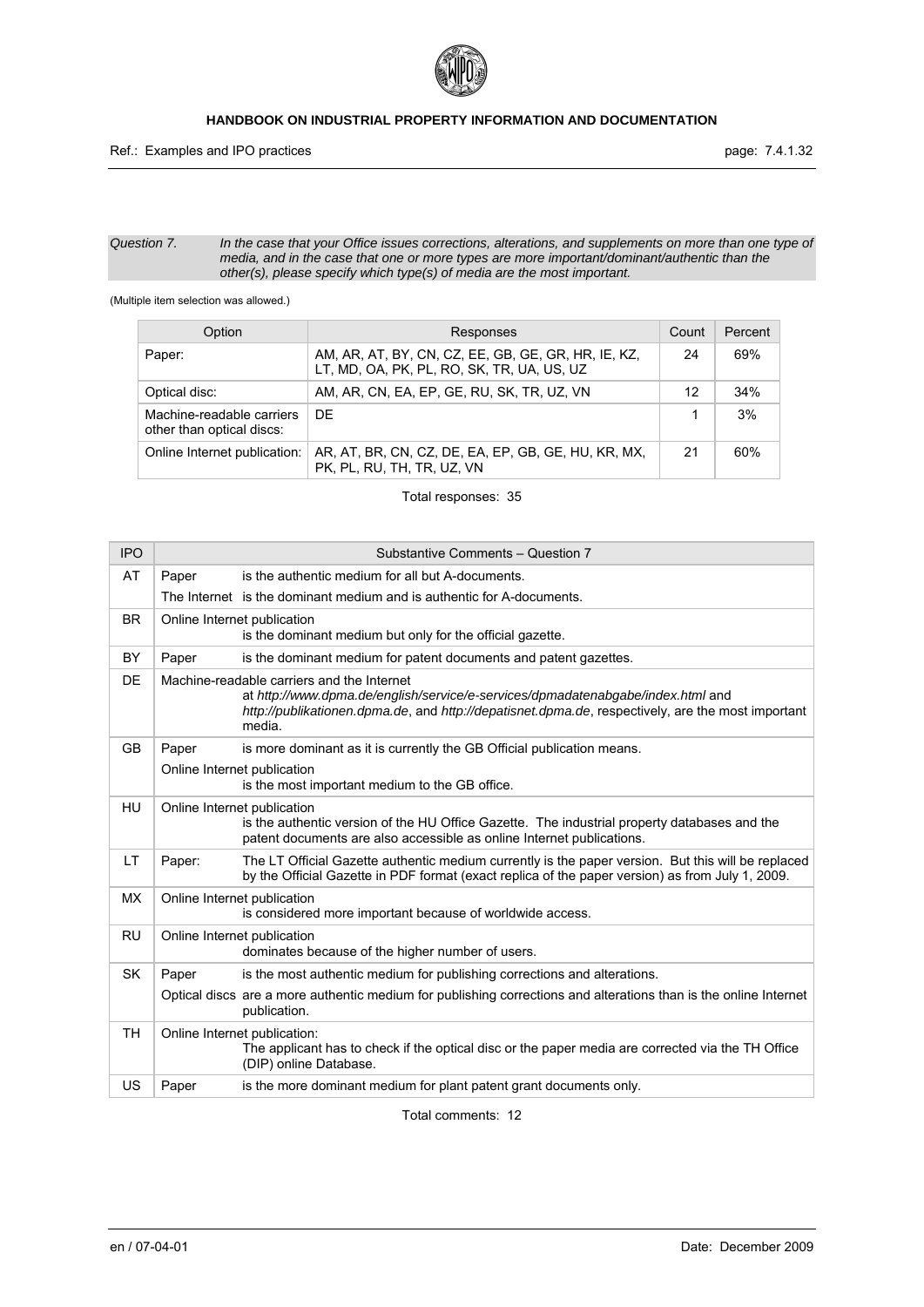*Question 7. In the case that your Office issues corrections, alterations, and supplements on more than one type of media, and in the case that one or more types are more important/dominant/authentic than the other(s), please specify which type(s) of media are the most important.*

(Multiple item selection was allowed.)

| Option | Responses | Count | Percent |
|---|---|---|---|
| Paper: | AM, AR, AT, BY, CN, CZ, EE, GB, GE, GR, HR, IE, KZ, LT, MD, OA, PK, PL, RO, SK, TR, UA, US, UZ | 24 | 69% |
| Optical disc: | AM, AR, CN, EA, EP, GE, RU, SK, TR, UZ, VN | 12 | 34% |
| Machine-readable carriers other than optical discs: | DE | 1 | 3% |
| Online Internet publication: | AR, AT, BR, CN, CZ, DE, EA, EP, GB, GE, HU, KR, MX, PK, PL, RU, TH, TR, UZ, VN | 21 | 60% |

Total responses: 35

| IPO | Substantive Comments – Question 7 |
|---|---|
| AT | Paper is the authentic medium for all but A-documents.<br>The Internet is the dominant medium and is authentic for A-documents. |
| BR | Online Internet publication<br>is the dominant medium but only for the official gazette. |
| BY | Paper is the dominant medium for patent documents and patent gazettes. |
| DE | Machine-readable carriers and the Internet<br>at *http://www.dpma.de/english/service/e-services/dpmadatenabgabe/index.html* and *http://publikationen.dpma.de*, and *http://depatisnet.dpma.de*, respectively, are the most important media. |
| GB | Paper is more dominant as it is currently the GB Official publication means.<br>Online Internet publication<br>is the most important medium to the GB office. |
| HU | Online Internet publication<br>is the authentic version of the HU Office Gazette. The industrial property databases and the patent documents are also accessible as online Internet publications. |
| LT | Paper: The LT Official Gazette authentic medium currently is the paper version. But this will be replaced by the Official Gazette in PDF format (exact replica of the paper version) as from July 1, 2009. |
| MX | Online Internet publication<br>is considered more important because of worldwide access. |
| RU | Online Internet publication<br>dominates because of the higher number of users. |
| SK | Paper is the most authentic medium for publishing corrections and alterations.<br>Optical discs are a more authentic medium for publishing corrections and alterations than is the online Internet publication. |
| TH | Online Internet publication:<br>The applicant has to check if the optical disc or the paper media are corrected via the TH Office (DIP) online Database. |
| US | Paper is the more dominant medium for plant patent grant documents only. |

Total comments: 12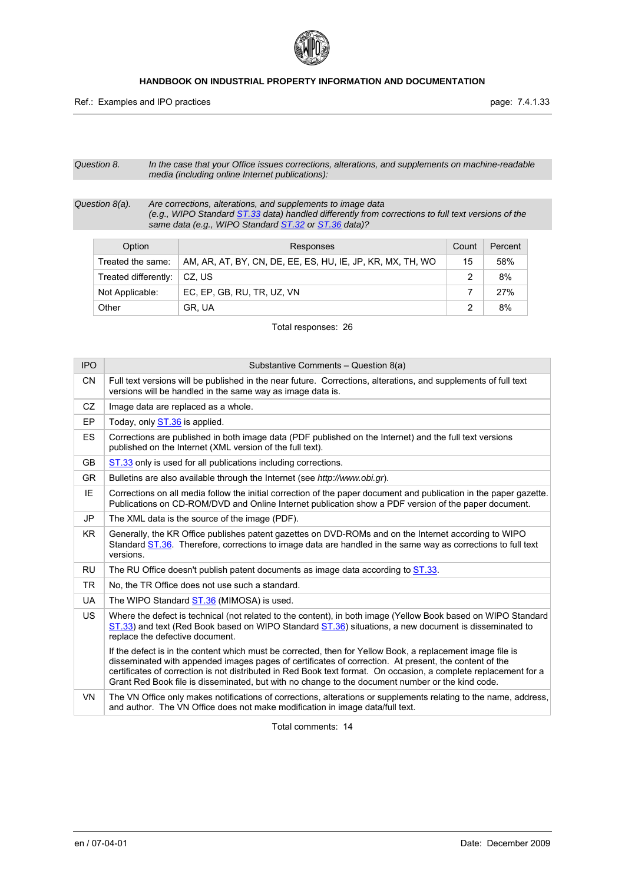*Question 8.* *In the case that your Office issues corrections, alterations, and supplements on machine-readable media (including online Internet publications):*

*Question 8(a).* *Are corrections, alterations, and supplements to image data (e.g., WIPO Standard ST.33 data) handled differently from corrections to full text versions of the same data (e.g., WIPO Standard ST.32 or ST.36 data)?*

| Option | Responses | Count | Percent |
|---|---|---|---|
| Treated the same: | AM, AR, AT, BY, CN, DE, EE, ES, HU, IE, JP, KR, MX, TH, WO | 15 | 58% |
| Treated differently: | CZ, US | 2 | 8% |
| Not Applicable: | EC, EP, GB, RU, TR, UZ, VN | 7 | 27% |
| Other | GR, UA | 2 | 8% |

Total responses: 26

| IPO | Substantive Comments – Question 8(a) |
|---|---|
| CN | Full text versions will be published in the near future. Corrections, alterations, and supplements of full text versions will be handled in the same way as image data is. |
| CZ | Image data are replaced as a whole. |
| EP | Today, only ST.36 is applied. |
| ES | Corrections are published in both image data (PDF published on the Internet) and the full text versions published on the Internet (XML version of the full text). |
| GB | ST.33 only is used for all publications including corrections. |
| GR | Bulletins are also available through the Internet (see *http://www.obi.gr*). |
| IE | Corrections on all media follow the initial correction of the paper document and publication in the paper gazette. Publications on CD-ROM/DVD and Online Internet publication show a PDF version of the paper document. |
| JP | The XML data is the source of the image (PDF). |
| KR | Generally, the KR Office publishes patent gazettes on DVD-ROMs and on the Internet according to WIPO Standard ST.36. Therefore, corrections to image data are handled in the same way as corrections to full text versions. |
| RU | The RU Office doesn't publish patent documents as image data according to ST.33. |
| TR | No, the TR Office does not use such a standard. |
| UA | The WIPO Standard ST.36 (MIMOSA) is used. |
| US | Where the defect is technical (not related to the content), in both image (Yellow Book based on WIPO Standard ST.33) and text (Red Book based on WIPO Standard ST.36) situations, a new document is disseminated to replace the defective document.<br><br>If the defect is in the content which must be corrected, then for Yellow Book, a replacement image file is disseminated with appended images pages of certificates of correction. At present, the content of the certificates of correction is not distributed in Red Book text format. On occasion, a complete replacement for a Grant Red Book file is disseminated, but with no change to the document number or the kind code. |
| VN | The VN Office only makes notifications of corrections, alterations or supplements relating to the name, address, and author. The VN Office does not make modification in image data/full text. |

Total comments: 14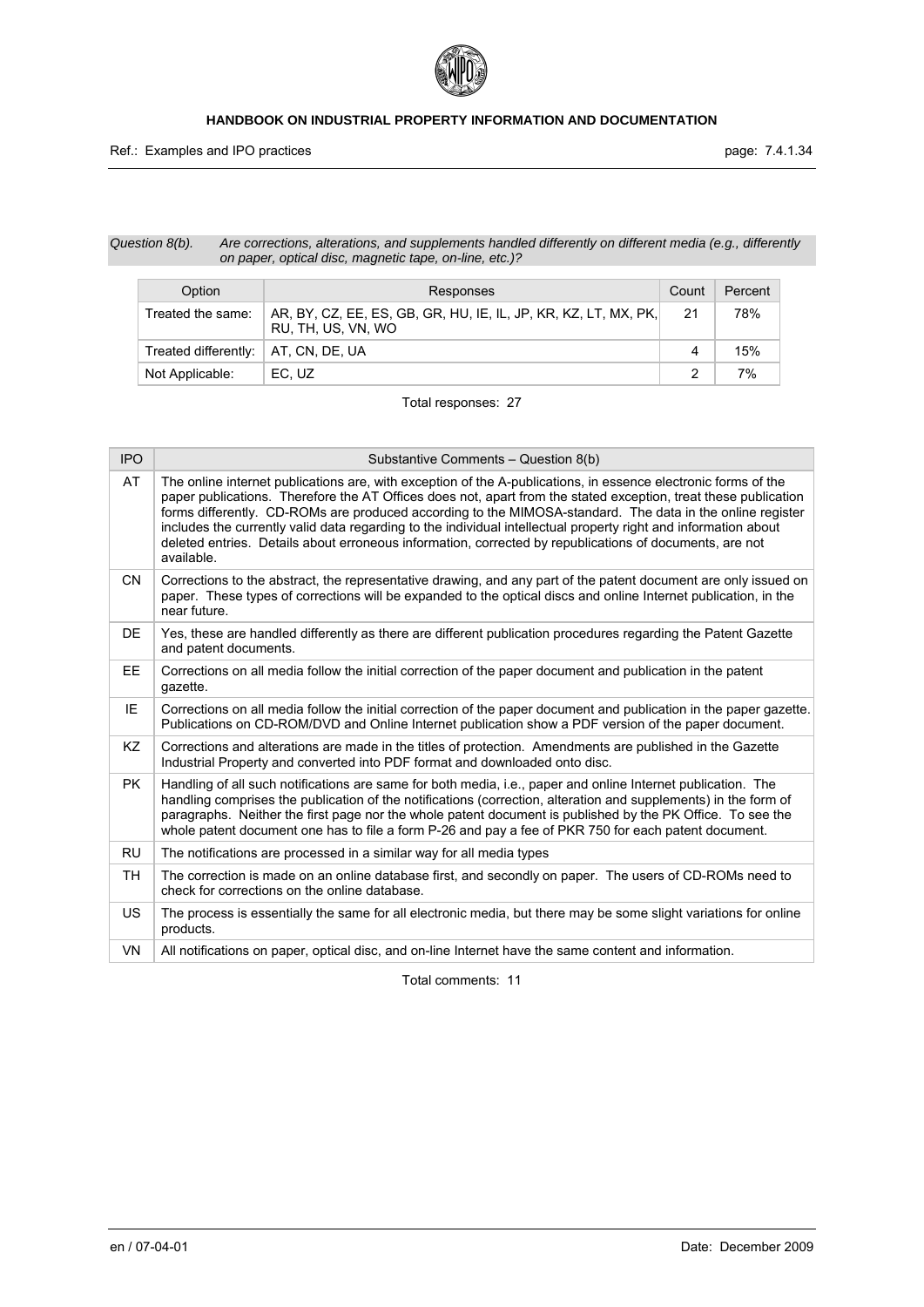*Question 8(b).* *Are corrections, alterations, and supplements handled differently on different media (e.g., differently on paper, optical disc, magnetic tape, on-line, etc.)?*

| Option | Responses | Count | Percent |
|---|---|---|---|
| Treated the same: | AR, BY, CZ, EE, ES, GB, GR, HU, IE, IL, JP, KR, KZ, LT, MX, PK, RU, TH, US, VN, WO | 21 | 78% |
| Treated differently: | AT, CN, DE, UA | 4 | 15% |
| Not Applicable: | EC, UZ | 2 | 7% |

Total responses: 27

| IPO | Substantive Comments – Question 8(b) |
|---|---|
| AT | The online internet publications are, with exception of the A-publications, in essence electronic forms of the paper publications. Therefore the AT Offices does not, apart from the stated exception, treat these publication forms differently. CD-ROMs are produced according to the MIMOSA-standard. The data in the online register includes the currently valid data regarding to the individual intellectual property right and information about deleted entries. Details about erroneous information, corrected by republications of documents, are not available. |
| CN | Corrections to the abstract, the representative drawing, and any part of the patent document are only issued on paper. These types of corrections will be expanded to the optical discs and online Internet publication, in the near future. |
| DE | Yes, these are handled differently as there are different publication procedures regarding the Patent Gazette and patent documents. |
| EE | Corrections on all media follow the initial correction of the paper document and publication in the patent gazette. |
| IE | Corrections on all media follow the initial correction of the paper document and publication in the paper gazette. Publications on CD-ROM/DVD and Online Internet publication show a PDF version of the paper document. |
| KZ | Corrections and alterations are made in the titles of protection. Amendments are published in the Gazette Industrial Property and converted into PDF format and downloaded onto disc. |
| PK | Handling of all such notifications are same for both media, i.e., paper and online Internet publication. The handling comprises the publication of the notifications (correction, alteration and supplements) in the form of paragraphs. Neither the first page nor the whole patent document is published by the PK Office. To see the whole patent document one has to file a form P-26 and pay a fee of PKR 750 for each patent document. |
| RU | The notifications are processed in a similar way for all media types |
| TH | The correction is made on an online database first, and secondly on paper. The users of CD-ROMs need to check for corrections on the online database. |
| US | The process is essentially the same for all electronic media, but there may be some slight variations for online products. |
| VN | All notifications on paper, optical disc, and on-line Internet have the same content and information. |

Total comments: 11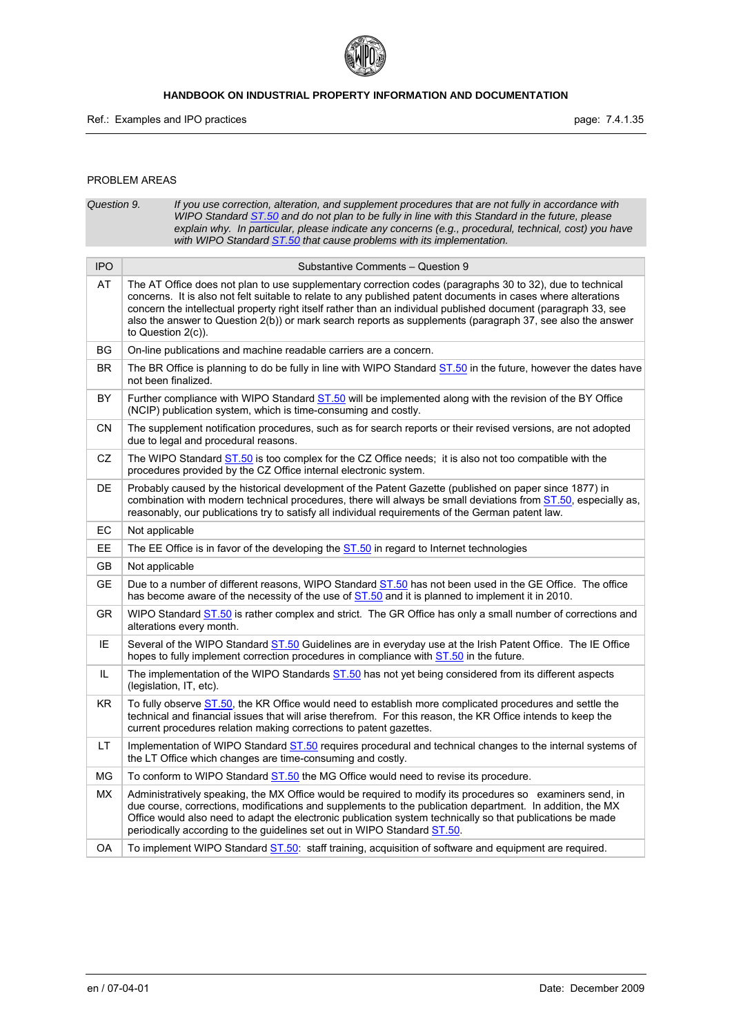PROBLEM AREAS

*Question 9.* *If you use correction, alteration, and supplement procedures that are not fully in accordance with WIPO Standard ST.50 and do not plan to be fully in line with this Standard in the future, please explain why. In particular, please indicate any concerns (e.g., procedural, technical, cost) you have with WIPO Standard ST.50 that cause problems with its implementation.*

| IPO | Substantive Comments – Question 9 |
|---|---|
| AT | The AT Office does not plan to use supplementary correction codes (paragraphs 30 to 32), due to technical concerns. It is also not felt suitable to relate to any published patent documents in cases where alterations concern the intellectual property right itself rather than an individual published document (paragraph 33, see also the answer to Question 2(b)) or mark search reports as supplements (paragraph 37, see also the answer to Question 2(c)). |
| BG | On-line publications and machine readable carriers are a concern. |
| BR | The BR Office is planning to do be fully in line with WIPO Standard ST.50 in the future, however the dates have not been finalized. |
| BY | Further compliance with WIPO Standard ST.50 will be implemented along with the revision of the BY Office (NCIP) publication system, which is time-consuming and costly. |
| CN | The supplement notification procedures, such as for search reports or their revised versions, are not adopted due to legal and procedural reasons. |
| CZ | The WIPO Standard ST.50 is too complex for the CZ Office needs; it is also not too compatible with the procedures provided by the CZ Office internal electronic system. |
| DE | Probably caused by the historical development of the Patent Gazette (published on paper since 1877) in combination with modern technical procedures, there will always be small deviations from ST.50, especially as, reasonably, our publications try to satisfy all individual requirements of the German patent law. |
| EC | Not applicable |
| EE | The EE Office is in favor of the developing the ST.50 in regard to Internet technologies |
| GB | Not applicable |
| GE | Due to a number of different reasons, WIPO Standard ST.50 has not been used in the GE Office. The office has become aware of the necessity of the use of ST.50 and it is planned to implement it in 2010. |
| GR | WIPO Standard ST.50 is rather complex and strict. The GR Office has only a small number of corrections and alterations every month. |
| IE | Several of the WIPO Standard ST.50 Guidelines are in everyday use at the Irish Patent Office. The IE Office hopes to fully implement correction procedures in compliance with ST.50 in the future. |
| IL | The implementation of the WIPO Standards ST.50 has not yet being considered from its different aspects (legislation, IT, etc). |
| KR | To fully observe ST.50, the KR Office would need to establish more complicated procedures and settle the technical and financial issues that will arise therefrom. For this reason, the KR Office intends to keep the current procedures relation making corrections to patent gazettes. |
| LT | Implementation of WIPO Standard ST.50 requires procedural and technical changes to the internal systems of the LT Office which changes are time-consuming and costly. |
| MG | To conform to WIPO Standard ST.50 the MG Office would need to revise its procedure. |
| MX | Administratively speaking, the MX Office would be required to modify its procedures so examiners send, in due course, corrections, modifications and supplements to the publication department. In addition, the MX Office would also need to adapt the electronic publication system technically so that publications be made periodically according to the guidelines set out in WIPO Standard ST.50. |
| OA | To implement WIPO Standard ST.50: staff training, acquisition of software and equipment are required. |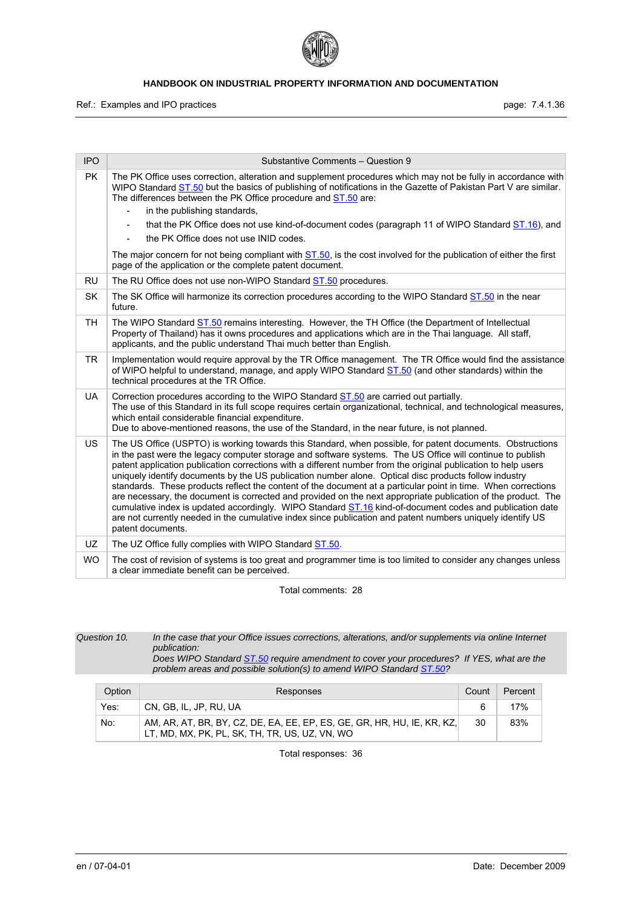| IPO | Substantive Comments – Question 9 |
|---|---|
| PK | The PK Office uses correction, alteration and supplement procedures which may not be fully in accordance with WIPO Standard ST.50 but the basics of publishing of notifications in the Gazette of Pakistan Part V are similar. The differences between the PK Office procedure and ST.50 are:<br>- in the publishing standards,<br>- that the PK Office does not use kind-of-document codes (paragraph 11 of WIPO Standard ST.16), and<br>- the PK Office does not use INID codes.<br>The major concern for not being compliant with ST.50, is the cost involved for the publication of either the first page of the application or the complete patent document. |
| RU | The RU Office does not use non-WIPO Standard ST.50 procedures. |
| SK | The SK Office will harmonize its correction procedures according to the WIPO Standard ST.50 in the near future. |
| TH | The WIPO Standard ST.50 remains interesting. However, the TH Office (the Department of Intellectual Property of Thailand) has it owns procedures and applications which are in the Thai language. All staff, applicants, and the public understand Thai much better than English. |
| TR | Implementation would require approval by the TR Office management. The TR Office would find the assistance of WIPO helpful to understand, manage, and apply WIPO Standard ST.50 (and other standards) within the technical procedures at the TR Office. |
| UA | Correction procedures according to the WIPO Standard ST.50 are carried out partially.<br>The use of this Standard in its full scope requires certain organizational, technical, and technological measures, which entail considerable financial expenditure.<br>Due to above-mentioned reasons, the use of the Standard, in the near future, is not planned. |
| US | The US Office (USPTO) is working towards this Standard, when possible, for patent documents. Obstructions in the past were the legacy computer storage and software systems. The US Office will continue to publish patent application publication corrections with a different number from the original publication to help users uniquely identify documents by the US publication number alone. Optical disc products follow industry standards. These products reflect the content of the document at a particular point in time. When corrections are necessary, the document is corrected and provided on the next appropriate publication of the product. The cumulative index is updated accordingly. WIPO Standard ST.16 kind-of-document codes and publication date are not currently needed in the cumulative index since publication and patent numbers uniquely identify US patent documents. |
| UZ | The UZ Office fully complies with WIPO Standard ST.50. |
| WO | The cost of revision of systems is too great and programmer time is too limited to consider any changes unless a clear immediate benefit can be perceived. |

Total comments: 28

*Question 10. In the case that your Office issues corrections, alterations, and/or supplements via online Internet publication:*
*Does WIPO Standard ST.50 require amendment to cover your procedures? If YES, what are the problem areas and possible solution(s) to amend WIPO Standard ST.50?*

| Option | Responses | Count | Percent |
|---|---|---|---|
| Yes: | CN, GB, IL, JP, RU, UA | 6 | 17% |
| No: | AM, AR, AT, BR, BY, CZ, DE, EA, EE, EP, ES, GE, GR, HR, HU, IE, KR, KZ, LT, MD, MX, PK, PL, SK, TH, TR, US, UZ, VN, WO | 30 | 83% |

Total responses: 36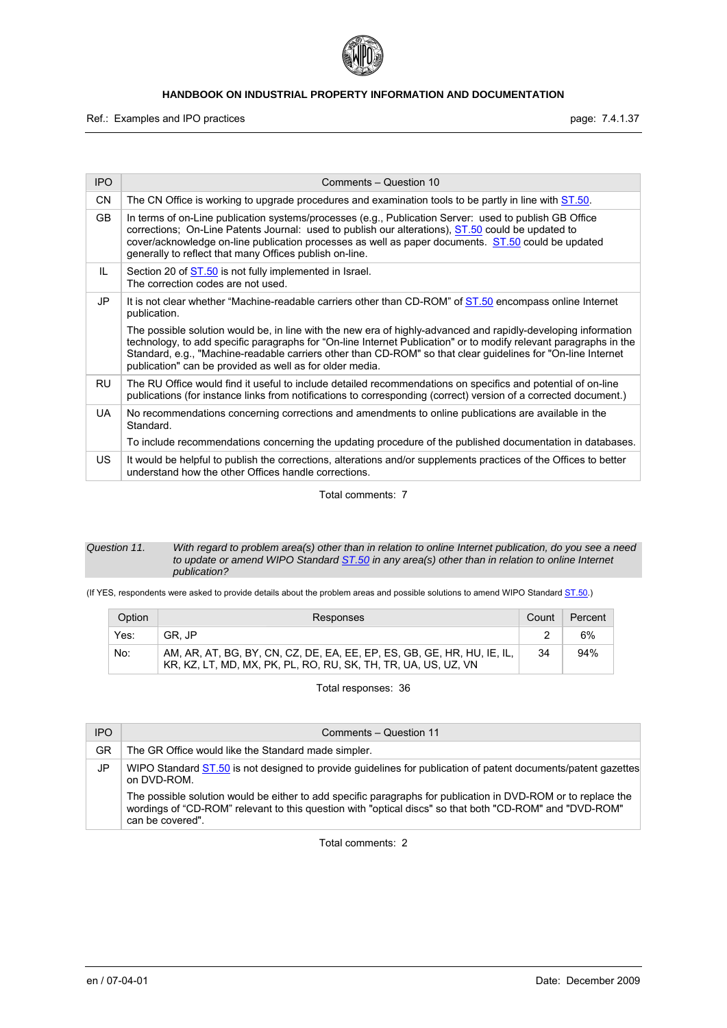| IPO | Comments – Question 10 |
| --- | --- |
| CN | The CN Office is working to upgrade procedures and examination tools to be partly in line with ST.50. |
| GB | In terms of on-Line publication systems/processes (e.g., Publication Server: used to publish GB Office corrections; On-Line Patents Journal: used to publish our alterations), ST.50 could be updated to cover/acknowledge on-line publication processes as well as paper documents. ST.50 could be updated generally to reflect that many Offices publish on-line. |
| IL | Section 20 of ST.50 is not fully implemented in Israel.<br>The correction codes are not used. |
| JP | It is not clear whether "Machine-readable carriers other than CD-ROM" of ST.50 encompass online Internet publication.<br><br>The possible solution would be, in line with the new era of highly-advanced and rapidly-developing information technology, to add specific paragraphs for "On-line Internet Publication" or to modify relevant paragraphs in the Standard, e.g., "Machine-readable carriers other than CD-ROM" so that clear guidelines for "On-line Internet publication" can be provided as well as for older media. |
| RU | The RU Office would find it useful to include detailed recommendations on specifics and potential of on-line publications (for instance links from notifications to corresponding (correct) version of a corrected document.) |
| UA | No recommendations concerning corrections and amendments to online publications are available in the Standard.<br><br>To include recommendations concerning the updating procedure of the published documentation in databases. |
| US | It would be helpful to publish the corrections, alterations and/or supplements practices of the Offices to better understand how the other Offices handle corrections. |

Total comments: 7

*Question 11. With regard to problem area(s) other than in relation to online Internet publication, do you see a need to update or amend WIPO Standard ST.50 in any area(s) other than in relation to online Internet publication?*

(If YES, respondents were asked to provide details about the problem areas and possible solutions to amend WIPO Standard ST.50.)

| Option | Responses | Count | Percent |
| --- | --- | --- | --- |
| Yes: | GR, JP | 2 | 6% |
| No: | AM, AR, AT, BG, BY, CN, CZ, DE, EA, EE, EP, ES, GB, GE, HR, HU, IE, IL, KR, KZ, LT, MD, MX, PK, PL, RO, RU, SK, TH, TR, UA, US, UZ, VN | 34 | 94% |

Total responses: 36

| IPO | Comments – Question 11 |
| --- | --- |
| GR | The GR Office would like the Standard made simpler. |
| JP | WIPO Standard ST.50 is not designed to provide guidelines for publication of patent documents/patent gazettes on DVD-ROM.<br><br>The possible solution would be either to add specific paragraphs for publication in DVD-ROM or to replace the wordings of "CD-ROM" relevant to this question with "optical discs" so that both "CD-ROM" and "DVD-ROM" can be covered". |

Total comments: 2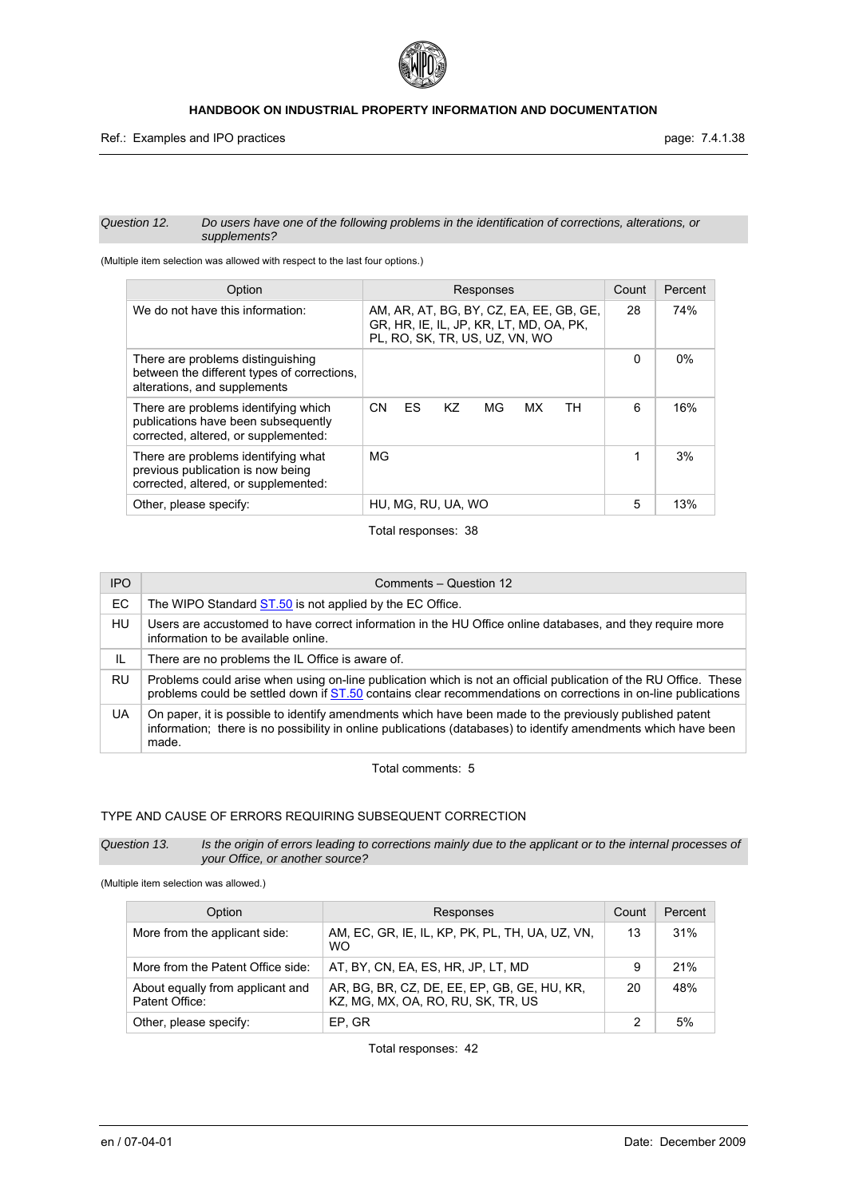*Question 12. Do users have one of the following problems in the identification of corrections, alterations, or supplements?*

(Multiple item selection was allowed with respect to the last four options.)

| Option | Responses | Count | Percent |
|---|---|---|---|
| We do not have this information: | AM, AR, AT, BG, BY, CZ, EA, EE, GB, GE, GR, HR, IE, IL, JP, KR, LT, MD, OA, PK, PL, RO, SK, TR, US, UZ, VN, WO | 28 | 74% |
| There are problems distinguishing between the different types of corrections, alterations, and supplements | | 0 | 0% |
| There are problems identifying which publications have been subsequently corrected, altered, or supplemented: | CN ES KZ MG MX TH | 6 | 16% |
| There are problems identifying what previous publication is now being corrected, altered, or supplemented: | MG | 1 | 3% |
| Other, please specify: | HU, MG, RU, UA, WO | 5 | 13% |

Total responses: 38

| IPO | Comments – Question 12 |
|---|---|
| EC | The WIPO Standard ST.50 is not applied by the EC Office. |
| HU | Users are accustomed to have correct information in the HU Office online databases, and they require more information to be available online. |
| IL | There are no problems the IL Office is aware of. |
| RU | Problems could arise when using on-line publication which is not an official publication of the RU Office. These problems could be settled down if ST.50 contains clear recommendations on corrections in on-line publications |
| UA | On paper, it is possible to identify amendments which have been made to the previously published patent information; there is no possibility in online publications (databases) to identify amendments which have been made. |

Total comments: 5

## TYPE AND CAUSE OF ERRORS REQUIRING SUBSEQUENT CORRECTION

*Question 13. Is the origin of errors leading to corrections mainly due to the applicant or to the internal processes of your Office, or another source?*

(Multiple item selection was allowed.)

| Option | Responses | Count | Percent |
|---|---|---|---|
| More from the applicant side: | AM, EC, GR, IE, IL, KP, PK, PL, TH, UA, UZ, VN, WO | 13 | 31% |
| More from the Patent Office side: | AT, BY, CN, EA, ES, HR, JP, LT, MD | 9 | 21% |
| About equally from applicant and Patent Office: | AR, BG, BR, CZ, DE, EE, EP, GB, GE, HU, KR, KZ, MG, MX, OA, RO, RU, SK, TR, US | 20 | 48% |
| Other, please specify: | EP, GR | 2 | 5% |

Total responses: 42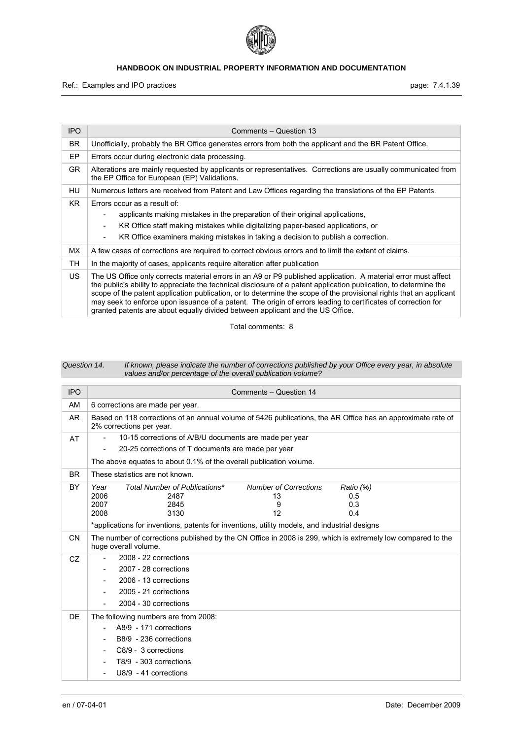| IPO | Comments – Question 13 |
|---|---|
| BR | Unofficially, probably the BR Office generates errors from both the applicant and the BR Patent Office. |
| EP | Errors occur during electronic data processing. |
| GR | Alterations are mainly requested by applicants or representatives. Corrections are usually communicated from the EP Office for European (EP) Validations. |
| HU | Numerous letters are received from Patent and Law Offices regarding the translations of the EP Patents. |
| KR | Errors occur as a result of:<br>- applicants making mistakes in the preparation of their original applications,<br>- KR Office staff making mistakes while digitalizing paper-based applications, or<br>- KR Office examiners making mistakes in taking a decision to publish a correction. |
| MX | A few cases of corrections are required to correct obvious errors and to limit the extent of claims. |
| TH | In the majority of cases, applicants require alteration after publication |
| US | The US Office only corrects material errors in an A9 or P9 published application. A material error must affect the public's ability to appreciate the technical disclosure of a patent application publication, to determine the scope of the patent application publication, or to determine the scope of the provisional rights that an applicant may seek to enforce upon issuance of a patent. The origin of errors leading to certificates of correction for granted patents are about equally divided between applicant and the US Office. |

Total comments: 8

*Question 14. If known, please indicate the number of corrections published by your Office every year, in absolute values and/or percentage of the overall publication volume?*

| IPO | Comments – Question 14 |
|---|---|
| AM | 6 corrections are made per year. |
| AR | Based on 118 corrections of an annual volume of 5426 publications, the AR Office has an approximate rate of 2% corrections per year. |
| AT | - 10-15 corrections of A/B/U documents are made per year<br>- 20-25 corrections of T documents are made per year<br>The above equates to about 0.1% of the overall publication volume. |
| BR | These statistics are not known. |
| BY | *Year* / *Total Number of Publications** / *Number of Corrections* / *Ratio (%)*<br>2006 / 2487 / 13 / 0.5<br>2007 / 2845 / 9 / 0.3<br>2008 / 3130 / 12 / 0.4<br>*applications for inventions, patents for inventions, utility models, and industrial designs |
| CN | The number of corrections published by the CN Office in 2008 is 299, which is extremely low compared to the huge overall volume. |
| CZ | - 2008 - 22 corrections<br>- 2007 - 28 corrections<br>- 2006 - 13 corrections<br>- 2005 - 21 corrections<br>- 2004 - 30 corrections |
| DE | The following numbers are from 2008:<br>- A8/9 - 171 corrections<br>- B8/9 - 236 corrections<br>- C8/9 - 3 corrections<br>- T8/9 - 303 corrections<br>- U8/9 - 41 corrections |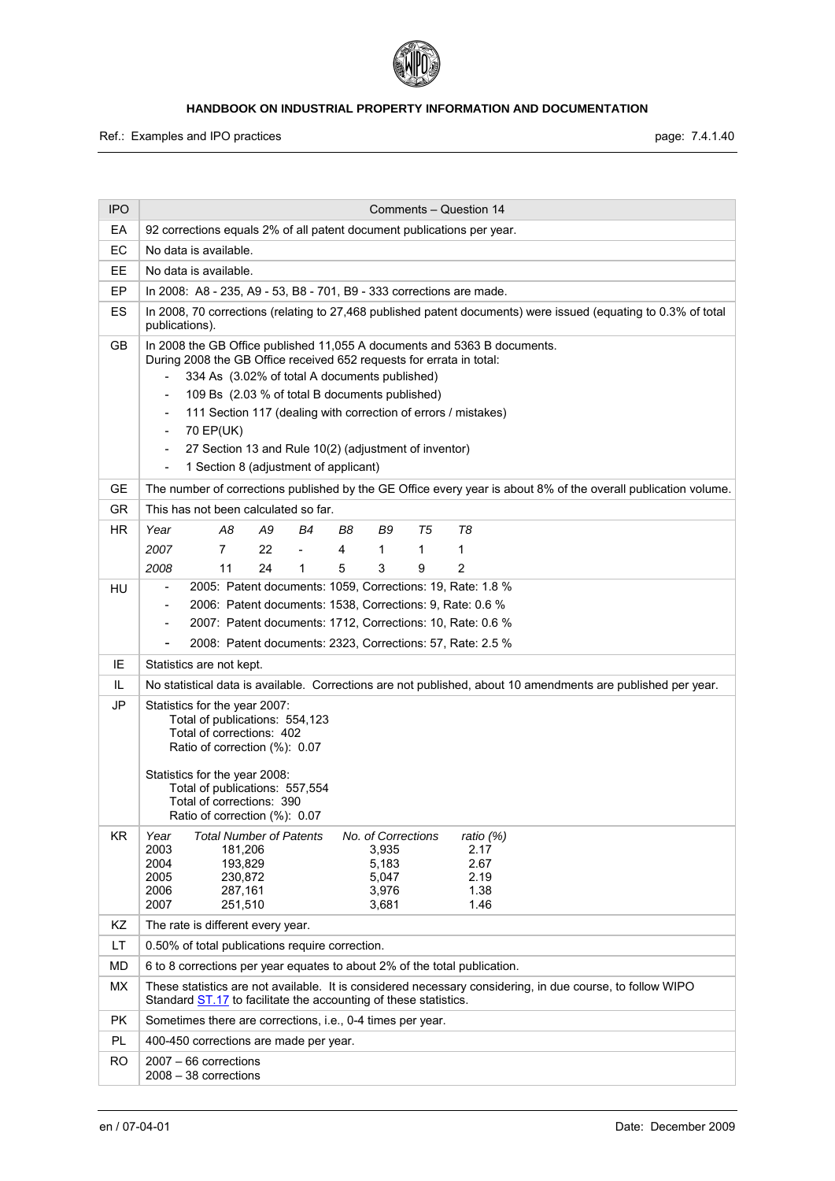| IPO | Comments – Question 14 |
|---|---|
| EA | 92 corrections equals 2% of all patent document publications per year. |
| EC | No data is available. |
| EE | No data is available. |
| EP | In 2008: A8 - 235, A9 - 53, B8 - 701, B9 - 333 corrections are made. |
| ES | In 2008, 70 corrections (relating to 27,468 published patent documents) were issued (equating to 0.3% of total publications). |
| GB | In 2008 the GB Office published 11,055 A documents and 5363 B documents.<br>During 2008 the GB Office received 652 requests for errata in total:<br>- 334 As (3.02% of total A documents published)<br>- 109 Bs (2.03 % of total B documents published)<br>- 111 Section 117 (dealing with correction of errors / mistakes)<br>- 70 EP(UK)<br>- 27 Section 13 and Rule 10(2) (adjustment of inventor)<br>- 1 Section 8 (adjustment of applicant) |
| GE | The number of corrections published by the GE Office every year is about 8% of the overall publication volume. |
| GR | This has not been calculated so far. |
| HR | *Year* *A8* *A9* *B4* *B8* *B9* *T5* *T8*<br>*2007* 7 22 - 4 1 1 1<br>*2008* 11 24 1 5 3 9 2 |
| HU | - 2005: Patent documents: 1059, Corrections: 19, Rate: 1.8 %<br>- 2006: Patent documents: 1538, Corrections: 9, Rate: 0.6 %<br>- 2007: Patent documents: 1712, Corrections: 10, Rate: 0.6 %<br>- 2008: Patent documents: 2323, Corrections: 57, Rate: 2.5 % |
| IE | Statistics are not kept. |
| IL | No statistical data is available. Corrections are not published, about 10 amendments are published per year. |
| JP | Statistics for the year 2007:<br>Total of publications: 554,123<br>Total of corrections: 402<br>Ratio of correction (%): 0.07<br><br>Statistics for the year 2008:<br>Total of publications: 557,554<br>Total of corrections: 390<br>Ratio of correction (%): 0.07 |
| KR | *Year* *Total Number of Patents* *No. of Corrections* *ratio (%)*<br>2003 181,206 3,935 2.17<br>2004 193,829 5,183 2.67<br>2005 230,872 5,047 2.19<br>2006 287,161 3,976 1.38<br>2007 251,510 3,681 1.46 |
| KZ | The rate is different every year. |
| LT | 0.50% of total publications require correction. |
| MD | 6 to 8 corrections per year equates to about 2% of the total publication. |
| MX | These statistics are not available. It is considered necessary considering, in due course, to follow WIPO Standard ST.17 to facilitate the accounting of these statistics. |
| PK | Sometimes there are corrections, i.e., 0-4 times per year. |
| PL | 400-450 corrections are made per year. |
| RO | 2007 – 66 corrections<br>2008 – 38 corrections |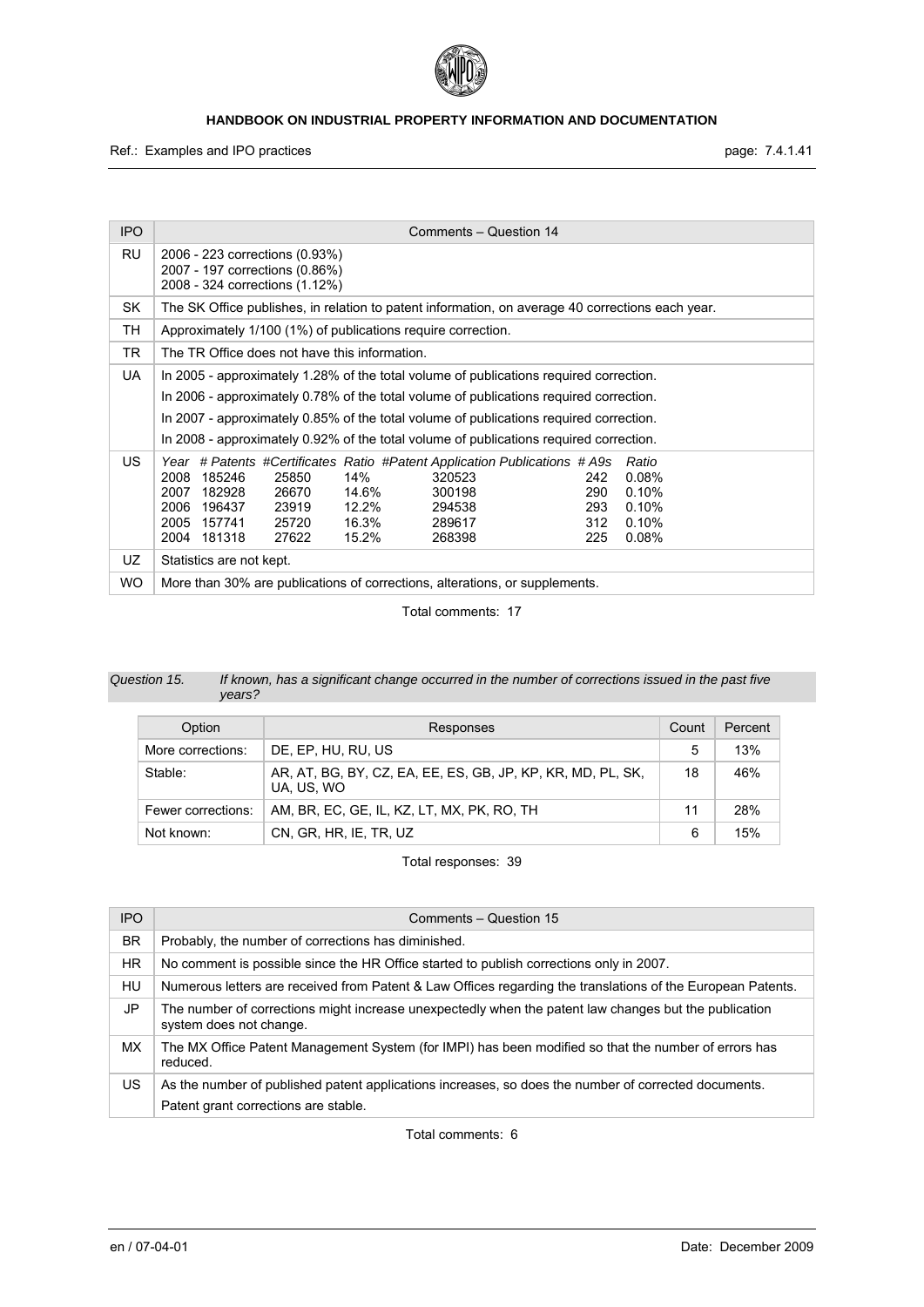| IPO | Comments – Question 14 |
|---|---|
| RU | 2006 - 223 corrections (0.93%)<br>2007 - 197 corrections (0.86%)<br>2008 - 324 corrections (1.12%) |
| SK | The SK Office publishes, in relation to patent information, on average 40 corrections each year. |
| TH | Approximately 1/100 (1%) of publications require correction. |
| TR | The TR Office does not have this information. |
| UA | In 2005 - approximately 1.28% of the total volume of publications required correction.<br>In 2006 - approximately 0.78% of the total volume of publications required correction.<br>In 2007 - approximately 0.85% of the total volume of publications required correction.<br>In 2008 - approximately 0.92% of the total volume of publications required correction. |
| US | *Year # Patents #Certificates Ratio #Patent Application Publications # A9s Ratio*<br>2008 185246 25850 14% 320523 242 0.08%<br>2007 182928 26670 14.6% 300198 290 0.10%<br>2006 196437 23919 12.2% 294538 293 0.10%<br>2005 157741 25720 16.3% 289617 312 0.10%<br>2004 181318 27622 15.2% 268398 225 0.08% |
| UZ | Statistics are not kept. |
| WO | More than 30% are publications of corrections, alterations, or supplements. |

Total comments: 17

*Question 15. If known, has a significant change occurred in the number of corrections issued in the past five years?*

| Option | Responses | Count | Percent |
|---|---|---|---|
| More corrections: | DE, EP, HU, RU, US | 5 | 13% |
| Stable: | AR, AT, BG, BY, CZ, EA, EE, ES, GB, JP, KP, KR, MD, PL, SK, UA, US, WO | 18 | 46% |
| Fewer corrections: | AM, BR, EC, GE, IL, KZ, LT, MX, PK, RO, TH | 11 | 28% |
| Not known: | CN, GR, HR, IE, TR, UZ | 6 | 15% |

Total responses: 39

| IPO | Comments – Question 15 |
|---|---|
| BR | Probably, the number of corrections has diminished. |
| HR | No comment is possible since the HR Office started to publish corrections only in 2007. |
| HU | Numerous letters are received from Patent & Law Offices regarding the translations of the European Patents. |
| JP | The number of corrections might increase unexpectedly when the patent law changes but the publication system does not change. |
| MX | The MX Office Patent Management System (for IMPI) has been modified so that the number of errors has reduced. |
| US | As the number of published patent applications increases, so does the number of corrected documents.<br>Patent grant corrections are stable. |

Total comments: 6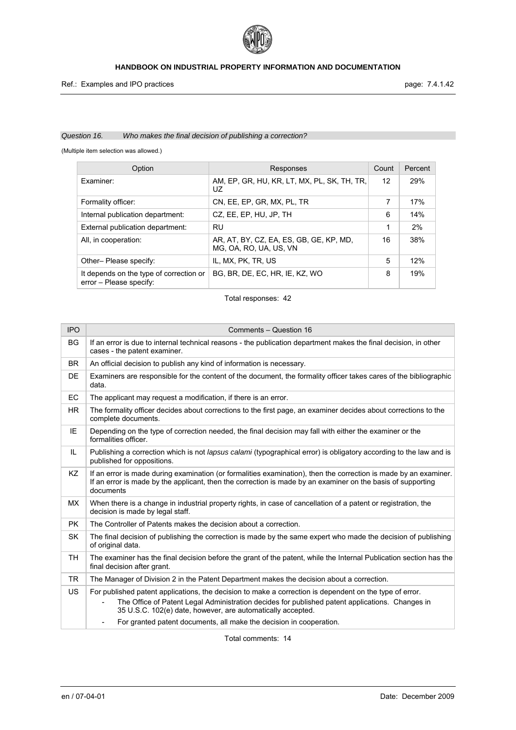*Question 16.	Who makes the final decision of publishing a correction?*

(Multiple item selection was allowed.)

| Option | Responses | Count | Percent |
|---|---|---|---|
| Examiner: | AM, EP, GR, HU, KR, LT, MX, PL, SK, TH, TR, UZ | 12 | 29% |
| Formality officer: | CN, EE, EP, GR, MX, PL, TR | 7 | 17% |
| Internal publication department: | CZ, EE, EP, HU, JP, TH | 6 | 14% |
| External publication department: | RU | 1 | 2% |
| All, in cooperation: | AR, AT, BY, CZ, EA, ES, GB, GE, KP, MD, MG, OA, RO, UA, US, VN | 16 | 38% |
| Other– Please specify: | IL, MX, PK, TR, US | 5 | 12% |
| It depends on the type of correction or error – Please specify: | BG, BR, DE, EC, HR, IE, KZ, WO | 8 | 19% |

Total responses: 42

| IPO | Comments – Question 16 |
|---|---|
| BG | If an error is due to internal technical reasons - the publication department makes the final decision, in other cases - the patent examiner. |
| BR | An official decision to publish any kind of information is necessary. |
| DE | Examiners are responsible for the content of the document, the formality officer takes cares of the bibliographic data. |
| EC | The applicant may request a modification, if there is an error. |
| HR | The formality officer decides about corrections to the first page, an examiner decides about corrections to the complete documents. |
| IE | Depending on the type of correction needed, the final decision may fall with either the examiner or the formalities officer. |
| IL | Publishing a correction which is not *lapsus calami* (typographical error) is obligatory according to the law and is published for oppositions. |
| KZ | If an error is made during examination (or formalities examination), then the correction is made by an examiner. If an error is made by the applicant, then the correction is made by an examiner on the basis of supporting documents |
| MX | When there is a change in industrial property rights, in case of cancellation of a patent or registration, the decision is made by legal staff. |
| PK | The Controller of Patents makes the decision about a correction. |
| SK | The final decision of publishing the correction is made by the same expert who made the decision of publishing of original data. |
| TH | The examiner has the final decision before the grant of the patent, while the Internal Publication section has the final decision after grant. |
| TR | The Manager of Division 2 in the Patent Department makes the decision about a correction. |
| US | For published patent applications, the decision to make a correction is dependent on the type of error. - The Office of Patent Legal Administration decides for published patent applications. Changes in 35 U.S.C. 102(e) date, however, are automatically accepted. - For granted patent documents, all make the decision in cooperation. |

Total comments: 14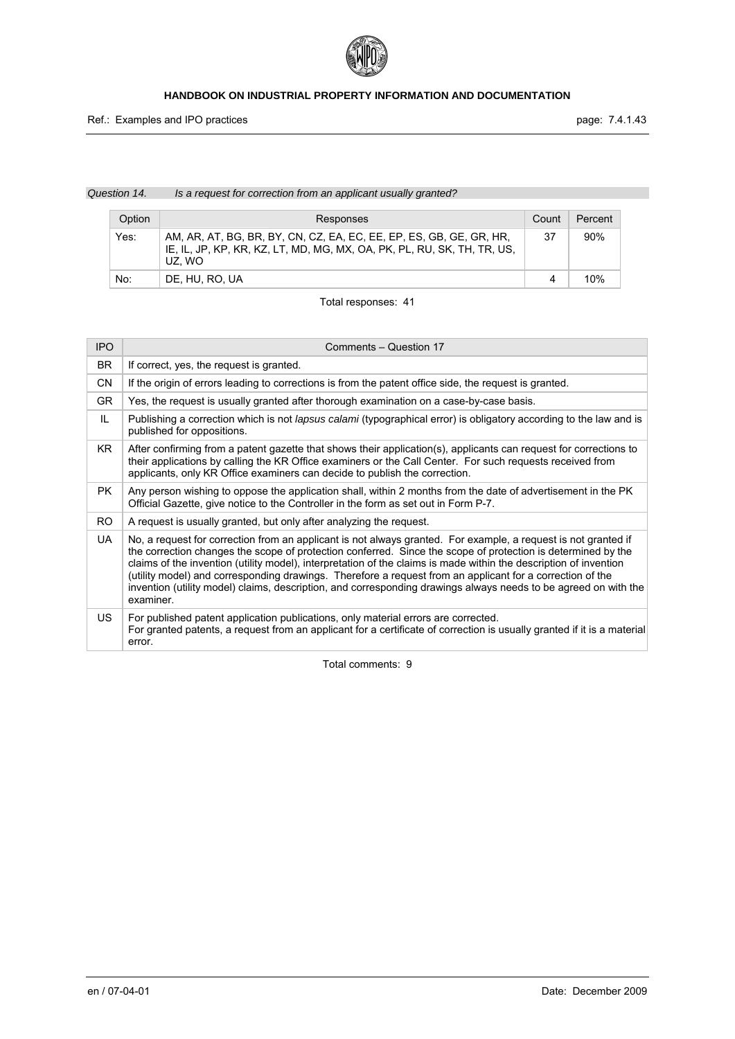*Question 14. Is a request for correction from an applicant usually granted?*

| Option | Responses | Count | Percent |
|---|---|---|---|
| Yes: | AM, AR, AT, BG, BR, BY, CN, CZ, EA, EC, EE, EP, ES, GB, GE, GR, HR, IE, IL, JP, KP, KR, KZ, LT, MD, MG, MX, OA, PK, PL, RU, SK, TH, TR, US, UZ, WO | 37 | 90% |
| No: | DE, HU, RO, UA | 4 | 10% |

Total responses: 41

| IPO | Comments – Question 17 |
|---|---|
| BR | If correct, yes, the request is granted. |
| CN | If the origin of errors leading to corrections is from the patent office side, the request is granted. |
| GR | Yes, the request is usually granted after thorough examination on a case-by-case basis. |
| IL | Publishing a correction which is not *lapsus calami* (typographical error) is obligatory according to the law and is published for oppositions. |
| KR | After confirming from a patent gazette that shows their application(s), applicants can request for corrections to their applications by calling the KR Office examiners or the Call Center. For such requests received from applicants, only KR Office examiners can decide to publish the correction. |
| PK | Any person wishing to oppose the application shall, within 2 months from the date of advertisement in the PK Official Gazette, give notice to the Controller in the form as set out in Form P-7. |
| RO | A request is usually granted, but only after analyzing the request. |
| UA | No, a request for correction from an applicant is not always granted. For example, a request is not granted if the correction changes the scope of protection conferred. Since the scope of protection is determined by the claims of the invention (utility model), interpretation of the claims is made within the description of invention (utility model) and corresponding drawings. Therefore a request from an applicant for a correction of the invention (utility model) claims, description, and corresponding drawings always needs to be agreed on with the examiner. |
| US | For published patent application publications, only material errors are corrected.<br>For granted patents, a request from an applicant for a certificate of correction is usually granted if it is a material error. |

Total comments: 9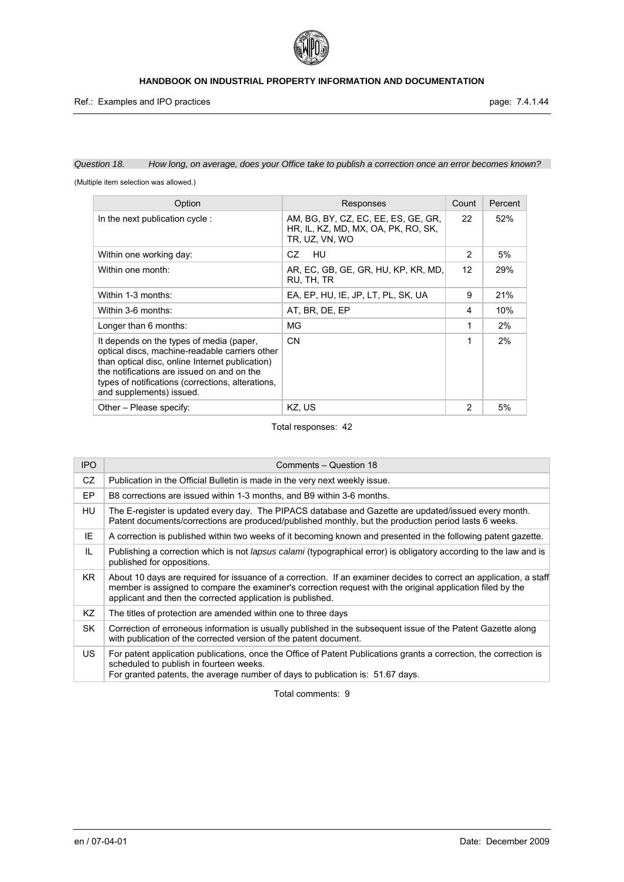*Question 18. How long, on average, does your Office take to publish a correction once an error becomes known?*

(Multiple item selection was allowed.)

| Option | Responses | Count | Percent |
|---|---|---|---|
| In the next publication cycle : | AM, BG, BY, CZ, EC, EE, ES, GE, GR, HR, IL, KZ, MD, MX, OA, PK, RO, SK, TR, UZ, VN, WO | 22 | 52% |
| Within one working day: | CZ HU | 2 | 5% |
| Within one month: | AR, EC, GB, GE, GR, HU, KP, KR, MD, RU, TH, TR | 12 | 29% |
| Within 1-3 months: | EA, EP, HU, IE, JP, LT, PL, SK, UA | 9 | 21% |
| Within 3-6 months: | AT, BR, DE, EP | 4 | 10% |
| Longer than 6 months: | MG | 1 | 2% |
| It depends on the types of media (paper, optical discs, machine-readable carriers other than optical disc, online Internet publication) the notifications are issued on and on the types of notifications (corrections, alterations, and supplements) issued. | CN | 1 | 2% |
| Other – Please specify: | KZ, US | 2 | 5% |

Total responses: 42

| IPO | Comments – Question 18 |
|---|---|
| CZ | Publication in the Official Bulletin is made in the very next weekly issue. |
| EP | B8 corrections are issued within 1-3 months, and B9 within 3-6 months. |
| HU | The E-register is updated every day. The PIPACS database and Gazette are updated/issued every month. Patent documents/corrections are produced/published monthly, but the production period lasts 6 weeks. |
| IE | A correction is published within two weeks of it becoming known and presented in the following patent gazette. |
| IL | Publishing a correction which is not *lapsus calami* (typographical error) is obligatory according to the law and is published for oppositions. |
| KR | About 10 days are required for issuance of a correction. If an examiner decides to correct an application, a staff member is assigned to compare the examiner's correction request with the original application filed by the applicant and then the corrected application is published. |
| KZ | The titles of protection are amended within one to three days |
| SK | Correction of erroneous information is usually published in the subsequent issue of the Patent Gazette along with publication of the corrected version of the patent document. |
| US | For patent application publications, once the Office of Patent Publications grants a correction, the correction is scheduled to publish in fourteen weeks. For granted patents, the average number of days to publication is: 51.67 days. |

Total comments: 9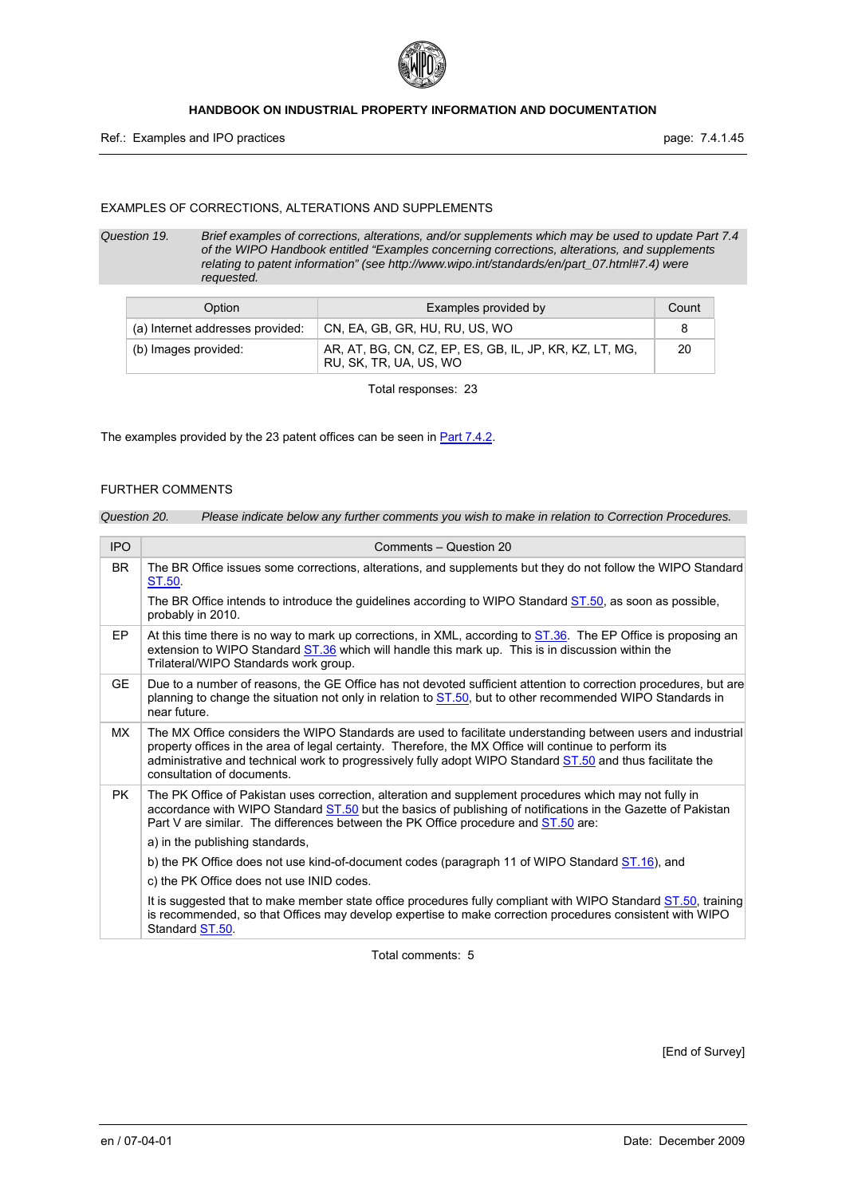EXAMPLES OF CORRECTIONS, ALTERATIONS AND SUPPLEMENTS

*Question 19. Brief examples of corrections, alterations, and/or supplements which may be used to update Part 7.4 of the WIPO Handbook entitled "Examples concerning corrections, alterations, and supplements relating to patent information" (see http://www.wipo.int/standards/en/part_07.html#7.4) were requested.*

| Option | Examples provided by | Count |
|---|---|---|
| (a) Internet addresses provided: | CN, EA, GB, GR, HU, RU, US, WO | 8 |
| (b) Images provided: | AR, AT, BG, CN, CZ, EP, ES, GB, IL, JP, KR, KZ, LT, MG, RU, SK, TR, UA, US, WO | 20 |

Total responses: 23

The examples provided by the 23 patent offices can be seen in Part 7.4.2.

FURTHER COMMENTS

*Question 20. Please indicate below any further comments you wish to make in relation to Correction Procedures.*

| IPO | Comments – Question 20 |
|---|---|
| BR | The BR Office issues some corrections, alterations, and supplements but they do not follow the WIPO Standard ST.50.<br><br>The BR Office intends to introduce the guidelines according to WIPO Standard ST.50, as soon as possible, probably in 2010. |
| EP | At this time there is no way to mark up corrections, in XML, according to ST.36. The EP Office is proposing an extension to WIPO Standard ST.36 which will handle this mark up. This is in discussion within the Trilateral/WIPO Standards work group. |
| GE | Due to a number of reasons, the GE Office has not devoted sufficient attention to correction procedures, but are planning to change the situation not only in relation to ST.50, but to other recommended WIPO Standards in near future. |
| MX | The MX Office considers the WIPO Standards are used to facilitate understanding between users and industrial property offices in the area of legal certainty. Therefore, the MX Office will continue to perform its administrative and technical work to progressively fully adopt WIPO Standard ST.50 and thus facilitate the consultation of documents. |
| PK | The PK Office of Pakistan uses correction, alteration and supplement procedures which may not fully in accordance with WIPO Standard ST.50 but the basics of publishing of notifications in the Gazette of Pakistan Part V are similar. The differences between the PK Office procedure and ST.50 are:<br><br>a) in the publishing standards,<br><br>b) the PK Office does not use kind-of-document codes (paragraph 11 of WIPO Standard ST.16), and<br><br>c) the PK Office does not use INID codes.<br><br>It is suggested that to make member state office procedures fully compliant with WIPO Standard ST.50, training is recommended, so that Offices may develop expertise to make correction procedures consistent with WIPO Standard ST.50. |

Total comments: 5

[End of Survey]